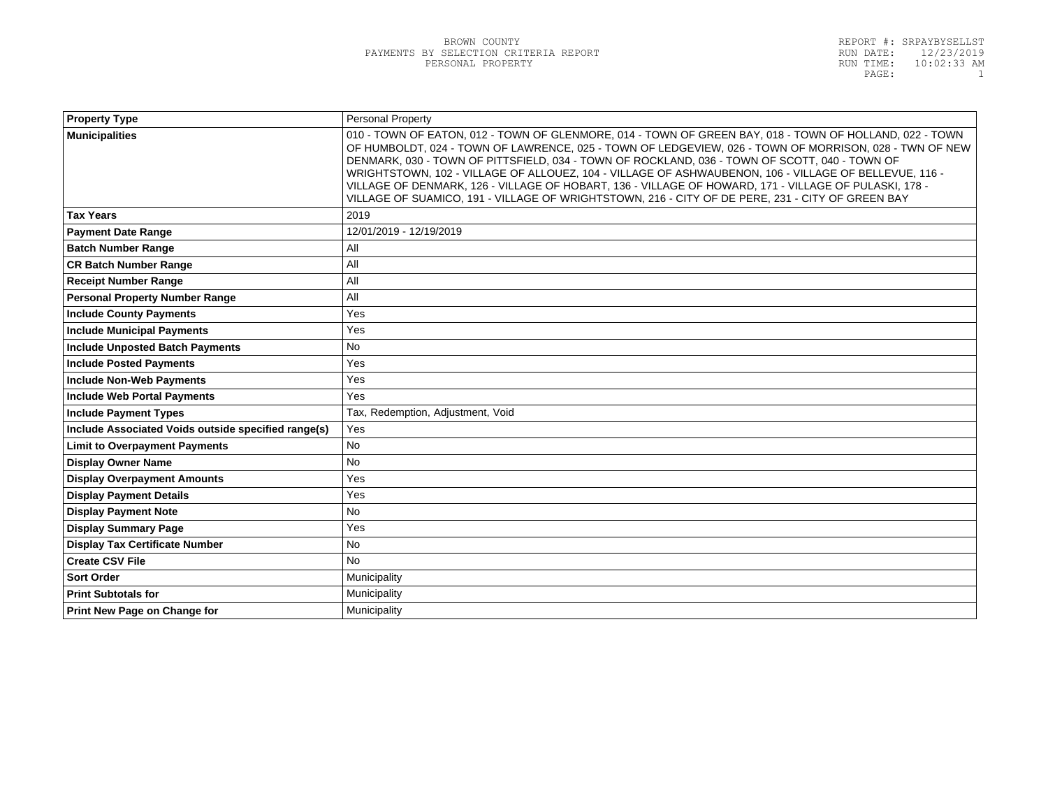BROWN COUNTY
PAYMENTS BY SELECTION CRITERIA REPORT
PERSONAL PROPERTY

REPORT #: SRPAYBYSELLST
RUN DATE: 12/23/2019
RUN TIME: 10:02:33 AM

| Property Type | Personal Property |
|---|---|
| Municipalities | 010 - TOWN OF EATON, 012 - TOWN OF GLENMORE, 014 - TOWN OF GREEN BAY, 018 - TOWN OF HOLLAND, 022 - TOWN OF HUMBOLDT, 024 - TOWN OF LAWRENCE, 025 - TOWN OF LEDGEVIEW, 026 - TOWN OF MORRISON, 028 - TWN OF NEW DENMARK, 030 - TOWN OF PITTSFIELD, 034 - TOWN OF ROCKLAND, 036 - TOWN OF SCOTT, 040 - TOWN OF WRIGHTSTOWN, 102 - VILLAGE OF ALLOUEZ, 104 - VILLAGE OF ASHWAUBENON, 106 - VILLAGE OF BELLEVUE, 116 - VILLAGE OF DENMARK, 126 - VILLAGE OF HOBART, 136 - VILLAGE OF HOWARD, 171 - VILLAGE OF PULASKI, 178 - VILLAGE OF SUAMICO, 191 - VILLAGE OF WRIGHTSTOWN, 216 - CITY OF DE PERE, 231 - CITY OF GREEN BAY |
| Tax Years | 2019 |
| Payment Date Range | 12/01/2019 - 12/19/2019 |
| Batch Number Range | All |
| CR Batch Number Range | All |
| Receipt Number Range | All |
| Personal Property Number Range | All |
| Include County Payments | Yes |
| Include Municipal Payments | Yes |
| Include Unposted Batch Payments | No |
| Include Posted Payments | Yes |
| Include Non-Web Payments | Yes |
| Include Web Portal Payments | Yes |
| Include Payment Types | Tax, Redemption, Adjustment, Void |
| Include Associated Voids outside specified range(s) | Yes |
| Limit to Overpayment Payments | No |
| Display Owner Name | No |
| Display Overpayment Amounts | Yes |
| Display Payment Details | Yes |
| Display Payment Note | No |
| Display Summary Page | Yes |
| Display Tax Certificate Number | No |
| Create CSV File | No |
| Sort Order | Municipality |
| Print Subtotals for | Municipality |
| Print New Page on Change for | Municipality |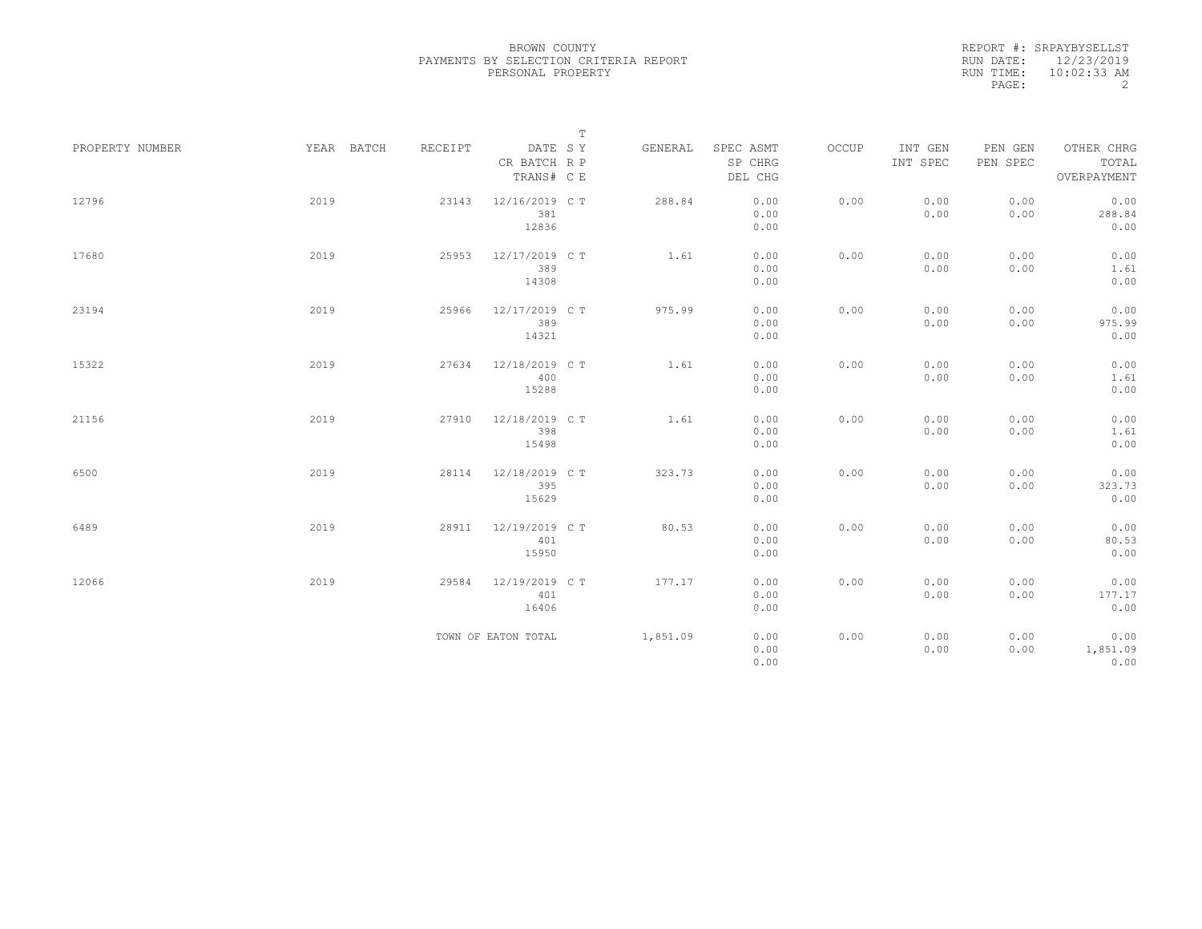BROWN COUNTY
PAYMENTS BY SELECTION CRITERIA REPORT
PERSONAL PROPERTY

REPORT #: SRPAYBYSELLST
RUN DATE: 12/23/2019
RUN TIME: 10:02:33 AM

| PROPERTY NUMBER | YEAR | BATCH | RECEIPT | DATE / CR BATCH / TRANS# | T SY RP CE | GENERAL | SPEC ASMT / SP CHRG / DEL CHG | OCCUP | INT GEN / INT SPEC | PEN GEN / PEN SPEC | OTHER CHRG / TOTAL / OVERPAYMENT |
|---|---|---|---|---|---|---|---|---|---|---|---|
| 12796 | 2019 | | 23143 | 12/16/2019 / 381 / 12836 | C T | 288.84 | 0.00 / 0.00 / 0.00 | 0.00 | 0.00 / 0.00 | 0.00 / 0.00 | 0.00 / 288.84 / 0.00 |
| 17680 | 2019 | | 25953 | 12/17/2019 / 389 / 14308 | C T | 1.61 | 0.00 / 0.00 / 0.00 | 0.00 | 0.00 / 0.00 | 0.00 / 0.00 | 0.00 / 1.61 / 0.00 |
| 23194 | 2019 | | 25966 | 12/17/2019 / 389 / 14321 | C T | 975.99 | 0.00 / 0.00 / 0.00 | 0.00 | 0.00 / 0.00 | 0.00 / 0.00 | 0.00 / 975.99 / 0.00 |
| 15322 | 2019 | | 27634 | 12/18/2019 / 400 / 15288 | C T | 1.61 | 0.00 / 0.00 / 0.00 | 0.00 | 0.00 / 0.00 | 0.00 / 0.00 | 0.00 / 1.61 / 0.00 |
| 21156 | 2019 | | 27910 | 12/18/2019 / 398 / 15498 | C T | 1.61 | 0.00 / 0.00 / 0.00 | 0.00 | 0.00 / 0.00 | 0.00 / 0.00 | 0.00 / 1.61 / 0.00 |
| 6500 | 2019 | | 28114 | 12/18/2019 / 395 / 15629 | C T | 323.73 | 0.00 / 0.00 / 0.00 | 0.00 | 0.00 / 0.00 | 0.00 / 0.00 | 0.00 / 323.73 / 0.00 |
| 6489 | 2019 | | 28911 | 12/19/2019 / 401 / 15950 | C T | 80.53 | 0.00 / 0.00 / 0.00 | 0.00 | 0.00 / 0.00 | 0.00 / 0.00 | 0.00 / 80.53 / 0.00 |
| 12066 | 2019 | | 29584 | 12/19/2019 / 401 / 16406 | C T | 177.17 | 0.00 / 0.00 / 0.00 | 0.00 | 0.00 / 0.00 | 0.00 / 0.00 | 0.00 / 177.17 / 0.00 |
| | | | TOWN OF EATON TOTAL | | | 1,851.09 | 0.00 / 0.00 / 0.00 | 0.00 | 0.00 / 0.00 | 0.00 / 0.00 | 0.00 / 1,851.09 / 0.00 |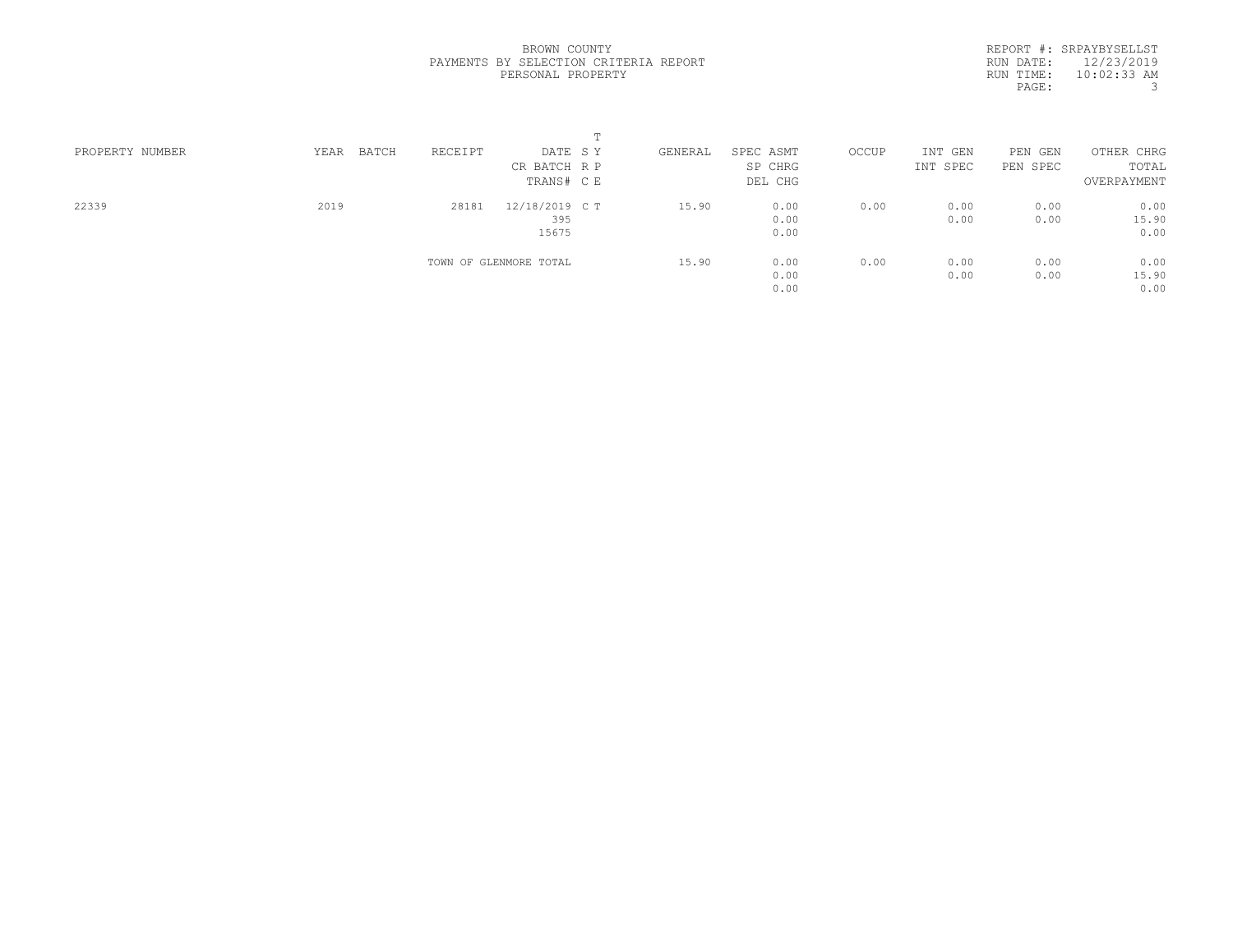BROWN COUNTY
PAYMENTS BY SELECTION CRITERIA REPORT
PERSONAL PROPERTY

REPORT #: SRPAYBYSELLST
RUN DATE: 12/23/2019
RUN TIME: 10:02:33 AM

| PROPERTY NUMBER | YEAR | BATCH | RECEIPT | DATE / CR BATCH / TRANS# | T SY RP CE | GENERAL | SPEC ASMT / SP CHRG / DEL CHG | OCCUP | INT GEN / INT SPEC | PEN GEN / PEN SPEC | OTHER CHRG / TOTAL / OVERPAYMENT |
|---|---|---|---|---|---|---|---|---|---|---|---|
| 22339 | 2019 | | 28181 | 12/18/2019 / 395 / 15675 | C T | 15.90 | 0.00 / 0.00 / 0.00 | 0.00 | 0.00 / 0.00 | 0.00 / 0.00 | 0.00 / 15.90 / 0.00 |
| | | | TOWN OF GLENMORE TOTAL | | | 15.90 | 0.00 / 0.00 / 0.00 | 0.00 | 0.00 / 0.00 | 0.00 / 0.00 | 0.00 / 15.90 / 0.00 |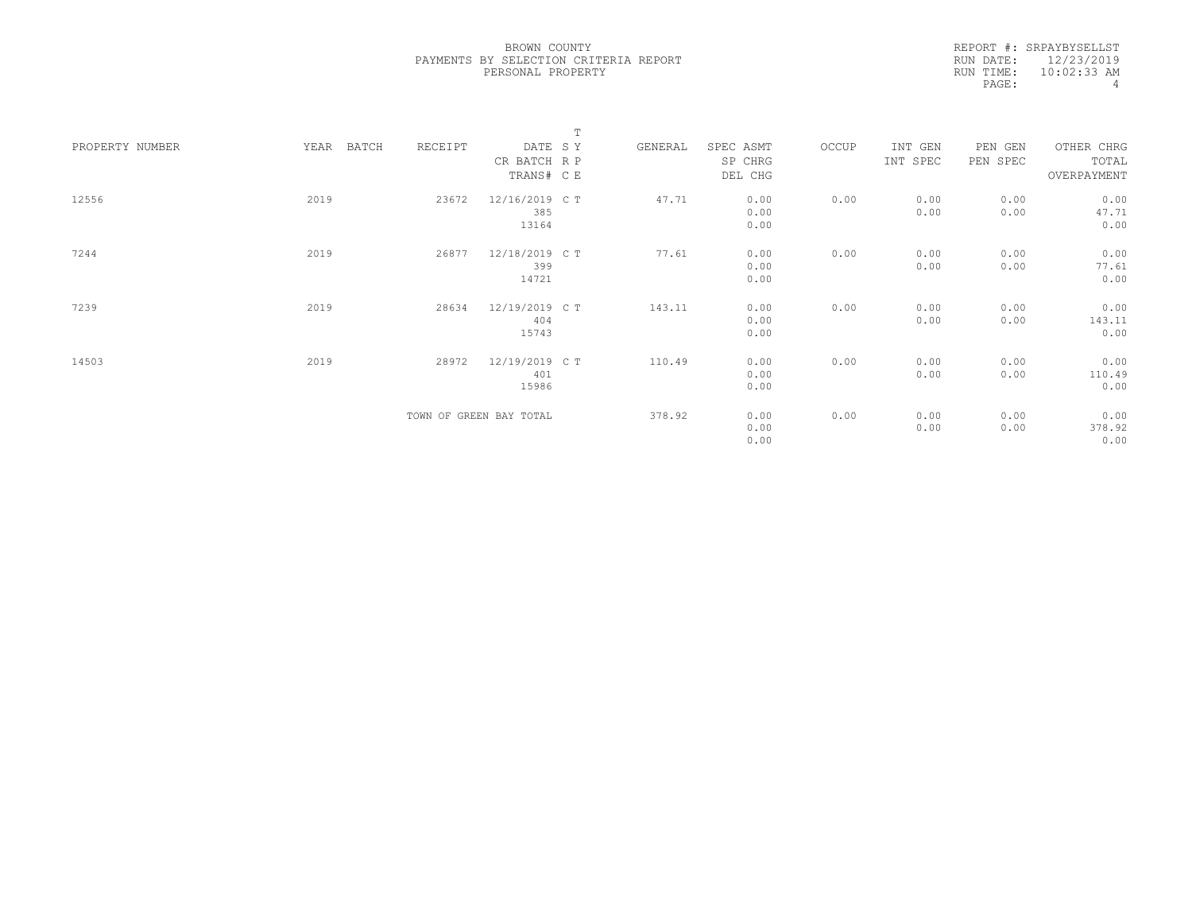BROWN COUNTY
PAYMENTS BY SELECTION CRITERIA REPORT
PERSONAL PROPERTY

REPORT #: SRPAYBYSELLST
RUN DATE: 12/23/2019
RUN TIME: 10:02:33 AM

| PROPERTY NUMBER | YEAR | BATCH | RECEIPT | DATE / CR BATCH / TRANS# | T S Y / R P / C E | GENERAL | SPEC ASMT / SP CHRG / DEL CHG | OCCUP | INT GEN / INT SPEC | PEN GEN / PEN SPEC | OTHER CHRG / TOTAL / OVERPAYMENT |
|---|---|---|---|---|---|---|---|---|---|---|---|
| 12556 | 2019 | | 23672 | 12/16/2019<br>385<br>13164 | C T | 47.71 | 0.00<br>0.00<br>0.00 | 0.00 | 0.00<br>0.00 | 0.00<br>0.00 | 0.00<br>47.71<br>0.00 |
| 7244 | 2019 | | 26877 | 12/18/2019<br>399<br>14721 | C T | 77.61 | 0.00<br>0.00<br>0.00 | 0.00 | 0.00<br>0.00 | 0.00<br>0.00 | 0.00<br>77.61<br>0.00 |
| 7239 | 2019 | | 28634 | 12/19/2019<br>404<br>15743 | C T | 143.11 | 0.00<br>0.00<br>0.00 | 0.00 | 0.00<br>0.00 | 0.00<br>0.00 | 0.00<br>143.11<br>0.00 |
| 14503 | 2019 | | 28972 | 12/19/2019<br>401<br>15986 | C T | 110.49 | 0.00<br>0.00<br>0.00 | 0.00 | 0.00<br>0.00 | 0.00<br>0.00 | 0.00<br>110.49<br>0.00 |
| | | | TOWN OF GREEN BAY TOTAL | | | 378.92 | 0.00<br>0.00<br>0.00 | 0.00 | 0.00<br>0.00 | 0.00<br>0.00 | 0.00<br>378.92<br>0.00 |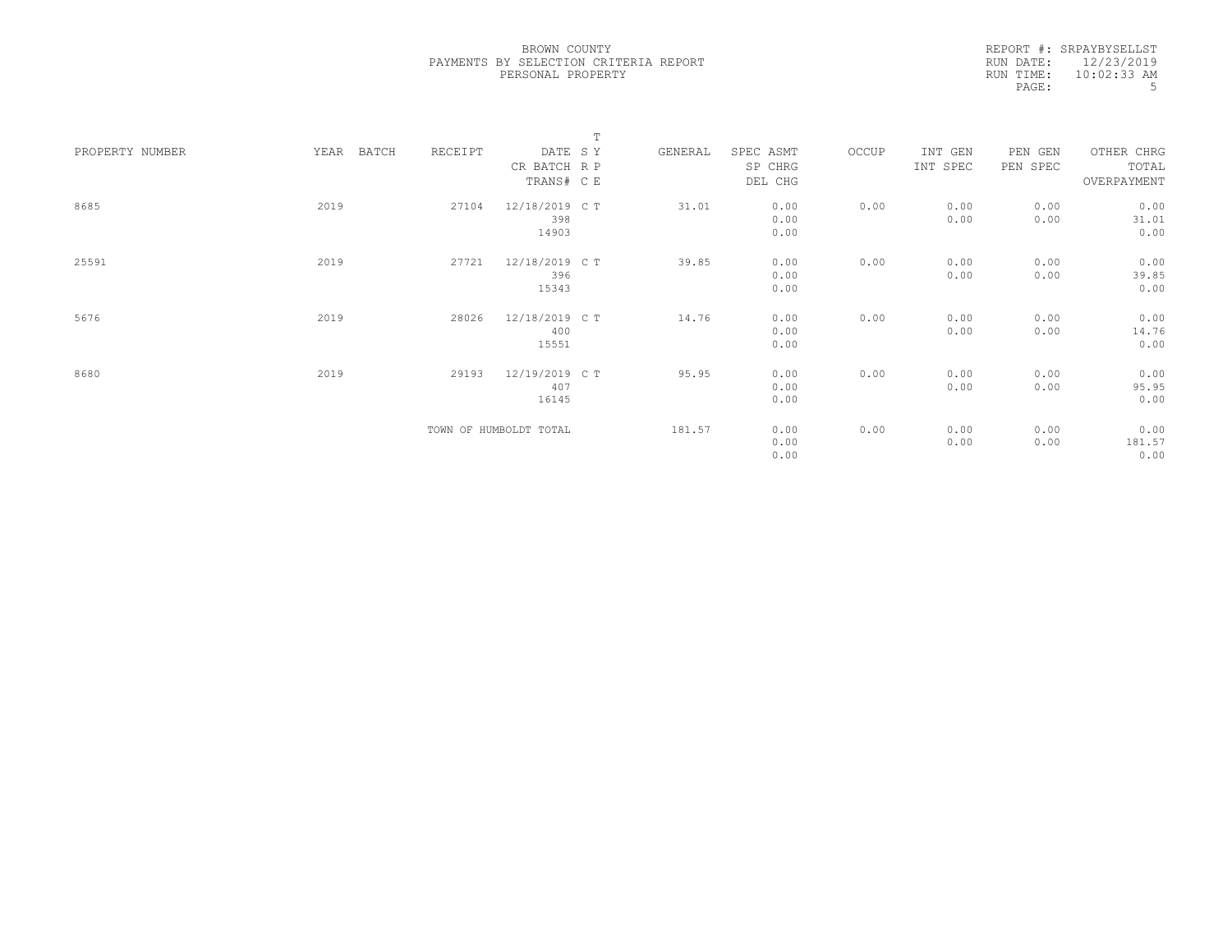BROWN COUNTY
PAYMENTS BY SELECTION CRITERIA REPORT
PERSONAL PROPERTY

REPORT #: SRPAYBYSELLST
RUN DATE: 12/23/2019
RUN TIME: 10:02:33 AM

| PROPERTY NUMBER | YEAR | BATCH | RECEIPT | DATE / CR BATCH / TRANS# | T SY / RP / CE | GENERAL | SPEC ASMT / SP CHRG / DEL CHG | OCCUP | INT GEN / INT SPEC | PEN GEN / PEN SPEC | OTHER CHRG / TOTAL / OVERPAYMENT |
|---|---|---|---|---|---|---|---|---|---|---|---|
| 8685 | 2019 | | 27104 | 12/18/2019 / 398 / 14903 | C T | 31.01 | 0.00 / 0.00 / 0.00 | 0.00 | 0.00 / 0.00 | 0.00 / 0.00 | 0.00 / 31.01 / 0.00 |
| 25591 | 2019 | | 27721 | 12/18/2019 / 396 / 15343 | C T | 39.85 | 0.00 / 0.00 / 0.00 | 0.00 | 0.00 / 0.00 | 0.00 / 0.00 | 0.00 / 39.85 / 0.00 |
| 5676 | 2019 | | 28026 | 12/18/2019 / 400 / 15551 | C T | 14.76 | 0.00 / 0.00 / 0.00 | 0.00 | 0.00 / 0.00 | 0.00 / 0.00 | 0.00 / 14.76 / 0.00 |
| 8680 | 2019 | | 29193 | 12/19/2019 / 407 / 16145 | C T | 95.95 | 0.00 / 0.00 / 0.00 | 0.00 | 0.00 / 0.00 | 0.00 / 0.00 | 0.00 / 95.95 / 0.00 |
| | | | TOWN OF HUMBOLDT TOTAL | | | 181.57 | 0.00 / 0.00 / 0.00 | 0.00 | 0.00 / 0.00 | 0.00 / 0.00 | 0.00 / 181.57 / 0.00 |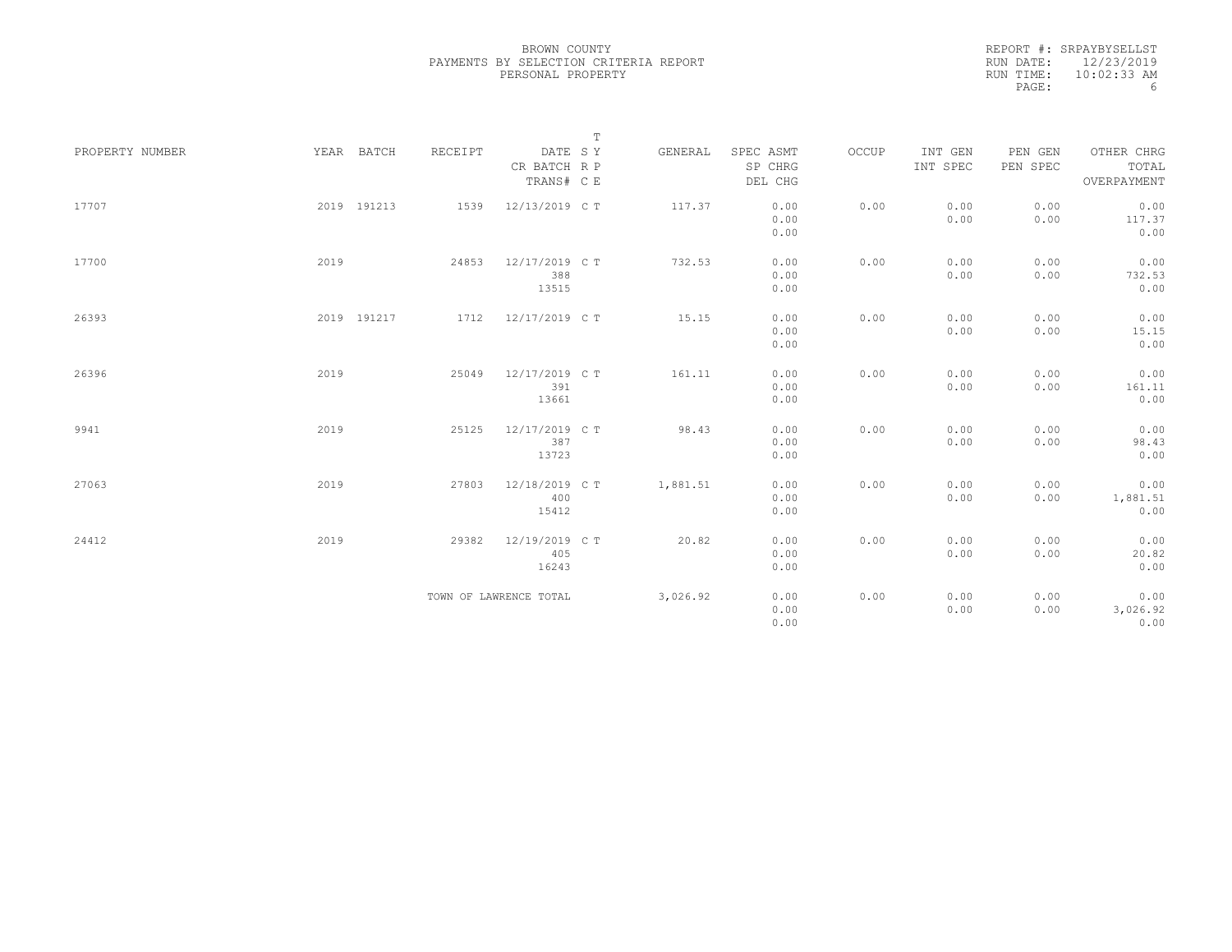BROWN COUNTY
PAYMENTS BY SELECTION CRITERIA REPORT
PERSONAL PROPERTY

REPORT #: SRPAYBYSELLST
RUN DATE: 12/23/2019
RUN TIME: 10:02:33 AM

| PROPERTY NUMBER | YEAR | BATCH | RECEIPT | DATE / CR BATCH / TRANS# | T SY RP CE | GENERAL | SPEC ASMT / SP CHRG / DEL CHG | OCCUP | INT GEN / INT SPEC | PEN GEN / PEN SPEC | OTHER CHRG / TOTAL / OVERPAYMENT |
|---|---|---|---|---|---|---|---|---|---|---|---|
| 17707 | 2019 | 191213 | 1539 | 12/13/2019 | C T | 117.37 | 0.00 / 0.00 / 0.00 | 0.00 | 0.00 / 0.00 | 0.00 / 0.00 | 0.00 / 117.37 / 0.00 |
| 17700 | 2019 | | 24853 | 12/17/2019 / 388 / 13515 | C T | 732.53 | 0.00 / 0.00 / 0.00 | 0.00 | 0.00 / 0.00 | 0.00 / 0.00 | 0.00 / 732.53 / 0.00 |
| 26393 | 2019 | 191217 | 1712 | 12/17/2019 | C T | 15.15 | 0.00 / 0.00 / 0.00 | 0.00 | 0.00 / 0.00 | 0.00 / 0.00 | 0.00 / 15.15 / 0.00 |
| 26396 | 2019 | | 25049 | 12/17/2019 / 391 / 13661 | C T | 161.11 | 0.00 / 0.00 / 0.00 | 0.00 | 0.00 / 0.00 | 0.00 / 0.00 | 0.00 / 161.11 / 0.00 |
| 9941 | 2019 | | 25125 | 12/17/2019 / 387 / 13723 | C T | 98.43 | 0.00 / 0.00 / 0.00 | 0.00 | 0.00 / 0.00 | 0.00 / 0.00 | 0.00 / 98.43 / 0.00 |
| 27063 | 2019 | | 27803 | 12/18/2019 / 400 / 15412 | C T | 1,881.51 | 0.00 / 0.00 / 0.00 | 0.00 | 0.00 / 0.00 | 0.00 / 0.00 | 0.00 / 1,881.51 / 0.00 |
| 24412 | 2019 | | 29382 | 12/19/2019 / 405 / 16243 | C T | 20.82 | 0.00 / 0.00 / 0.00 | 0.00 | 0.00 / 0.00 | 0.00 / 0.00 | 0.00 / 20.82 / 0.00 |
| | | | TOWN OF LAWRENCE TOTAL | | | 3,026.92 | 0.00 / 0.00 / 0.00 | 0.00 | 0.00 / 0.00 | 0.00 / 0.00 | 0.00 / 3,026.92 / 0.00 |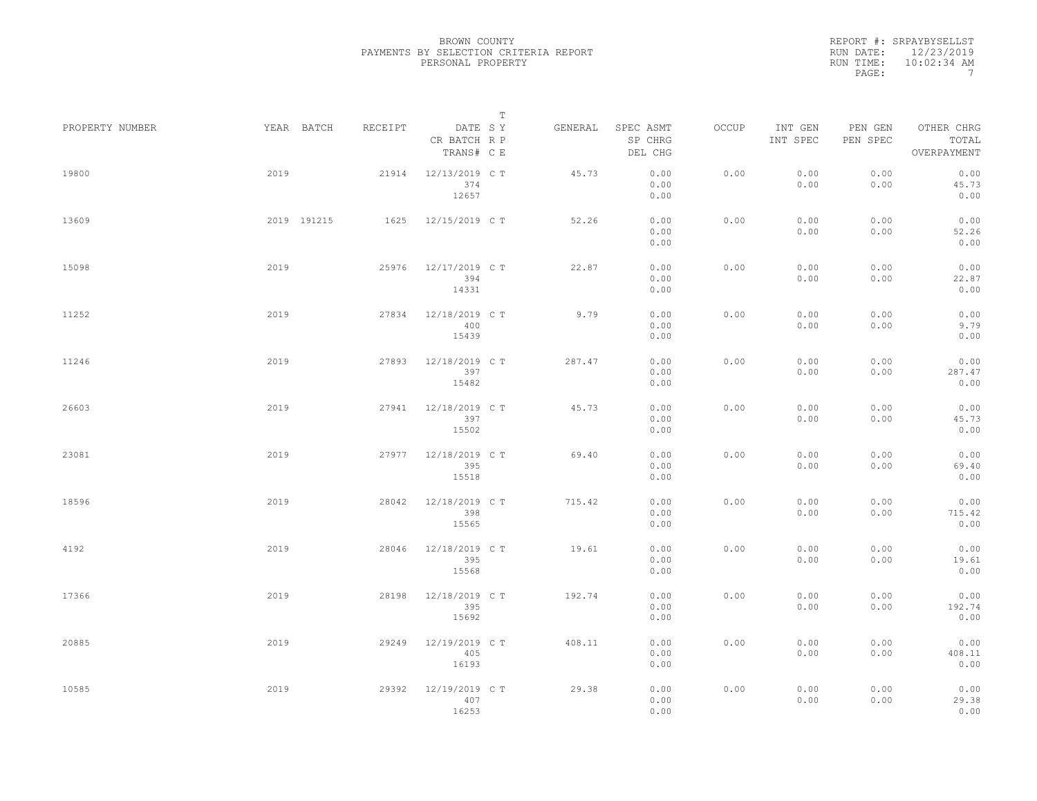BROWN COUNTY
PAYMENTS BY SELECTION CRITERIA REPORT
PERSONAL PROPERTY

REPORT #: SRPAYBYSELLST
RUN DATE: 12/23/2019
RUN TIME: 10:02:34 AM

| PROPERTY NUMBER | YEAR | BATCH | RECEIPT | DATE / CR BATCH / TRANS# | T S Y / R P / C E | GENERAL | SPEC ASMT / SP CHRG / DEL CHG | OCCUP | INT GEN / INT SPEC | PEN GEN / PEN SPEC | OTHER CHRG / TOTAL / OVERPAYMENT |
|---|---|---|---|---|---|---|---|---|---|---|---|
| 19800 | 2019 | | 21914 | 12/13/2019 / 374 / 12657 | C T | 45.73 | 0.00 / 0.00 / 0.00 | 0.00 | 0.00 / 0.00 | 0.00 / 0.00 | 0.00 / 45.73 / 0.00 |
| 13609 | 2019 | 191215 | 1625 | 12/15/2019 | C T | 52.26 | 0.00 / 0.00 / 0.00 | 0.00 | 0.00 / 0.00 | 0.00 / 0.00 | 0.00 / 52.26 / 0.00 |
| 15098 | 2019 | | 25976 | 12/17/2019 / 394 / 14331 | C T | 22.87 | 0.00 / 0.00 / 0.00 | 0.00 | 0.00 / 0.00 | 0.00 / 0.00 | 0.00 / 22.87 / 0.00 |
| 11252 | 2019 | | 27834 | 12/18/2019 / 400 / 15439 | C T | 9.79 | 0.00 / 0.00 / 0.00 | 0.00 | 0.00 / 0.00 | 0.00 / 0.00 | 0.00 / 9.79 / 0.00 |
| 11246 | 2019 | | 27893 | 12/18/2019 / 397 / 15482 | C T | 287.47 | 0.00 / 0.00 / 0.00 | 0.00 | 0.00 / 0.00 | 0.00 / 0.00 | 0.00 / 287.47 / 0.00 |
| 26603 | 2019 | | 27941 | 12/18/2019 / 397 / 15502 | C T | 45.73 | 0.00 / 0.00 / 0.00 | 0.00 | 0.00 / 0.00 | 0.00 / 0.00 | 0.00 / 45.73 / 0.00 |
| 23081 | 2019 | | 27977 | 12/18/2019 / 395 / 15518 | C T | 69.40 | 0.00 / 0.00 / 0.00 | 0.00 | 0.00 / 0.00 | 0.00 / 0.00 | 0.00 / 69.40 / 0.00 |
| 18596 | 2019 | | 28042 | 12/18/2019 / 398 / 15565 | C T | 715.42 | 0.00 / 0.00 / 0.00 | 0.00 | 0.00 / 0.00 | 0.00 / 0.00 | 0.00 / 715.42 / 0.00 |
| 4192 | 2019 | | 28046 | 12/18/2019 / 395 / 15568 | C T | 19.61 | 0.00 / 0.00 / 0.00 | 0.00 | 0.00 / 0.00 | 0.00 / 0.00 | 0.00 / 19.61 / 0.00 |
| 17366 | 2019 | | 28198 | 12/18/2019 / 395 / 15692 | C T | 192.74 | 0.00 / 0.00 / 0.00 | 0.00 | 0.00 / 0.00 | 0.00 / 0.00 | 0.00 / 192.74 / 0.00 |
| 20885 | 2019 | | 29249 | 12/19/2019 / 405 / 16193 | C T | 408.11 | 0.00 / 0.00 / 0.00 | 0.00 | 0.00 / 0.00 | 0.00 / 0.00 | 0.00 / 408.11 / 0.00 |
| 10585 | 2019 | | 29392 | 12/19/2019 / 407 / 16253 | C T | 29.38 | 0.00 / 0.00 / 0.00 | 0.00 | 0.00 / 0.00 | 0.00 / 0.00 | 0.00 / 29.38 / 0.00 |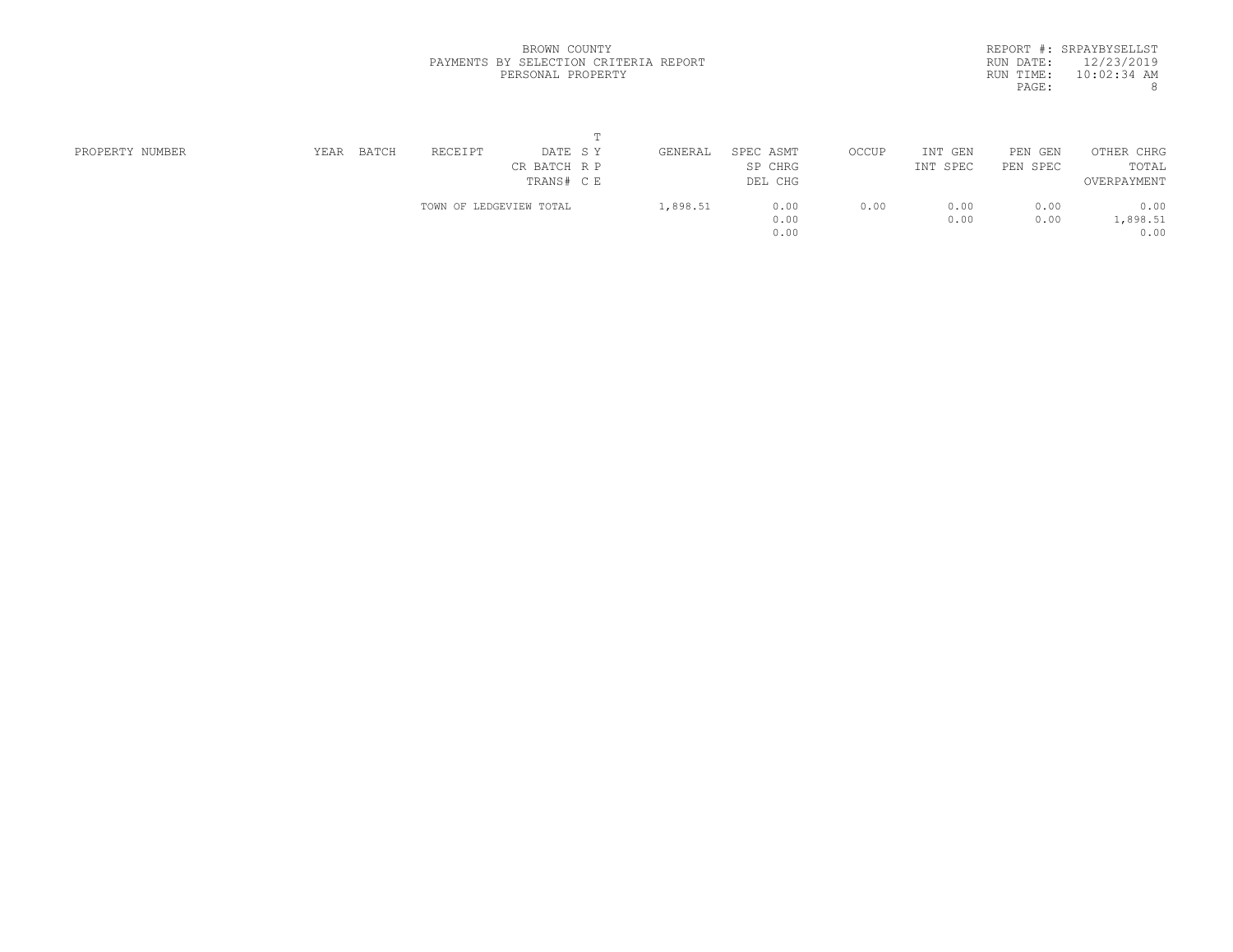BROWN COUNTY
PAYMENTS BY SELECTION CRITERIA REPORT
PERSONAL PROPERTY

REPORT #: SRPAYBYSELLST
RUN DATE: 12/23/2019
RUN TIME: 10:02:34 AM

| PROPERTY NUMBER | YEAR | BATCH | RECEIPT | DATE / CR BATCH / TRANS# | T SY / R P / C E | GENERAL | SPEC ASMT / SP CHRG / DEL CHG | OCCUP | INT GEN / INT SPEC | PEN GEN / PEN SPEC | OTHER CHRG / TOTAL / OVERPAYMENT |
|---|---|---|---|---|---|---|---|---|---|---|---|
| | | | TOWN OF LEDGEVIEW TOTAL | | | 1,898.51 | 0.00 | 0.00 | 0.00 | 0.00 | 0.00 |
| | | | | | | | 0.00 | | 0.00 | 0.00 | 1,898.51 |
| | | | | | | | 0.00 | | | | 0.00 |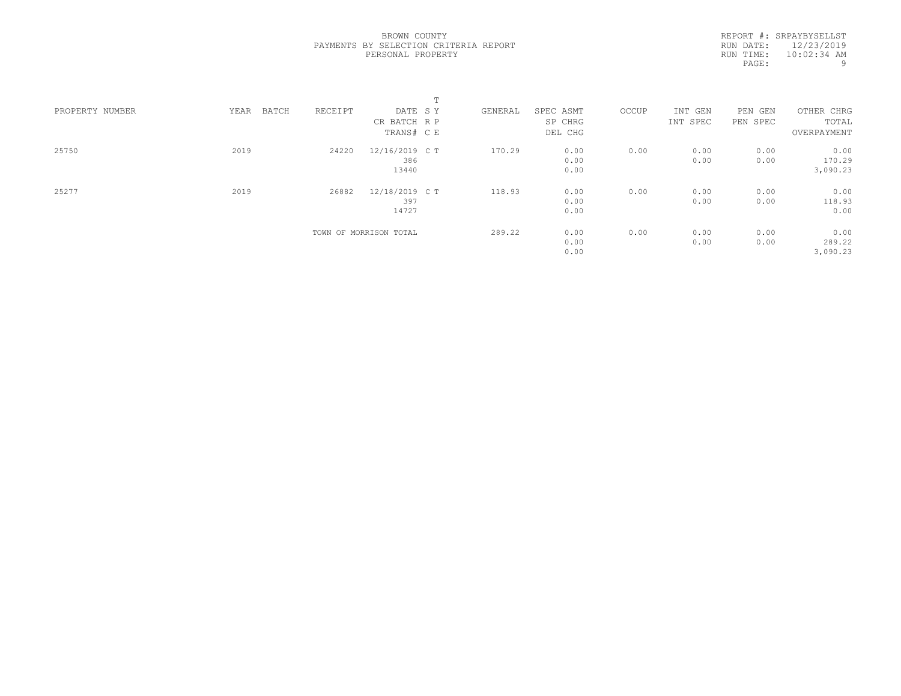BROWN COUNTY
PAYMENTS BY SELECTION CRITERIA REPORT
PERSONAL PROPERTY

REPORT #: SRPAYBYSELLST
RUN DATE: 12/23/2019
RUN TIME: 10:02:34 AM

| PROPERTY NUMBER | YEAR | BATCH | RECEIPT | DATE / CR BATCH / TRANS# | T S Y / R P / C E | GENERAL | SPEC ASMT / SP CHRG / DEL CHG | OCCUP | INT GEN / INT SPEC | PEN GEN / PEN SPEC | OTHER CHRG / TOTAL / OVERPAYMENT |
|---|---|---|---|---|---|---|---|---|---|---|---|
| 25750 | 2019 | | 24220 | 12/16/2019<br>386<br>13440 | C T | 170.29 | 0.00<br>0.00<br>0.00 | 0.00 | 0.00<br>0.00 | 0.00<br>0.00 | 0.00<br>170.29<br>3,090.23 |
| 25277 | 2019 | | 26882 | 12/18/2019<br>397<br>14727 | C T | 118.93 | 0.00<br>0.00<br>0.00 | 0.00 | 0.00<br>0.00 | 0.00<br>0.00 | 0.00<br>118.93<br>0.00 |
| | | | TOWN OF MORRISON TOTAL | | | 289.22 | 0.00<br>0.00<br>0.00 | 0.00 | 0.00<br>0.00 | 0.00<br>0.00 | 0.00<br>289.22<br>3,090.23 |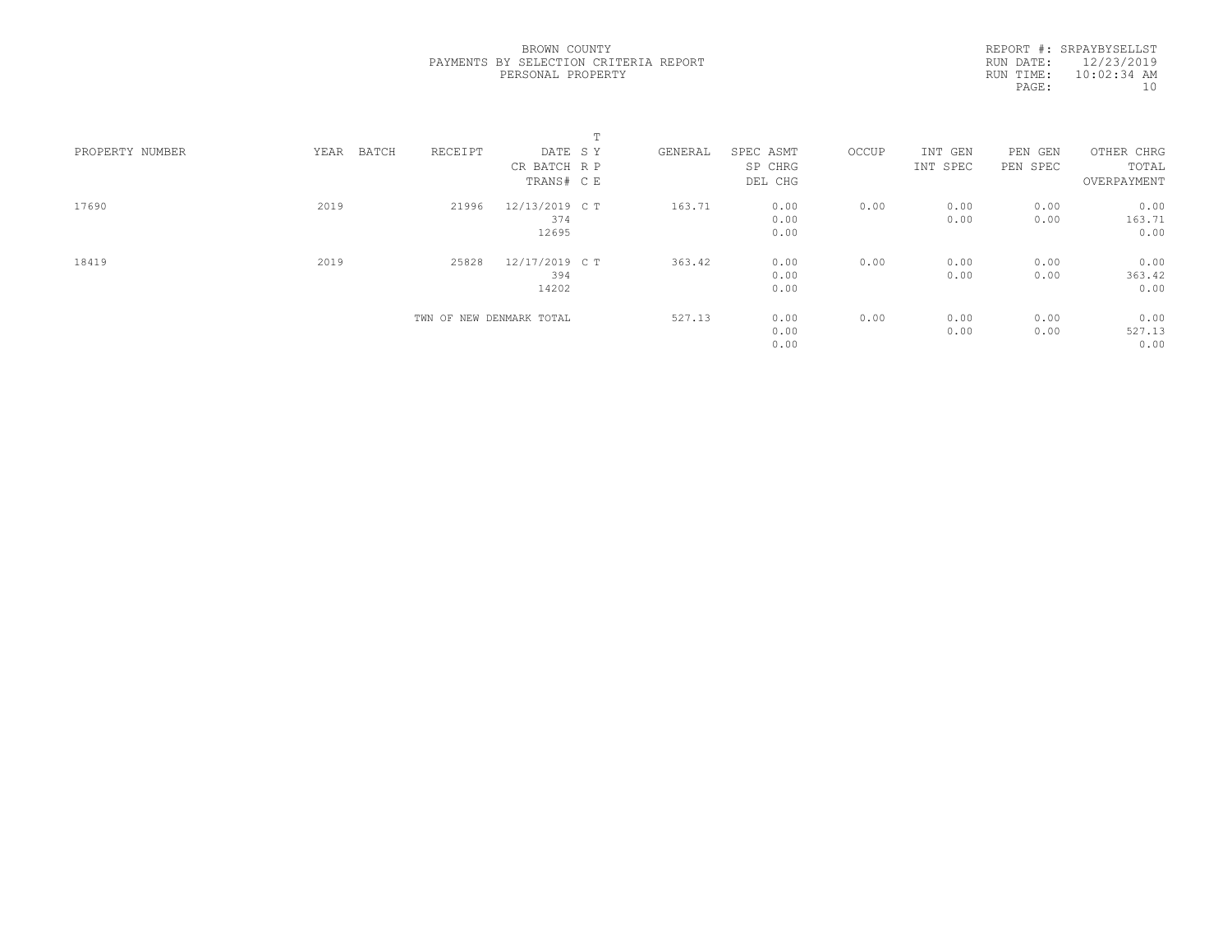BROWN COUNTY
PAYMENTS BY SELECTION CRITERIA REPORT
PERSONAL PROPERTY

REPORT #: SRPAYBYSELLST
RUN DATE: 12/23/2019
RUN TIME: 10:02:34 AM

| PROPERTY NUMBER | YEAR | BATCH | RECEIPT | DATE / CR BATCH / TRANS# | SRC | TYPE | GENERAL | SPEC ASMT / SP CHRG / DEL CHG | OCCUP | INT GEN / INT SPEC | PEN GEN / PEN SPEC | OTHER CHRG / TOTAL / OVERPAYMENT |
|---|---|---|---|---|---|---|---|---|---|---|---|---|
| 17690 | 2019 | | 21996 | 12/13/2019 / 374 / 12695 | C | T | 163.71 | 0.00 / 0.00 / 0.00 | 0.00 | 0.00 / 0.00 | 0.00 / 0.00 | 0.00 / 163.71 / 0.00 |
| 18419 | 2019 | | 25828 | 12/17/2019 / 394 / 14202 | C | T | 363.42 | 0.00 / 0.00 / 0.00 | 0.00 | 0.00 / 0.00 | 0.00 / 0.00 | 0.00 / 363.42 / 0.00 |
| | | | TWN OF NEW DENMARK TOTAL | | | | 527.13 | 0.00 / 0.00 / 0.00 | 0.00 | 0.00 / 0.00 | 0.00 / 0.00 | 0.00 / 527.13 / 0.00 |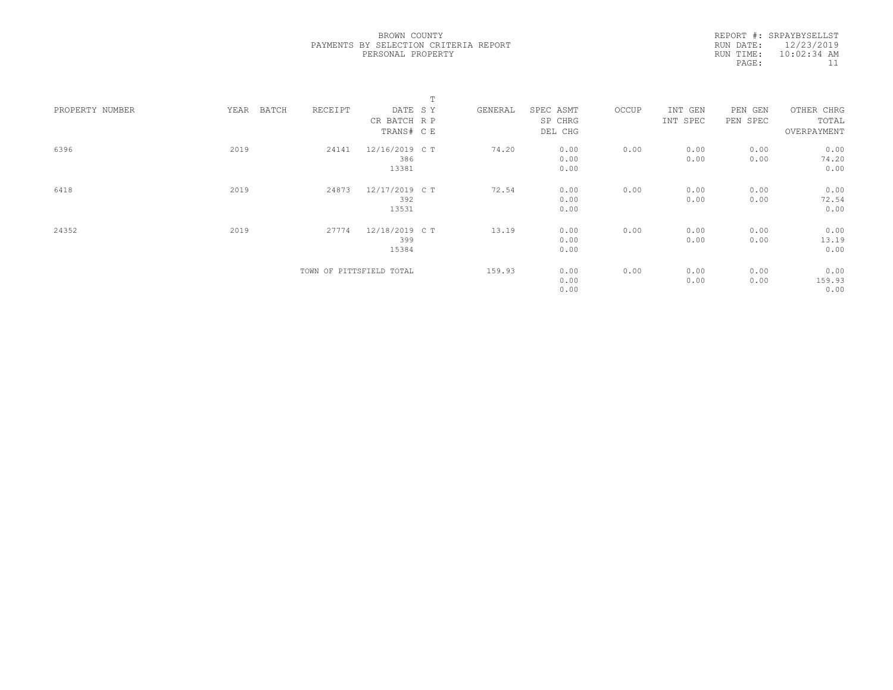BROWN COUNTY
PAYMENTS BY SELECTION CRITERIA REPORT
PERSONAL PROPERTY

REPORT #: SRPAYBYSELLST
RUN DATE: 12/23/2019
RUN TIME: 10:02:34 AM

| PROPERTY NUMBER | YEAR | BATCH | RECEIPT | DATE / CR BATCH / TRANS# | S R C | T Y P E | GENERAL | SPEC ASMT / SP CHRG / DEL CHG | OCCUP | INT GEN / INT SPEC | PEN GEN / PEN SPEC | OTHER CHRG / TOTAL / OVERPAYMENT |
|---|---|---|---|---|---|---|---|---|---|---|---|---|
| 6396 | 2019 | | 24141 | 12/16/2019 | C | T | 74.20 | 0.00 | 0.00 | 0.00 | 0.00 | 0.00 |
| | | | | 386 | | | | 0.00 | | 0.00 | 0.00 | 74.20 |
| | | | | 13381 | | | | 0.00 | | | | 0.00 |
| 6418 | 2019 | | 24873 | 12/17/2019 | C | T | 72.54 | 0.00 | 0.00 | 0.00 | 0.00 | 0.00 |
| | | | | 392 | | | | 0.00 | | 0.00 | 0.00 | 72.54 |
| | | | | 13531 | | | | 0.00 | | | | 0.00 |
| 24352 | 2019 | | 27774 | 12/18/2019 | C | T | 13.19 | 0.00 | 0.00 | 0.00 | 0.00 | 0.00 |
| | | | | 399 | | | | 0.00 | | 0.00 | 0.00 | 13.19 |
| | | | | 15384 | | | | 0.00 | | | | 0.00 |
| | | | TOWN OF PITTSFIELD TOTAL | | | | 159.93 | 0.00 | 0.00 | 0.00 | 0.00 | 0.00 |
| | | | | | | | | 0.00 | | 0.00 | 0.00 | 159.93 |
| | | | | | | | | 0.00 | | | | 0.00 |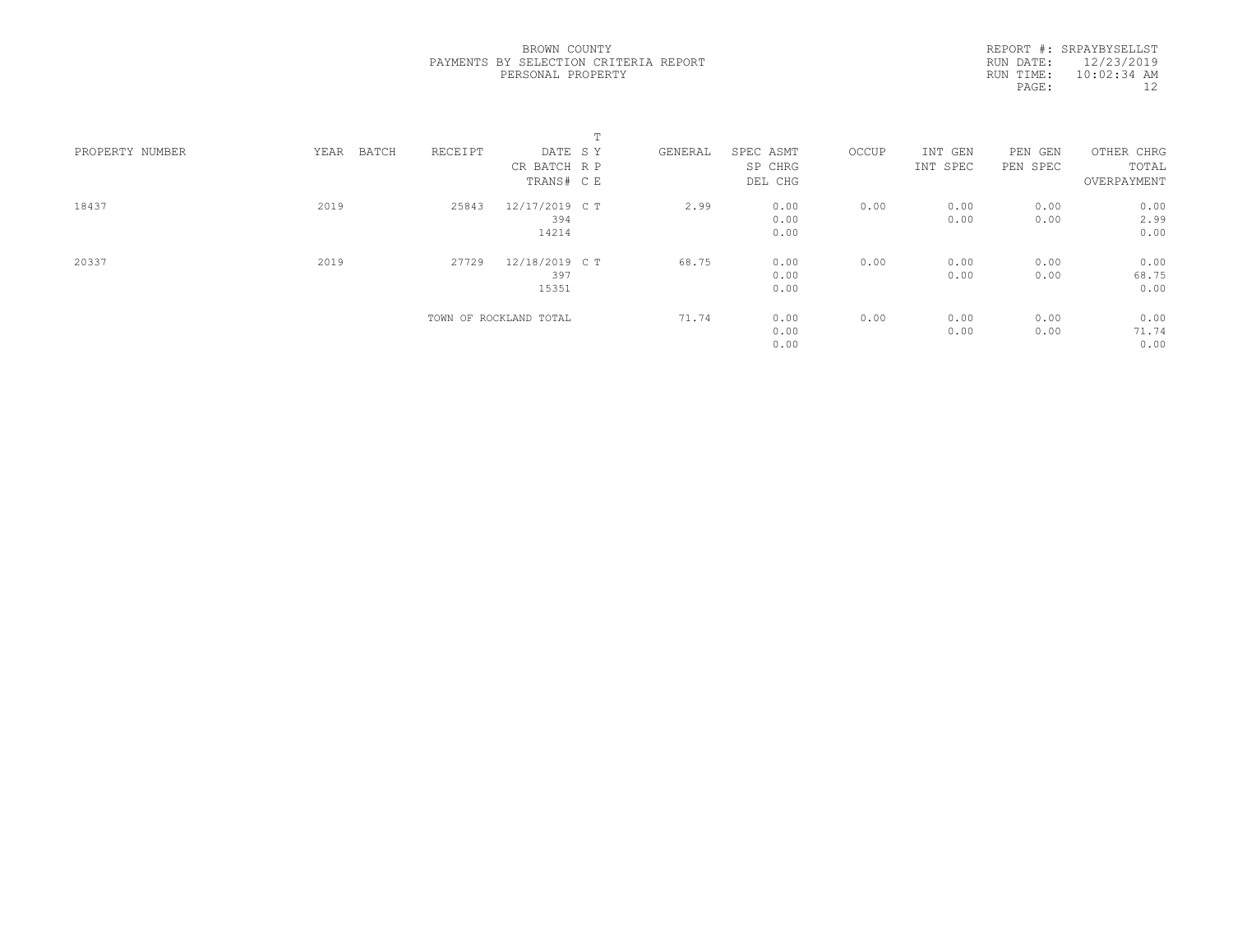BROWN COUNTY
PAYMENTS BY SELECTION CRITERIA REPORT
PERSONAL PROPERTY

REPORT #: SRPAYBYSELLST
RUN DATE: 12/23/2019
RUN TIME: 10:02:34 AM

| PROPERTY NUMBER | YEAR | BATCH | RECEIPT | DATE / CR BATCH / TRANS# | T SY / RP / CE | GENERAL | SPEC ASMT / SP CHRG / DEL CHG | OCCUP | INT GEN / INT SPEC | PEN GEN / PEN SPEC | OTHER CHRG / TOTAL / OVERPAYMENT |
|---|---|---|---|---|---|---|---|---|---|---|---|
| 18437 | 2019 | | 25843 | 12/17/2019 / 394 / 14214 | C T | 2.99 | 0.00 / 0.00 / 0.00 | 0.00 | 0.00 / 0.00 | 0.00 / 0.00 | 0.00 / 2.99 / 0.00 |
| 20337 | 2019 | | 27729 | 12/18/2019 / 397 / 15351 | C T | 68.75 | 0.00 / 0.00 / 0.00 | 0.00 | 0.00 / 0.00 | 0.00 / 0.00 | 0.00 / 68.75 / 0.00 |
| | | | TOWN OF ROCKLAND TOTAL | | | 71.74 | 0.00 / 0.00 / 0.00 | 0.00 | 0.00 / 0.00 | 0.00 / 0.00 | 0.00 / 71.74 / 0.00 |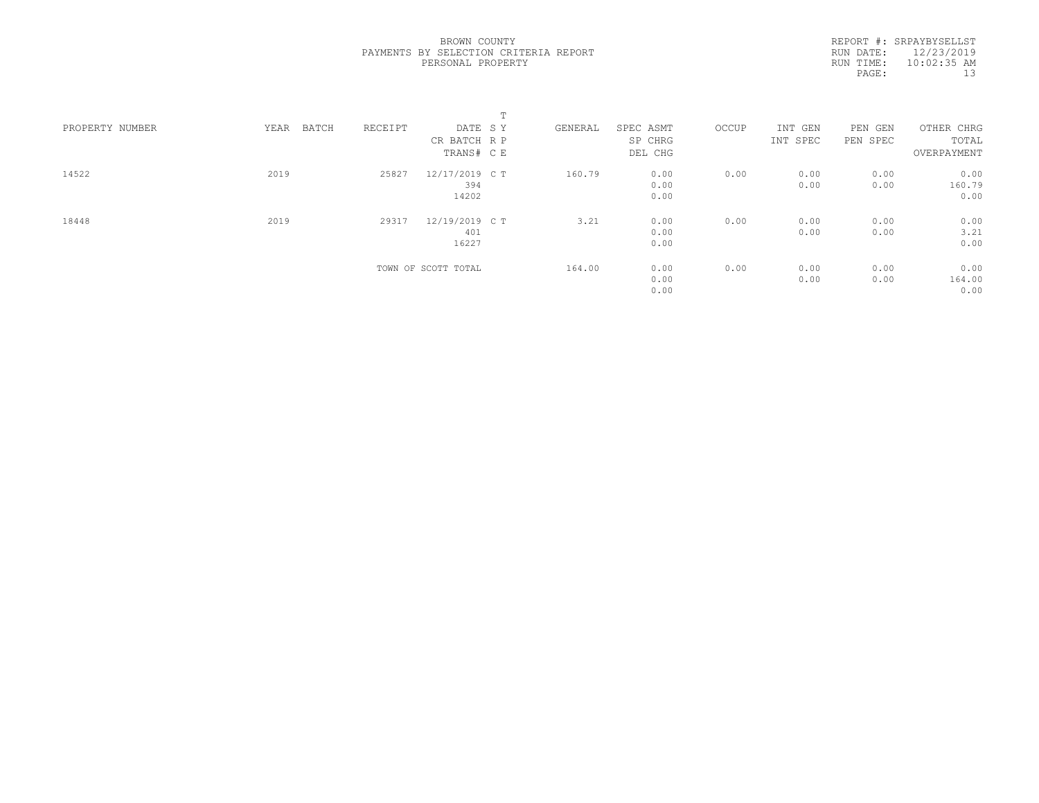BROWN COUNTY
PAYMENTS BY SELECTION CRITERIA REPORT
PERSONAL PROPERTY

REPORT #: SRPAYBYSELLST
RUN DATE: 12/23/2019
RUN TIME: 10:02:35 AM
PAGE: 13

| PROPERTY NUMBER | YEAR | BATCH | RECEIPT | DATE / CR BATCH / TRANS# | T SY RP CE | GENERAL | SPEC ASMT / SP CHRG / DEL CHG | OCCUP | INT GEN / INT SPEC | PEN GEN / PEN SPEC | OTHER CHRG / TOTAL / OVERPAYMENT |
|---|---|---|---|---|---|---|---|---|---|---|---|
| 14522 | 2019 | | 25827 | 12/17/2019 / 394 / 14202 | C T | 160.79 | 0.00 / 0.00 / 0.00 | 0.00 | 0.00 / 0.00 | 0.00 / 0.00 | 0.00 / 160.79 / 0.00 |
| 18448 | 2019 | | 29317 | 12/19/2019 / 401 / 16227 | C T | 3.21 | 0.00 / 0.00 / 0.00 | 0.00 | 0.00 / 0.00 | 0.00 / 0.00 | 0.00 / 3.21 / 0.00 |
| | | | TOWN OF SCOTT TOTAL | | | 164.00 | 0.00 / 0.00 / 0.00 | 0.00 | 0.00 / 0.00 | 0.00 / 0.00 | 0.00 / 164.00 / 0.00 |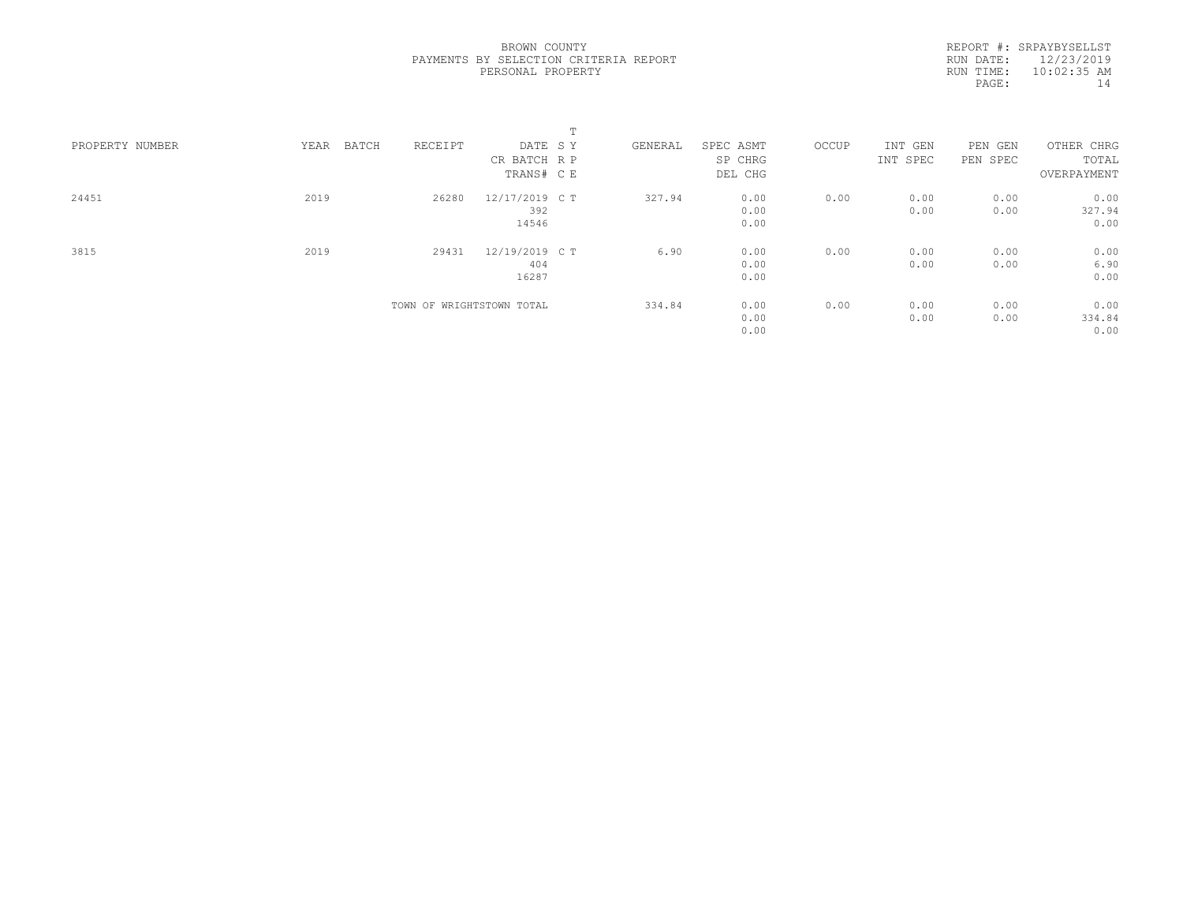BROWN COUNTY
PAYMENTS BY SELECTION CRITERIA REPORT
PERSONAL PROPERTY

REPORT #: SRPAYBYSELLST
RUN DATE: 12/23/2019
RUN TIME: 10:02:35 AM

| PROPERTY NUMBER | YEAR | BATCH | RECEIPT | DATE / CR BATCH / TRANS# | T SY RP CE | GENERAL | SPEC ASMT / SP CHRG / DEL CHG | OCCUP | INT GEN / INT SPEC | PEN GEN / PEN SPEC | OTHER CHRG / TOTAL / OVERPAYMENT |
|---|---|---|---|---|---|---|---|---|---|---|---|
| 24451 | 2019 | | 26280 | 12/17/2019<br>392<br>14546 | C T | 327.94 | 0.00<br>0.00<br>0.00 | 0.00 | 0.00<br>0.00 | 0.00<br>0.00 | 0.00<br>327.94<br>0.00 |
| 3815 | 2019 | | 29431 | 12/19/2019<br>404<br>16287 | C T | 6.90 | 0.00<br>0.00<br>0.00 | 0.00 | 0.00<br>0.00 | 0.00<br>0.00 | 0.00<br>6.90<br>0.00 |
| | | | TOWN OF WRIGHTSTOWN TOTAL | | | 334.84 | 0.00<br>0.00<br>0.00 | 0.00 | 0.00<br>0.00 | 0.00<br>0.00 | 0.00<br>334.84<br>0.00 |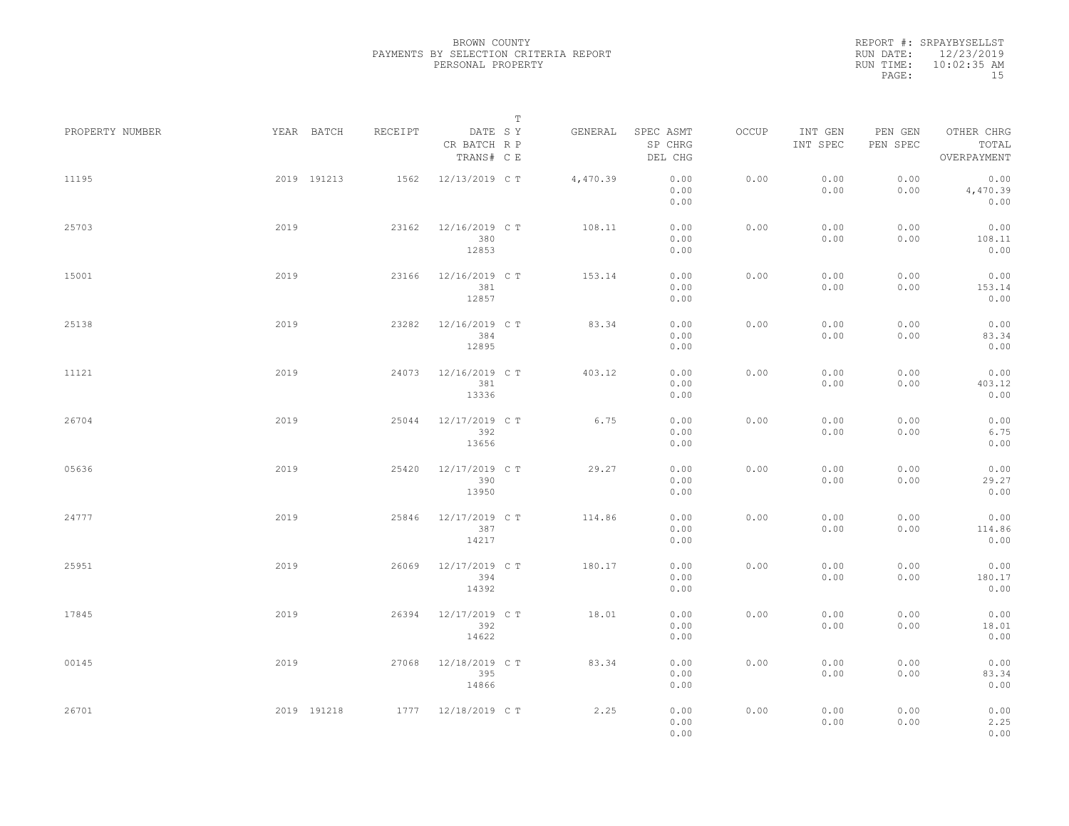BROWN COUNTY
PAYMENTS BY SELECTION CRITERIA REPORT
PERSONAL PROPERTY

REPORT #: SRPAYBYSELLST
RUN DATE: 12/23/2019
RUN TIME: 10:02:35 AM

| PROPERTY NUMBER | YEAR | BATCH | RECEIPT | DATE / CR BATCH / TRANS# | SRC | TYPE | GENERAL | SPEC ASMT / SP CHRG / DEL CHG | OCCUP | INT GEN / INT SPEC | PEN GEN / PEN SPEC | OTHER CHRG / TOTAL / OVERPAYMENT |
|---|---|---|---|---|---|---|---|---|---|---|---|---|
| 11195 | 2019 | 191213 | 1562 | 12/13/2019 | C | T | 4,470.39 | 0.00 / 0.00 / 0.00 | 0.00 | 0.00 / 0.00 | 0.00 / 0.00 | 0.00 / 4,470.39 / 0.00 |
| 25703 | 2019 | | 23162 | 12/16/2019 / 380 / 12853 | C | T | 108.11 | 0.00 / 0.00 / 0.00 | 0.00 | 0.00 / 0.00 | 0.00 / 0.00 | 0.00 / 108.11 / 0.00 |
| 15001 | 2019 | | 23166 | 12/16/2019 / 381 / 12857 | C | T | 153.14 | 0.00 / 0.00 / 0.00 | 0.00 | 0.00 / 0.00 | 0.00 / 0.00 | 0.00 / 153.14 / 0.00 |
| 25138 | 2019 | | 23282 | 12/16/2019 / 384 / 12895 | C | T | 83.34 | 0.00 / 0.00 / 0.00 | 0.00 | 0.00 / 0.00 | 0.00 / 0.00 | 0.00 / 83.34 / 0.00 |
| 11121 | 2019 | | 24073 | 12/16/2019 / 381 / 13336 | C | T | 403.12 | 0.00 / 0.00 / 0.00 | 0.00 | 0.00 / 0.00 | 0.00 / 0.00 | 0.00 / 403.12 / 0.00 |
| 26704 | 2019 | | 25044 | 12/17/2019 / 392 / 13656 | C | T | 6.75 | 0.00 / 0.00 / 0.00 | 0.00 | 0.00 / 0.00 | 0.00 / 0.00 | 0.00 / 6.75 / 0.00 |
| 05636 | 2019 | | 25420 | 12/17/2019 / 390 / 13950 | C | T | 29.27 | 0.00 / 0.00 / 0.00 | 0.00 | 0.00 / 0.00 | 0.00 / 0.00 | 0.00 / 29.27 / 0.00 |
| 24777 | 2019 | | 25846 | 12/17/2019 / 387 / 14217 | C | T | 114.86 | 0.00 / 0.00 / 0.00 | 0.00 | 0.00 / 0.00 | 0.00 / 0.00 | 0.00 / 114.86 / 0.00 |
| 25951 | 2019 | | 26069 | 12/17/2019 / 394 / 14392 | C | T | 180.17 | 0.00 / 0.00 / 0.00 | 0.00 | 0.00 / 0.00 | 0.00 / 0.00 | 0.00 / 180.17 / 0.00 |
| 17845 | 2019 | | 26394 | 12/17/2019 / 392 / 14622 | C | T | 18.01 | 0.00 / 0.00 / 0.00 | 0.00 | 0.00 / 0.00 | 0.00 / 0.00 | 0.00 / 18.01 / 0.00 |
| 00145 | 2019 | | 27068 | 12/18/2019 / 395 / 14866 | C | T | 83.34 | 0.00 / 0.00 / 0.00 | 0.00 | 0.00 / 0.00 | 0.00 / 0.00 | 0.00 / 83.34 / 0.00 |
| 26701 | 2019 | 191218 | 1777 | 12/18/2019 | C | T | 2.25 | 0.00 / 0.00 / 0.00 | 0.00 | 0.00 / 0.00 | 0.00 / 0.00 | 0.00 / 2.25 / 0.00 |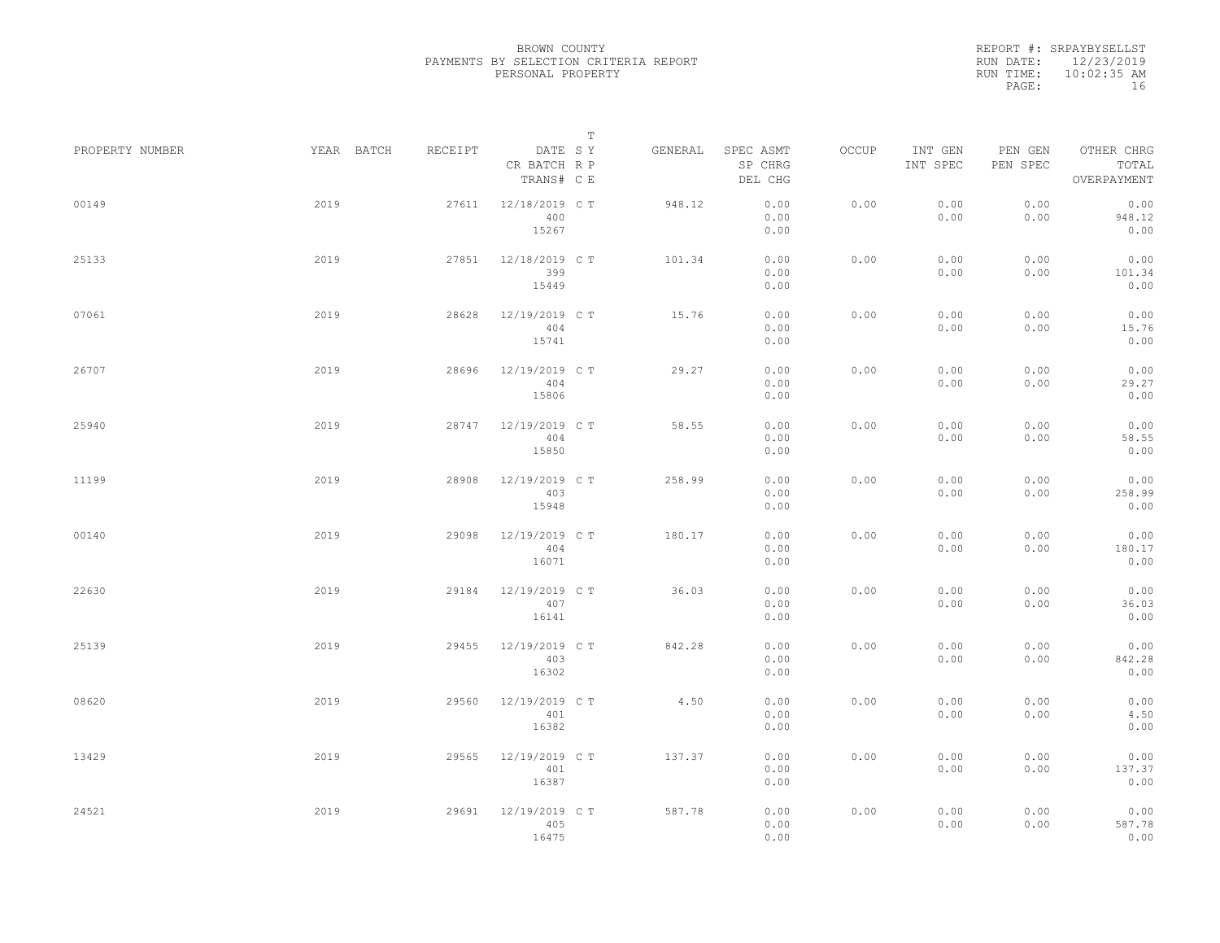BROWN COUNTY
PAYMENTS BY SELECTION CRITERIA REPORT
PERSONAL PROPERTY

REPORT #: SRPAYBYSELLST
RUN DATE: 12/23/2019
RUN TIME: 10:02:35 AM

| PROPERTY NUMBER | YEAR | BATCH | RECEIPT | DATE / CR BATCH / TRANS# | S R C | T Y P E | GENERAL | SPEC ASMT / SP CHRG / DEL CHG | OCCUP | INT GEN / INT SPEC | PEN GEN / PEN SPEC | OTHER CHRG / TOTAL / OVERPAYMENT |
|---|---|---|---|---|---|---|---|---|---|---|---|---|
| 00149 | 2019 | | 27611 | 12/18/2019 / 400 / 15267 | C | T | 948.12 | 0.00 / 0.00 / 0.00 | 0.00 | 0.00 / 0.00 | 0.00 / 0.00 | 0.00 / 948.12 / 0.00 |
| 25133 | 2019 | | 27851 | 12/18/2019 / 399 / 15449 | C | T | 101.34 | 0.00 / 0.00 / 0.00 | 0.00 | 0.00 / 0.00 | 0.00 / 0.00 | 0.00 / 101.34 / 0.00 |
| 07061 | 2019 | | 28628 | 12/19/2019 / 404 / 15741 | C | T | 15.76 | 0.00 / 0.00 / 0.00 | 0.00 | 0.00 / 0.00 | 0.00 / 0.00 | 0.00 / 15.76 / 0.00 |
| 26707 | 2019 | | 28696 | 12/19/2019 / 404 / 15806 | C | T | 29.27 | 0.00 / 0.00 / 0.00 | 0.00 | 0.00 / 0.00 | 0.00 / 0.00 | 0.00 / 29.27 / 0.00 |
| 25940 | 2019 | | 28747 | 12/19/2019 / 404 / 15850 | C | T | 58.55 | 0.00 / 0.00 / 0.00 | 0.00 | 0.00 / 0.00 | 0.00 / 0.00 | 0.00 / 58.55 / 0.00 |
| 11199 | 2019 | | 28908 | 12/19/2019 / 403 / 15948 | C | T | 258.99 | 0.00 / 0.00 / 0.00 | 0.00 | 0.00 / 0.00 | 0.00 / 0.00 | 0.00 / 258.99 / 0.00 |
| 00140 | 2019 | | 29098 | 12/19/2019 / 404 / 16071 | C | T | 180.17 | 0.00 / 0.00 / 0.00 | 0.00 | 0.00 / 0.00 | 0.00 / 0.00 | 0.00 / 180.17 / 0.00 |
| 22630 | 2019 | | 29184 | 12/19/2019 / 407 / 16141 | C | T | 36.03 | 0.00 / 0.00 / 0.00 | 0.00 | 0.00 / 0.00 | 0.00 / 0.00 | 0.00 / 36.03 / 0.00 |
| 25139 | 2019 | | 29455 | 12/19/2019 / 403 / 16302 | C | T | 842.28 | 0.00 / 0.00 / 0.00 | 0.00 | 0.00 / 0.00 | 0.00 / 0.00 | 0.00 / 842.28 / 0.00 |
| 08620 | 2019 | | 29560 | 12/19/2019 / 401 / 16382 | C | T | 4.50 | 0.00 / 0.00 / 0.00 | 0.00 | 0.00 / 0.00 | 0.00 / 0.00 | 0.00 / 4.50 / 0.00 |
| 13429 | 2019 | | 29565 | 12/19/2019 / 401 / 16387 | C | T | 137.37 | 0.00 / 0.00 / 0.00 | 0.00 | 0.00 / 0.00 | 0.00 / 0.00 | 0.00 / 137.37 / 0.00 |
| 24521 | 2019 | | 29691 | 12/19/2019 / 405 / 16475 | C | T | 587.78 | 0.00 / 0.00 / 0.00 | 0.00 | 0.00 / 0.00 | 0.00 / 0.00 | 0.00 / 587.78 / 0.00 |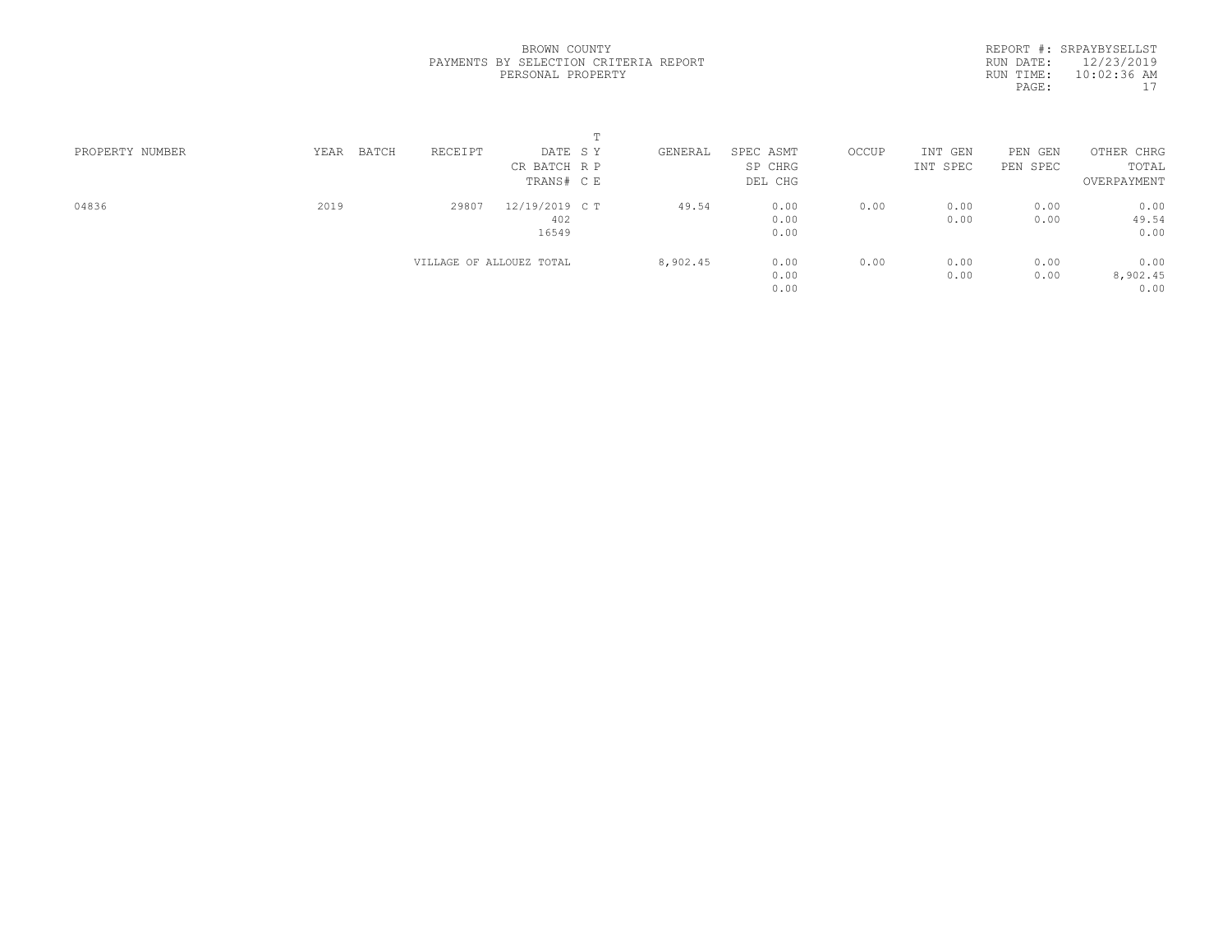BROWN COUNTY
PAYMENTS BY SELECTION CRITERIA REPORT
PERSONAL PROPERTY

REPORT #: SRPAYBYSELLST
RUN DATE: 12/23/2019
RUN TIME: 10:02:36 AM

| PROPERTY NUMBER | YEAR | BATCH | RECEIPT | DATE / CR BATCH / TRANS# | T SY RP CE | GENERAL | SPEC ASMT / SP CHRG / DEL CHG | OCCUP | INT GEN / INT SPEC | PEN GEN / PEN SPEC | OTHER CHRG / TOTAL / OVERPAYMENT |
|---|---|---|---|---|---|---|---|---|---|---|---|
| 04836 | 2019 | | 29807 | 12/19/2019 | C T | 49.54 | 0.00 | 0.00 | 0.00 | 0.00 | 0.00 |
| | | | | 402 | | | 0.00 | | 0.00 | 0.00 | 49.54 |
| | | | | 16549 | | | 0.00 | | | | 0.00 |
| | | | VILLAGE OF ALLOUEZ TOTAL | | | 8,902.45 | 0.00 | 0.00 | 0.00 | 0.00 | 0.00 |
| | | | | | | | 0.00 | | 0.00 | 0.00 | 8,902.45 |
| | | | | | | | 0.00 | | | | 0.00 |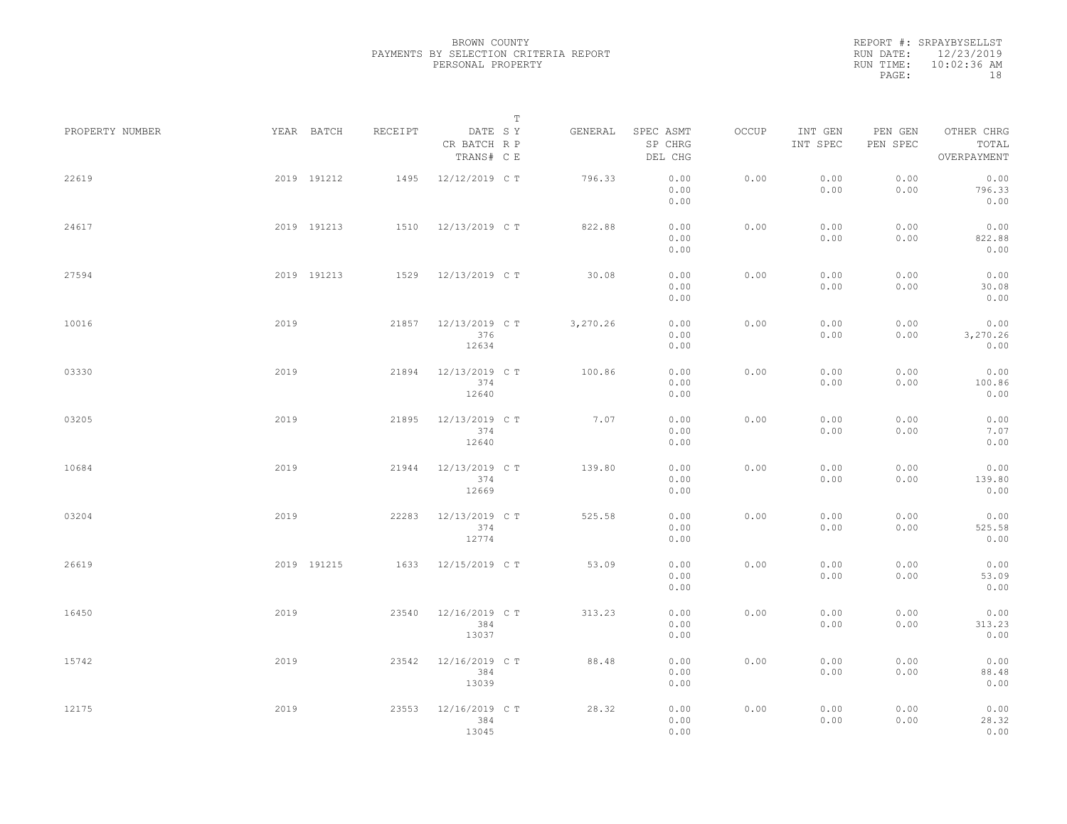BROWN COUNTY
PAYMENTS BY SELECTION CRITERIA REPORT
PERSONAL PROPERTY

REPORT #: SRPAYBYSELLST
RUN DATE: 12/23/2019
RUN TIME: 10:02:36 AM

| PROPERTY NUMBER | YEAR | BATCH | RECEIPT | DATE / CR BATCH / TRANS# | SY RP CE | T | GENERAL | SPEC ASMT / SP CHRG / DEL CHG | OCCUP | INT GEN / INT SPEC | PEN GEN / PEN SPEC | OTHER CHRG / TOTAL / OVERPAYMENT |
|---|---|---|---|---|---|---|---|---|---|---|---|---|
| 22619 | 2019 | 191212 | 1495 | 12/12/2019 | C | T | 796.33 | 0.00 / 0.00 / 0.00 | 0.00 | 0.00 / 0.00 | 0.00 / 0.00 | 0.00 / 796.33 / 0.00 |
| 24617 | 2019 | 191213 | 1510 | 12/13/2019 | C | T | 822.88 | 0.00 / 0.00 / 0.00 | 0.00 | 0.00 / 0.00 | 0.00 / 0.00 | 0.00 / 822.88 / 0.00 |
| 27594 | 2019 | 191213 | 1529 | 12/13/2019 | C | T | 30.08 | 0.00 / 0.00 / 0.00 | 0.00 | 0.00 / 0.00 | 0.00 / 0.00 | 0.00 / 30.08 / 0.00 |
| 10016 | 2019 | | 21857 | 12/13/2019 / 376 / 12634 | C | T | 3,270.26 | 0.00 / 0.00 / 0.00 | 0.00 | 0.00 / 0.00 | 0.00 / 0.00 | 0.00 / 3,270.26 / 0.00 |
| 03330 | 2019 | | 21894 | 12/13/2019 / 374 / 12640 | C | T | 100.86 | 0.00 / 0.00 / 0.00 | 0.00 | 0.00 / 0.00 | 0.00 / 0.00 | 0.00 / 100.86 / 0.00 |
| 03205 | 2019 | | 21895 | 12/13/2019 / 374 / 12640 | C | T | 7.07 | 0.00 / 0.00 / 0.00 | 0.00 | 0.00 / 0.00 | 0.00 / 0.00 | 0.00 / 7.07 / 0.00 |
| 10684 | 2019 | | 21944 | 12/13/2019 / 374 / 12669 | C | T | 139.80 | 0.00 / 0.00 / 0.00 | 0.00 | 0.00 / 0.00 | 0.00 / 0.00 | 0.00 / 139.80 / 0.00 |
| 03204 | 2019 | | 22283 | 12/13/2019 / 374 / 12774 | C | T | 525.58 | 0.00 / 0.00 / 0.00 | 0.00 | 0.00 / 0.00 | 0.00 / 0.00 | 0.00 / 525.58 / 0.00 |
| 26619 | 2019 | 191215 | 1633 | 12/15/2019 | C | T | 53.09 | 0.00 / 0.00 / 0.00 | 0.00 | 0.00 / 0.00 | 0.00 / 0.00 | 0.00 / 53.09 / 0.00 |
| 16450 | 2019 | | 23540 | 12/16/2019 / 384 / 13037 | C | T | 313.23 | 0.00 / 0.00 / 0.00 | 0.00 | 0.00 / 0.00 | 0.00 / 0.00 | 0.00 / 313.23 / 0.00 |
| 15742 | 2019 | | 23542 | 12/16/2019 / 384 / 13039 | C | T | 88.48 | 0.00 / 0.00 / 0.00 | 0.00 | 0.00 / 0.00 | 0.00 / 0.00 | 0.00 / 88.48 / 0.00 |
| 12175 | 2019 | | 23553 | 12/16/2019 / 384 / 13045 | C | T | 28.32 | 0.00 / 0.00 / 0.00 | 0.00 | 0.00 / 0.00 | 0.00 / 0.00 | 0.00 / 28.32 / 0.00 |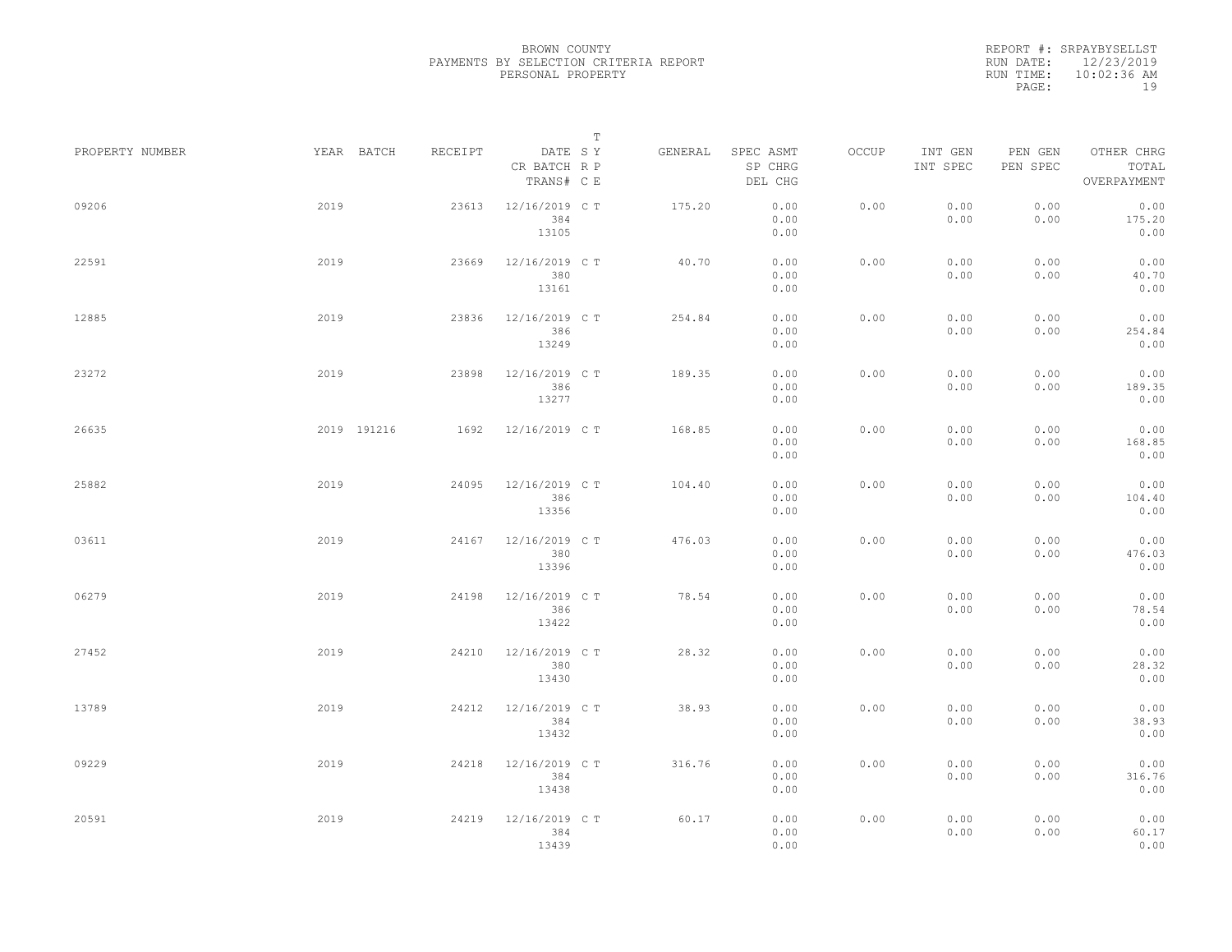BROWN COUNTY
PAYMENTS BY SELECTION CRITERIA REPORT
PERSONAL PROPERTY

REPORT #: SRPAYBYSELLST
RUN DATE: 12/23/2019
RUN TIME: 10:02:36 AM

| PROPERTY NUMBER | YEAR | BATCH | RECEIPT | DATE / CR BATCH / TRANS# | SYS | TYPE | GENERAL | SPEC ASMT / SP CHRG / DEL CHG | OCCUP | INT GEN / INT SPEC | PEN GEN / PEN SPEC | OTHER CHRG / TOTAL / OVERPAYMENT |
|---|---|---|---|---|---|---|---|---|---|---|---|---|
| 09206 | 2019 | | 23613 | 12/16/2019 / 384 / 13105 | C | T | 175.20 | 0.00 / 0.00 / 0.00 | 0.00 | 0.00 / 0.00 | 0.00 / 0.00 | 0.00 / 175.20 / 0.00 |
| 22591 | 2019 | | 23669 | 12/16/2019 / 380 / 13161 | C | T | 40.70 | 0.00 / 0.00 / 0.00 | 0.00 | 0.00 / 0.00 | 0.00 / 0.00 | 0.00 / 40.70 / 0.00 |
| 12885 | 2019 | | 23836 | 12/16/2019 / 386 / 13249 | C | T | 254.84 | 0.00 / 0.00 / 0.00 | 0.00 | 0.00 / 0.00 | 0.00 / 0.00 | 0.00 / 254.84 / 0.00 |
| 23272 | 2019 | | 23898 | 12/16/2019 / 386 / 13277 | C | T | 189.35 | 0.00 / 0.00 / 0.00 | 0.00 | 0.00 / 0.00 | 0.00 / 0.00 | 0.00 / 189.35 / 0.00 |
| 26635 | 2019 | 191216 | 1692 | 12/16/2019 | C | T | 168.85 | 0.00 / 0.00 / 0.00 | 0.00 | 0.00 / 0.00 | 0.00 / 0.00 | 0.00 / 168.85 / 0.00 |
| 25882 | 2019 | | 24095 | 12/16/2019 / 386 / 13356 | C | T | 104.40 | 0.00 / 0.00 / 0.00 | 0.00 | 0.00 / 0.00 | 0.00 / 0.00 | 0.00 / 104.40 / 0.00 |
| 03611 | 2019 | | 24167 | 12/16/2019 / 380 / 13396 | C | T | 476.03 | 0.00 / 0.00 / 0.00 | 0.00 | 0.00 / 0.00 | 0.00 / 0.00 | 0.00 / 476.03 / 0.00 |
| 06279 | 2019 | | 24198 | 12/16/2019 / 386 / 13422 | C | T | 78.54 | 0.00 / 0.00 / 0.00 | 0.00 | 0.00 / 0.00 | 0.00 / 0.00 | 0.00 / 78.54 / 0.00 |
| 27452 | 2019 | | 24210 | 12/16/2019 / 380 / 13430 | C | T | 28.32 | 0.00 / 0.00 / 0.00 | 0.00 | 0.00 / 0.00 | 0.00 / 0.00 | 0.00 / 28.32 / 0.00 |
| 13789 | 2019 | | 24212 | 12/16/2019 / 384 / 13432 | C | T | 38.93 | 0.00 / 0.00 / 0.00 | 0.00 | 0.00 / 0.00 | 0.00 / 0.00 | 0.00 / 38.93 / 0.00 |
| 09229 | 2019 | | 24218 | 12/16/2019 / 384 / 13438 | C | T | 316.76 | 0.00 / 0.00 / 0.00 | 0.00 | 0.00 / 0.00 | 0.00 / 0.00 | 0.00 / 316.76 / 0.00 |
| 20591 | 2019 | | 24219 | 12/16/2019 / 384 / 13439 | C | T | 60.17 | 0.00 / 0.00 / 0.00 | 0.00 | 0.00 / 0.00 | 0.00 / 0.00 | 0.00 / 60.17 / 0.00 |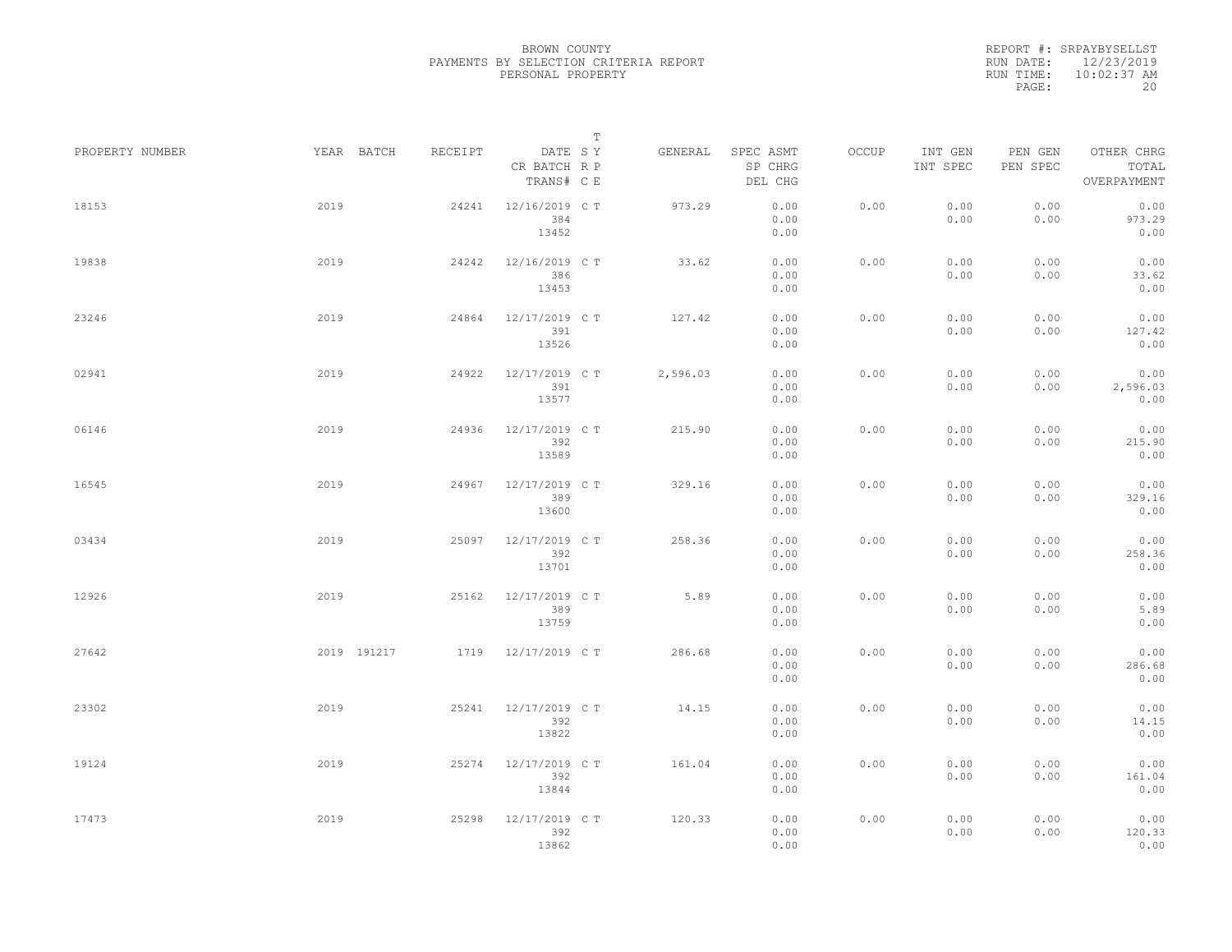BROWN COUNTY
PAYMENTS BY SELECTION CRITERIA REPORT
PERSONAL PROPERTY

REPORT #: SRPAYBYSELLST
RUN DATE: 12/23/2019
RUN TIME: 10:02:37 AM

| PROPERTY NUMBER | YEAR | BATCH | RECEIPT | DATE / CR BATCH / TRANS# | T SYP CRE | GENERAL | SPEC ASMT / SP CHRG / DEL CHG | OCCUP | INT GEN / INT SPEC | PEN GEN / PEN SPEC | OTHER CHRG / TOTAL / OVERPAYMENT |
|---|---|---|---|---|---|---|---|---|---|---|---|
| 18153 | 2019 | | 24241 | 12/16/2019 / 384 / 13452 | C T | 973.29 | 0.00 / 0.00 / 0.00 | 0.00 | 0.00 / 0.00 | 0.00 / 0.00 | 0.00 / 973.29 / 0.00 |
| 19838 | 2019 | | 24242 | 12/16/2019 / 386 / 13453 | C T | 33.62 | 0.00 / 0.00 / 0.00 | 0.00 | 0.00 / 0.00 | 0.00 / 0.00 | 0.00 / 33.62 / 0.00 |
| 23246 | 2019 | | 24864 | 12/17/2019 / 391 / 13526 | C T | 127.42 | 0.00 / 0.00 / 0.00 | 0.00 | 0.00 / 0.00 | 0.00 / 0.00 | 0.00 / 127.42 / 0.00 |
| 02941 | 2019 | | 24922 | 12/17/2019 / 391 / 13577 | C T | 2,596.03 | 0.00 / 0.00 / 0.00 | 0.00 | 0.00 / 0.00 | 0.00 / 0.00 | 0.00 / 2,596.03 / 0.00 |
| 06146 | 2019 | | 24936 | 12/17/2019 / 392 / 13589 | C T | 215.90 | 0.00 / 0.00 / 0.00 | 0.00 | 0.00 / 0.00 | 0.00 / 0.00 | 0.00 / 215.90 / 0.00 |
| 16545 | 2019 | | 24967 | 12/17/2019 / 389 / 13600 | C T | 329.16 | 0.00 / 0.00 / 0.00 | 0.00 | 0.00 / 0.00 | 0.00 / 0.00 | 0.00 / 329.16 / 0.00 |
| 03434 | 2019 | | 25097 | 12/17/2019 / 392 / 13701 | C T | 258.36 | 0.00 / 0.00 / 0.00 | 0.00 | 0.00 / 0.00 | 0.00 / 0.00 | 0.00 / 258.36 / 0.00 |
| 12926 | 2019 | | 25162 | 12/17/2019 / 389 / 13759 | C T | 5.89 | 0.00 / 0.00 / 0.00 | 0.00 | 0.00 / 0.00 | 0.00 / 0.00 | 0.00 / 5.89 / 0.00 |
| 27642 | 2019 | 191217 | 1719 | 12/17/2019 | C T | 286.68 | 0.00 / 0.00 / 0.00 | 0.00 | 0.00 / 0.00 | 0.00 / 0.00 | 0.00 / 286.68 / 0.00 |
| 23302 | 2019 | | 25241 | 12/17/2019 / 392 / 13822 | C T | 14.15 | 0.00 / 0.00 / 0.00 | 0.00 | 0.00 / 0.00 | 0.00 / 0.00 | 0.00 / 14.15 / 0.00 |
| 19124 | 2019 | | 25274 | 12/17/2019 / 392 / 13844 | C T | 161.04 | 0.00 / 0.00 / 0.00 | 0.00 | 0.00 / 0.00 | 0.00 / 0.00 | 0.00 / 161.04 / 0.00 |
| 17473 | 2019 | | 25298 | 12/17/2019 / 392 / 13862 | C T | 120.33 | 0.00 / 0.00 / 0.00 | 0.00 | 0.00 / 0.00 | 0.00 / 0.00 | 0.00 / 120.33 / 0.00 |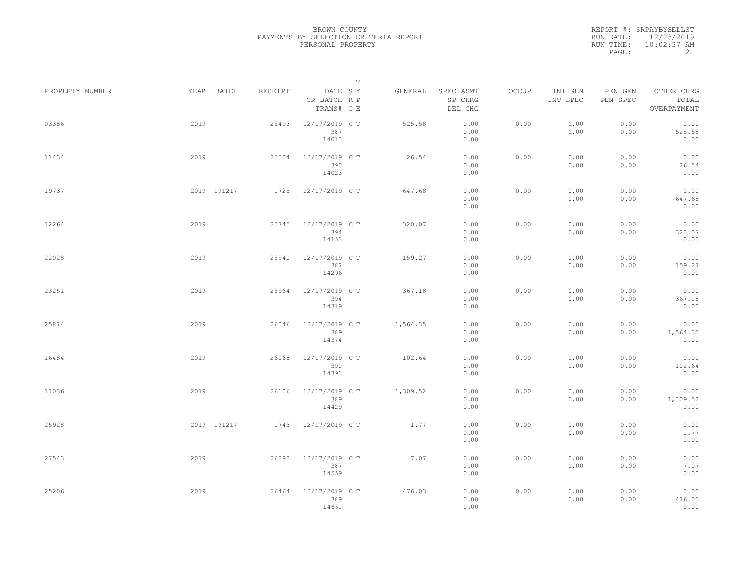BROWN COUNTY
PAYMENTS BY SELECTION CRITERIA REPORT
PERSONAL PROPERTY

REPORT #: SRPAYBYSELLST
RUN DATE: 12/23/2019
RUN TIME: 10:02:37 AM

| PROPERTY NUMBER | YEAR | BATCH | RECEIPT | DATE / CR BATCH / TRANS# | S R C | T Y P E | GENERAL | SPEC ASMT / SP CHRG / DEL CHG | OCCUP | INT GEN / INT SPEC | PEN GEN / PEN SPEC | OTHER CHRG / TOTAL / OVERPAYMENT |
|---|---|---|---|---|---|---|---|---|---|---|---|---|
| 03386 | 2019 | | 25493 | 12/17/2019 / 387 / 14013 | C | T | 525.58 | 0.00 / 0.00 / 0.00 | 0.00 | 0.00 / 0.00 | 0.00 / 0.00 | 0.00 / 525.58 / 0.00 |
| 11434 | 2019 | | 25504 | 12/17/2019 / 390 / 14023 | C | T | 26.54 | 0.00 / 0.00 / 0.00 | 0.00 | 0.00 / 0.00 | 0.00 / 0.00 | 0.00 / 26.54 / 0.00 |
| 19737 | 2019 | 191217 | 1725 | 12/17/2019 | C | T | 647.68 | 0.00 / 0.00 / 0.00 | 0.00 | 0.00 / 0.00 | 0.00 / 0.00 | 0.00 / 647.68 / 0.00 |
| 12264 | 2019 | | 25745 | 12/17/2019 / 394 / 14153 | C | T | 320.07 | 0.00 / 0.00 / 0.00 | 0.00 | 0.00 / 0.00 | 0.00 / 0.00 | 0.00 / 320.07 / 0.00 |
| 22028 | 2019 | | 25940 | 12/17/2019 / 387 / 14296 | C | T | 159.27 | 0.00 / 0.00 / 0.00 | 0.00 | 0.00 / 0.00 | 0.00 / 0.00 | 0.00 / 159.27 / 0.00 |
| 23251 | 2019 | | 25964 | 12/17/2019 / 394 / 14319 | C | T | 367.18 | 0.00 / 0.00 / 0.00 | 0.00 | 0.00 / 0.00 | 0.00 / 0.00 | 0.00 / 367.18 / 0.00 |
| 25874 | 2019 | | 26046 | 12/17/2019 / 389 / 14374 | C | T | 1,564.35 | 0.00 / 0.00 / 0.00 | 0.00 | 0.00 / 0.00 | 0.00 / 0.00 | 0.00 / 1,564.35 / 0.00 |
| 16484 | 2019 | | 26068 | 12/17/2019 / 390 / 14391 | C | T | 102.64 | 0.00 / 0.00 / 0.00 | 0.00 | 0.00 / 0.00 | 0.00 / 0.00 | 0.00 / 102.64 / 0.00 |
| 11036 | 2019 | | 26106 | 12/17/2019 / 389 / 14429 | C | T | 1,309.52 | 0.00 / 0.00 / 0.00 | 0.00 | 0.00 / 0.00 | 0.00 / 0.00 | 0.00 / 1,309.52 / 0.00 |
| 25928 | 2019 | 191217 | 1743 | 12/17/2019 | C | T | 1.77 | 0.00 / 0.00 / 0.00 | 0.00 | 0.00 / 0.00 | 0.00 / 0.00 | 0.00 / 1.77 / 0.00 |
| 27543 | 2019 | | 26293 | 12/17/2019 / 387 / 14559 | C | T | 7.07 | 0.00 / 0.00 / 0.00 | 0.00 | 0.00 / 0.00 | 0.00 / 0.00 | 0.00 / 7.07 / 0.00 |
| 25206 | 2019 | | 26464 | 12/17/2019 / 389 / 14661 | C | T | 476.03 | 0.00 / 0.00 / 0.00 | 0.00 | 0.00 / 0.00 | 0.00 / 0.00 | 0.00 / 476.03 / 0.00 |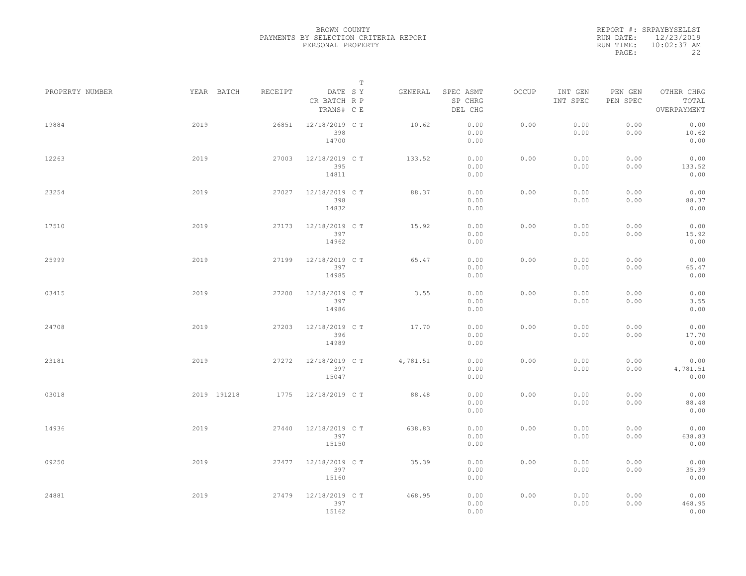BROWN COUNTY
PAYMENTS BY SELECTION CRITERIA REPORT
PERSONAL PROPERTY

REPORT #: SRPAYBYSELLST
RUN DATE: 12/23/2019
RUN TIME: 10:02:37 AM

| PROPERTY NUMBER | YEAR | BATCH | RECEIPT | DATE / CR BATCH / TRANS# | SYS | TYPE | GENERAL | SPEC ASMT / SP CHRG / DEL CHG | OCCUP | INT GEN / INT SPEC | PEN GEN / PEN SPEC | OTHER CHRG / TOTAL / OVERPAYMENT |
|---|---|---|---|---|---|---|---|---|---|---|---|---|
| 19884 | 2019 | | 26851 | 12/18/2019 398 14700 | C | T | 10.62 | 0.00 0.00 0.00 | 0.00 | 0.00 0.00 | 0.00 0.00 | 0.00 10.62 0.00 |
| 12263 | 2019 | | 27003 | 12/18/2019 395 14811 | C | T | 133.52 | 0.00 0.00 0.00 | 0.00 | 0.00 0.00 | 0.00 0.00 | 0.00 133.52 0.00 |
| 23254 | 2019 | | 27027 | 12/18/2019 398 14832 | C | T | 88.37 | 0.00 0.00 0.00 | 0.00 | 0.00 0.00 | 0.00 0.00 | 0.00 88.37 0.00 |
| 17510 | 2019 | | 27173 | 12/18/2019 397 14962 | C | T | 15.92 | 0.00 0.00 0.00 | 0.00 | 0.00 0.00 | 0.00 0.00 | 0.00 15.92 0.00 |
| 25999 | 2019 | | 27199 | 12/18/2019 397 14985 | C | T | 65.47 | 0.00 0.00 0.00 | 0.00 | 0.00 0.00 | 0.00 0.00 | 0.00 65.47 0.00 |
| 03415 | 2019 | | 27200 | 12/18/2019 397 14986 | C | T | 3.55 | 0.00 0.00 0.00 | 0.00 | 0.00 0.00 | 0.00 0.00 | 0.00 3.55 0.00 |
| 24708 | 2019 | | 27203 | 12/18/2019 396 14989 | C | T | 17.70 | 0.00 0.00 0.00 | 0.00 | 0.00 0.00 | 0.00 0.00 | 0.00 17.70 0.00 |
| 23181 | 2019 | | 27272 | 12/18/2019 397 15047 | C | T | 4,781.51 | 0.00 0.00 0.00 | 0.00 | 0.00 0.00 | 0.00 0.00 | 0.00 4,781.51 0.00 |
| 03018 | 2019 | 191218 | 1775 | 12/18/2019 | C | T | 88.48 | 0.00 0.00 0.00 | 0.00 | 0.00 0.00 | 0.00 0.00 | 0.00 88.48 0.00 |
| 14936 | 2019 | | 27440 | 12/18/2019 397 15150 | C | T | 638.83 | 0.00 0.00 0.00 | 0.00 | 0.00 0.00 | 0.00 0.00 | 0.00 638.83 0.00 |
| 09250 | 2019 | | 27477 | 12/18/2019 397 15160 | C | T | 35.39 | 0.00 0.00 0.00 | 0.00 | 0.00 0.00 | 0.00 0.00 | 0.00 35.39 0.00 |
| 24881 | 2019 | | 27479 | 12/18/2019 397 15162 | C | T | 468.95 | 0.00 0.00 0.00 | 0.00 | 0.00 0.00 | 0.00 0.00 | 0.00 468.95 0.00 |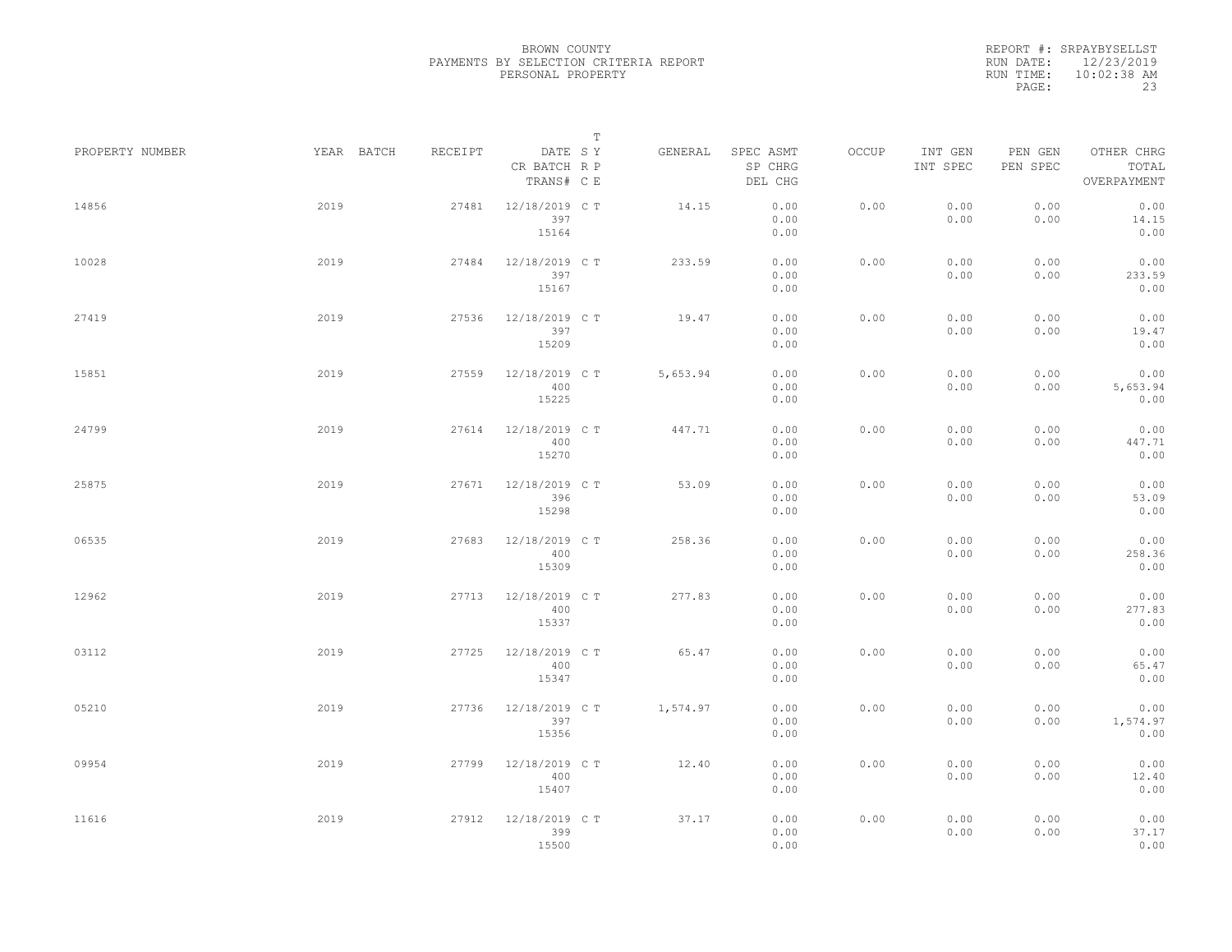BROWN COUNTY
PAYMENTS BY SELECTION CRITERIA REPORT
PERSONAL PROPERTY

REPORT #: SRPAYBYSELLST
RUN DATE: 12/23/2019
RUN TIME: 10:02:38 AM

| PROPERTY NUMBER | YEAR | BATCH | RECEIPT | DATE / CR BATCH / TRANS# | SY RP CE | T | GENERAL | SPEC ASMT / SP CHRG / DEL CHG | OCCUP | INT GEN / INT SPEC | PEN GEN / PEN SPEC | OTHER CHRG / TOTAL / OVERPAYMENT |
|---|---|---|---|---|---|---|---|---|---|---|---|---|
| 14856 | 2019 | | 27481 | 12/18/2019 / 397 / 15164 | C | T | 14.15 | 0.00 / 0.00 / 0.00 | 0.00 | 0.00 / 0.00 | 0.00 / 0.00 | 0.00 / 14.15 / 0.00 |
| 10028 | 2019 | | 27484 | 12/18/2019 / 397 / 15167 | C | T | 233.59 | 0.00 / 0.00 / 0.00 | 0.00 | 0.00 / 0.00 | 0.00 / 0.00 | 0.00 / 233.59 / 0.00 |
| 27419 | 2019 | | 27536 | 12/18/2019 / 397 / 15209 | C | T | 19.47 | 0.00 / 0.00 / 0.00 | 0.00 | 0.00 / 0.00 | 0.00 / 0.00 | 0.00 / 19.47 / 0.00 |
| 15851 | 2019 | | 27559 | 12/18/2019 / 400 / 15225 | C | T | 5,653.94 | 0.00 / 0.00 / 0.00 | 0.00 | 0.00 / 0.00 | 0.00 / 0.00 | 0.00 / 5,653.94 / 0.00 |
| 24799 | 2019 | | 27614 | 12/18/2019 / 400 / 15270 | C | T | 447.71 | 0.00 / 0.00 / 0.00 | 0.00 | 0.00 / 0.00 | 0.00 / 0.00 | 0.00 / 447.71 / 0.00 |
| 25875 | 2019 | | 27671 | 12/18/2019 / 396 / 15298 | C | T | 53.09 | 0.00 / 0.00 / 0.00 | 0.00 | 0.00 / 0.00 | 0.00 / 0.00 | 0.00 / 53.09 / 0.00 |
| 06535 | 2019 | | 27683 | 12/18/2019 / 400 / 15309 | C | T | 258.36 | 0.00 / 0.00 / 0.00 | 0.00 | 0.00 / 0.00 | 0.00 / 0.00 | 0.00 / 258.36 / 0.00 |
| 12962 | 2019 | | 27713 | 12/18/2019 / 400 / 15337 | C | T | 277.83 | 0.00 / 0.00 / 0.00 | 0.00 | 0.00 / 0.00 | 0.00 / 0.00 | 0.00 / 277.83 / 0.00 |
| 03112 | 2019 | | 27725 | 12/18/2019 / 400 / 15347 | C | T | 65.47 | 0.00 / 0.00 / 0.00 | 0.00 | 0.00 / 0.00 | 0.00 / 0.00 | 0.00 / 65.47 / 0.00 |
| 05210 | 2019 | | 27736 | 12/18/2019 / 397 / 15356 | C | T | 1,574.97 | 0.00 / 0.00 / 0.00 | 0.00 | 0.00 / 0.00 | 0.00 / 0.00 | 0.00 / 1,574.97 / 0.00 |
| 09954 | 2019 | | 27799 | 12/18/2019 / 400 / 15407 | C | T | 12.40 | 0.00 / 0.00 / 0.00 | 0.00 | 0.00 / 0.00 | 0.00 / 0.00 | 0.00 / 12.40 / 0.00 |
| 11616 | 2019 | | 27912 | 12/18/2019 / 399 / 15500 | C | T | 37.17 | 0.00 / 0.00 / 0.00 | 0.00 | 0.00 / 0.00 | 0.00 / 0.00 | 0.00 / 37.17 / 0.00 |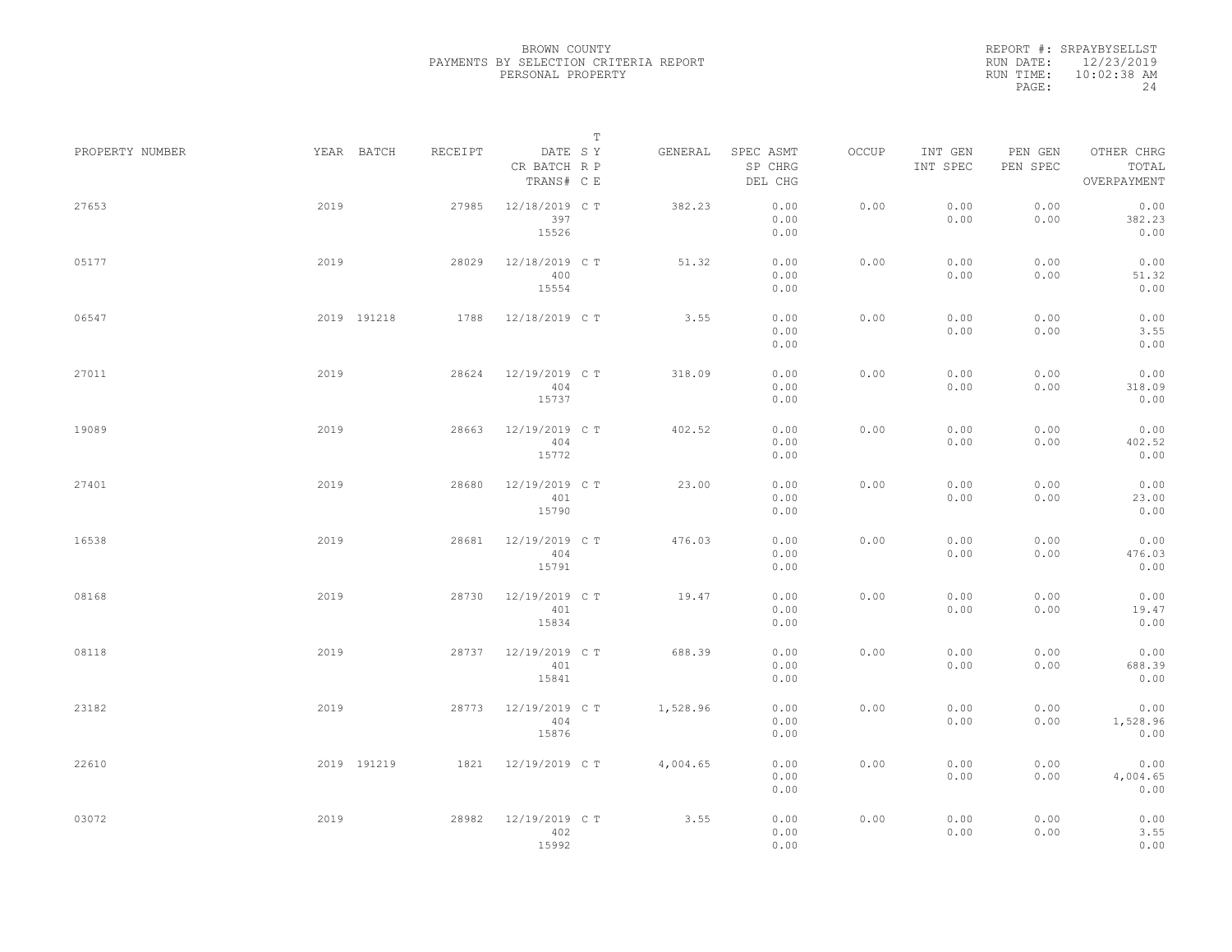BROWN COUNTY
PAYMENTS BY SELECTION CRITERIA REPORT
PERSONAL PROPERTY

REPORT #: SRPAYBYSELLST
RUN DATE: 12/23/2019
RUN TIME: 10:02:38 AM

| PROPERTY NUMBER | YEAR | BATCH | RECEIPT | DATE<br>CR BATCH<br>TRANS# | T SY RP CE | GENERAL | SPEC ASMT<br>SP CHRG<br>DEL CHG | OCCUP | INT GEN<br>INT SPEC | PEN GEN<br>PEN SPEC | OTHER CHRG<br>TOTAL<br>OVERPAYMENT |
|---|---|---|---|---|---|---|---|---|---|---|---|
| 27653 | 2019 | | 27985 | 12/18/2019<br>397<br>15526 | C T | 382.23 | 0.00<br>0.00<br>0.00 | 0.00 | 0.00<br>0.00 | 0.00<br>0.00 | 0.00<br>382.23<br>0.00 |
| 05177 | 2019 | | 28029 | 12/18/2019<br>400<br>15554 | C T | 51.32 | 0.00<br>0.00<br>0.00 | 0.00 | 0.00<br>0.00 | 0.00<br>0.00 | 0.00<br>51.32<br>0.00 |
| 06547 | 2019 | 191218 | 1788 | 12/18/2019 | C T | 3.55 | 0.00<br>0.00<br>0.00 | 0.00 | 0.00<br>0.00 | 0.00<br>0.00 | 0.00<br>3.55<br>0.00 |
| 27011 | 2019 | | 28624 | 12/19/2019<br>404<br>15737 | C T | 318.09 | 0.00<br>0.00<br>0.00 | 0.00 | 0.00<br>0.00 | 0.00<br>0.00 | 0.00<br>318.09<br>0.00 |
| 19089 | 2019 | | 28663 | 12/19/2019<br>404<br>15772 | C T | 402.52 | 0.00<br>0.00<br>0.00 | 0.00 | 0.00<br>0.00 | 0.00<br>0.00 | 0.00<br>402.52<br>0.00 |
| 27401 | 2019 | | 28680 | 12/19/2019<br>401<br>15790 | C T | 23.00 | 0.00<br>0.00<br>0.00 | 0.00 | 0.00<br>0.00 | 0.00<br>0.00 | 0.00<br>23.00<br>0.00 |
| 16538 | 2019 | | 28681 | 12/19/2019<br>404<br>15791 | C T | 476.03 | 0.00<br>0.00<br>0.00 | 0.00 | 0.00<br>0.00 | 0.00<br>0.00 | 0.00<br>476.03<br>0.00 |
| 08168 | 2019 | | 28730 | 12/19/2019<br>401<br>15834 | C T | 19.47 | 0.00<br>0.00<br>0.00 | 0.00 | 0.00<br>0.00 | 0.00<br>0.00 | 0.00<br>19.47<br>0.00 |
| 08118 | 2019 | | 28737 | 12/19/2019<br>401<br>15841 | C T | 688.39 | 0.00<br>0.00<br>0.00 | 0.00 | 0.00<br>0.00 | 0.00<br>0.00 | 0.00<br>688.39<br>0.00 |
| 23182 | 2019 | | 28773 | 12/19/2019<br>404<br>15876 | C T | 1,528.96 | 0.00<br>0.00<br>0.00 | 0.00 | 0.00<br>0.00 | 0.00<br>0.00 | 0.00<br>1,528.96<br>0.00 |
| 22610 | 2019 | 191219 | 1821 | 12/19/2019 | C T | 4,004.65 | 0.00<br>0.00<br>0.00 | 0.00 | 0.00<br>0.00 | 0.00<br>0.00 | 0.00<br>4,004.65<br>0.00 |
| 03072 | 2019 | | 28982 | 12/19/2019<br>402<br>15992 | C T | 3.55 | 0.00<br>0.00<br>0.00 | 0.00 | 0.00<br>0.00 | 0.00<br>0.00 | 0.00<br>3.55<br>0.00 |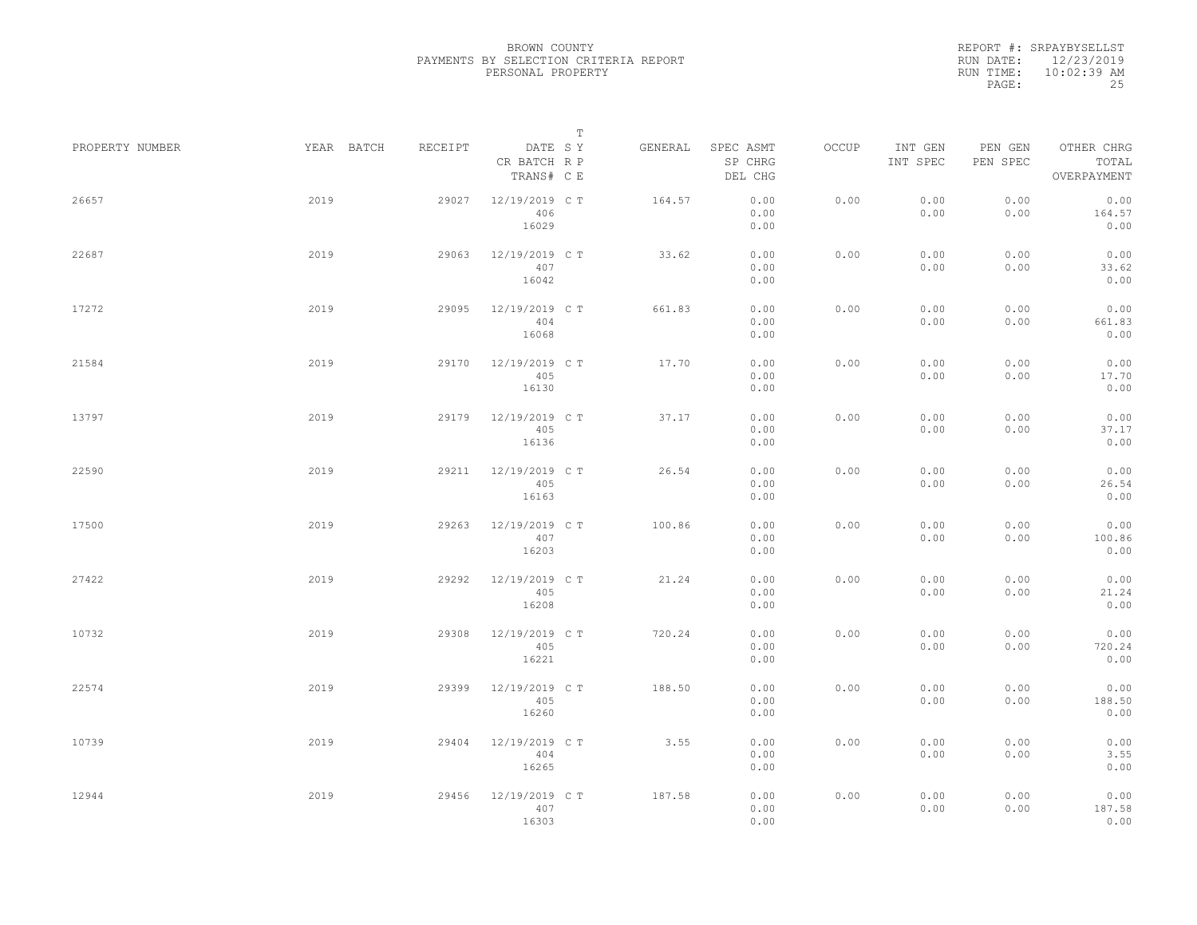BROWN COUNTY
PAYMENTS BY SELECTION CRITERIA REPORT
PERSONAL PROPERTY

REPORT #: SRPAYBYSELLST
RUN DATE: 12/23/2019
RUN TIME: 10:02:39 AM
PAGE: 25

| PROPERTY NUMBER | YEAR | BATCH | RECEIPT | DATE / CR BATCH / TRANS# | T SY RP CE | GENERAL | SPEC ASMT / SP CHRG / DEL CHG | OCCUP | INT GEN / INT SPEC | PEN GEN / PEN SPEC | OTHER CHRG / TOTAL / OVERPAYMENT |
|---|---|---|---|---|---|---|---|---|---|---|---|
| 26657 | 2019 | | 29027 | 12/19/2019 / 406 / 16029 | C T | 164.57 | 0.00 / 0.00 / 0.00 | 0.00 | 0.00 / 0.00 | 0.00 / 0.00 | 0.00 / 164.57 / 0.00 |
| 22687 | 2019 | | 29063 | 12/19/2019 / 407 / 16042 | C T | 33.62 | 0.00 / 0.00 / 0.00 | 0.00 | 0.00 / 0.00 | 0.00 / 0.00 | 0.00 / 33.62 / 0.00 |
| 17272 | 2019 | | 29095 | 12/19/2019 / 404 / 16068 | C T | 661.83 | 0.00 / 0.00 / 0.00 | 0.00 | 0.00 / 0.00 | 0.00 / 0.00 | 0.00 / 661.83 / 0.00 |
| 21584 | 2019 | | 29170 | 12/19/2019 / 405 / 16130 | C T | 17.70 | 0.00 / 0.00 / 0.00 | 0.00 | 0.00 / 0.00 | 0.00 / 0.00 | 0.00 / 17.70 / 0.00 |
| 13797 | 2019 | | 29179 | 12/19/2019 / 405 / 16136 | C T | 37.17 | 0.00 / 0.00 / 0.00 | 0.00 | 0.00 / 0.00 | 0.00 / 0.00 | 0.00 / 37.17 / 0.00 |
| 22590 | 2019 | | 29211 | 12/19/2019 / 405 / 16163 | C T | 26.54 | 0.00 / 0.00 / 0.00 | 0.00 | 0.00 / 0.00 | 0.00 / 0.00 | 0.00 / 26.54 / 0.00 |
| 17500 | 2019 | | 29263 | 12/19/2019 / 407 / 16203 | C T | 100.86 | 0.00 / 0.00 / 0.00 | 0.00 | 0.00 / 0.00 | 0.00 / 0.00 | 0.00 / 100.86 / 0.00 |
| 27422 | 2019 | | 29292 | 12/19/2019 / 405 / 16208 | C T | 21.24 | 0.00 / 0.00 / 0.00 | 0.00 | 0.00 / 0.00 | 0.00 / 0.00 | 0.00 / 21.24 / 0.00 |
| 10732 | 2019 | | 29308 | 12/19/2019 / 405 / 16221 | C T | 720.24 | 0.00 / 0.00 / 0.00 | 0.00 | 0.00 / 0.00 | 0.00 / 0.00 | 0.00 / 720.24 / 0.00 |
| 22574 | 2019 | | 29399 | 12/19/2019 / 405 / 16260 | C T | 188.50 | 0.00 / 0.00 / 0.00 | 0.00 | 0.00 / 0.00 | 0.00 / 0.00 | 0.00 / 188.50 / 0.00 |
| 10739 | 2019 | | 29404 | 12/19/2019 / 404 / 16265 | C T | 3.55 | 0.00 / 0.00 / 0.00 | 0.00 | 0.00 / 0.00 | 0.00 / 0.00 | 0.00 / 3.55 / 0.00 |
| 12944 | 2019 | | 29456 | 12/19/2019 / 407 / 16303 | C T | 187.58 | 0.00 / 0.00 / 0.00 | 0.00 | 0.00 / 0.00 | 0.00 / 0.00 | 0.00 / 187.58 / 0.00 |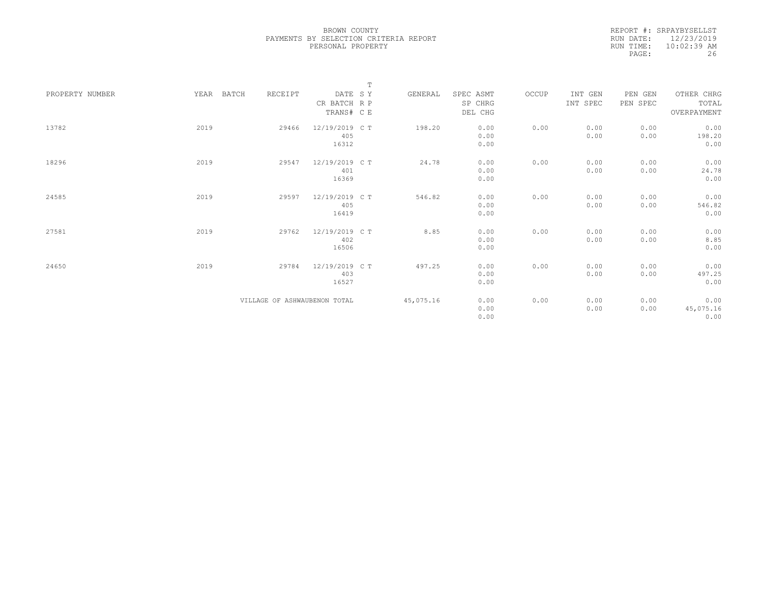BROWN COUNTY
PAYMENTS BY SELECTION CRITERIA REPORT
PERSONAL PROPERTY

REPORT #: SRPAYBYSELLST
RUN DATE: 12/23/2019
RUN TIME: 10:02:39 AM
PAGE: 26

| PROPERTY NUMBER | YEAR | BATCH | RECEIPT | DATE / CR BATCH / TRANS# | T SY RP CE | GENERAL | SPEC ASMT / SP CHRG / DEL CHG | OCCUP | INT GEN / INT SPEC | PEN GEN / PEN SPEC | OTHER CHRG / TOTAL / OVERPAYMENT |
|---|---|---|---|---|---|---|---|---|---|---|---|
| 13782 | 2019 | | 29466 | 12/19/2019 / 405 / 16312 | C T | 198.20 | 0.00 / 0.00 / 0.00 | 0.00 | 0.00 / 0.00 | 0.00 / 0.00 | 0.00 / 198.20 / 0.00 |
| 18296 | 2019 | | 29547 | 12/19/2019 / 401 / 16369 | C T | 24.78 | 0.00 / 0.00 / 0.00 | 0.00 | 0.00 / 0.00 | 0.00 / 0.00 | 0.00 / 24.78 / 0.00 |
| 24585 | 2019 | | 29597 | 12/19/2019 / 405 / 16419 | C T | 546.82 | 0.00 / 0.00 / 0.00 | 0.00 | 0.00 / 0.00 | 0.00 / 0.00 | 0.00 / 546.82 / 0.00 |
| 27581 | 2019 | | 29762 | 12/19/2019 / 402 / 16506 | C T | 8.85 | 0.00 / 0.00 / 0.00 | 0.00 | 0.00 / 0.00 | 0.00 / 0.00 | 0.00 / 8.85 / 0.00 |
| 24650 | 2019 | | 29784 | 12/19/2019 / 403 / 16527 | C T | 497.25 | 0.00 / 0.00 / 0.00 | 0.00 | 0.00 / 0.00 | 0.00 / 0.00 | 0.00 / 497.25 / 0.00 |
| | | | VILLAGE OF ASHWAUBENON TOTAL | | | 45,075.16 | 0.00 / 0.00 / 0.00 | 0.00 | 0.00 / 0.00 | 0.00 / 0.00 | 0.00 / 45,075.16 / 0.00 |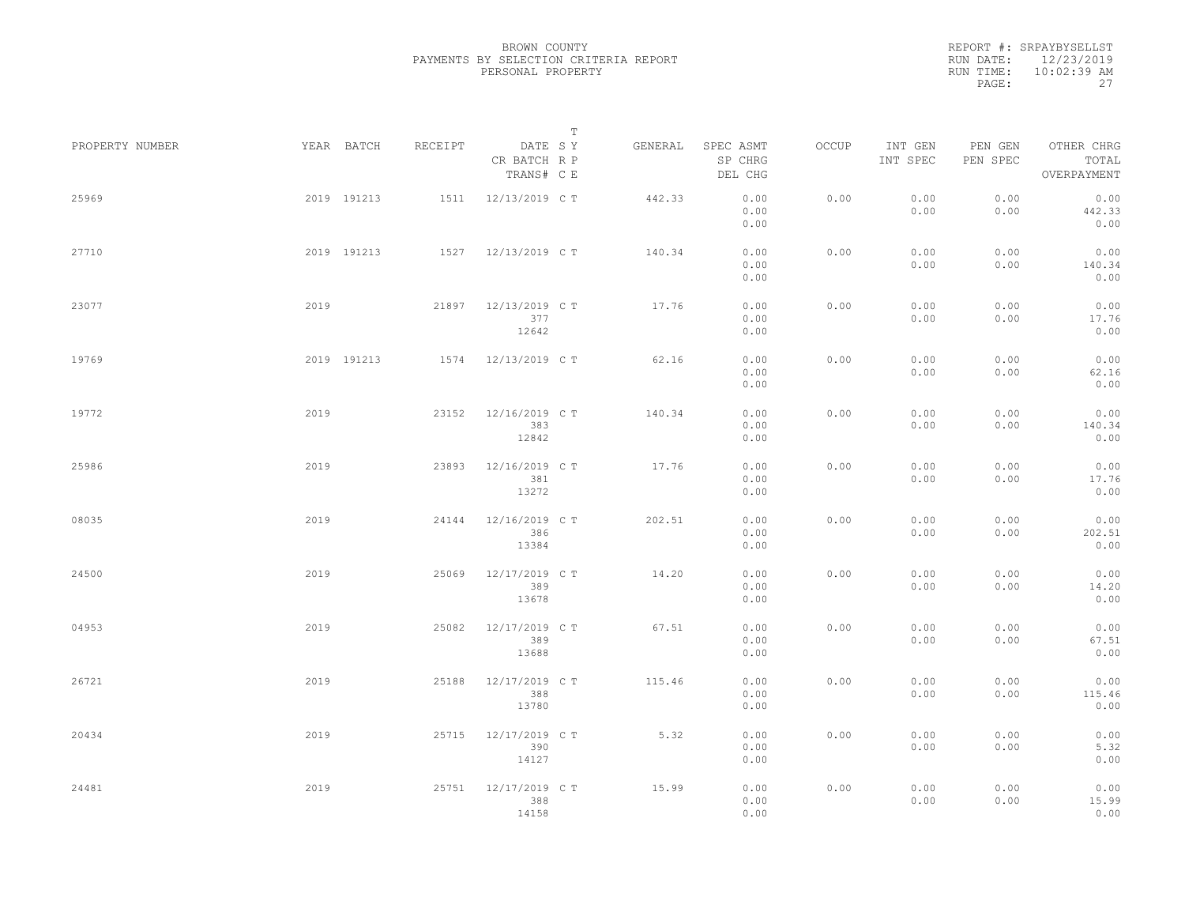BROWN COUNTY
PAYMENTS BY SELECTION CRITERIA REPORT
PERSONAL PROPERTY

REPORT #: SRPAYBYSELLST
RUN DATE: 12/23/2019
RUN TIME: 10:02:39 AM

| PROPERTY NUMBER | YEAR | BATCH | RECEIPT | DATE / CR BATCH / TRANS# | T SYP | T RPE | GENERAL | SPEC ASMT / SP CHRG / DEL CHG | OCCUP | INT GEN / INT SPEC | PEN GEN / PEN SPEC | OTHER CHRG / TOTAL / OVERPAYMENT |
|---|---|---|---|---|---|---|---|---|---|---|---|---|
| 25969 | 2019 | 191213 | 1511 | 12/13/2019 | C | T | 442.33 | 0.00 / 0.00 / 0.00 | 0.00 | 0.00 / 0.00 | 0.00 / 0.00 | 0.00 / 442.33 / 0.00 |
| 27710 | 2019 | 191213 | 1527 | 12/13/2019 | C | T | 140.34 | 0.00 / 0.00 / 0.00 | 0.00 | 0.00 / 0.00 | 0.00 / 0.00 | 0.00 / 140.34 / 0.00 |
| 23077 | 2019 | | 21897 | 12/13/2019 / 377 / 12642 | C | T | 17.76 | 0.00 / 0.00 / 0.00 | 0.00 | 0.00 / 0.00 | 0.00 / 0.00 | 0.00 / 17.76 / 0.00 |
| 19769 | 2019 | 191213 | 1574 | 12/13/2019 | C | T | 62.16 | 0.00 / 0.00 / 0.00 | 0.00 | 0.00 / 0.00 | 0.00 / 0.00 | 0.00 / 62.16 / 0.00 |
| 19772 | 2019 | | 23152 | 12/16/2019 / 383 / 12842 | C | T | 140.34 | 0.00 / 0.00 / 0.00 | 0.00 | 0.00 / 0.00 | 0.00 / 0.00 | 0.00 / 140.34 / 0.00 |
| 25986 | 2019 | | 23893 | 12/16/2019 / 381 / 13272 | C | T | 17.76 | 0.00 / 0.00 / 0.00 | 0.00 | 0.00 / 0.00 | 0.00 / 0.00 | 0.00 / 17.76 / 0.00 |
| 08035 | 2019 | | 24144 | 12/16/2019 / 386 / 13384 | C | T | 202.51 | 0.00 / 0.00 / 0.00 | 0.00 | 0.00 / 0.00 | 0.00 / 0.00 | 0.00 / 202.51 / 0.00 |
| 24500 | 2019 | | 25069 | 12/17/2019 / 389 / 13678 | C | T | 14.20 | 0.00 / 0.00 / 0.00 | 0.00 | 0.00 / 0.00 | 0.00 / 0.00 | 0.00 / 14.20 / 0.00 |
| 04953 | 2019 | | 25082 | 12/17/2019 / 389 / 13688 | C | T | 67.51 | 0.00 / 0.00 / 0.00 | 0.00 | 0.00 / 0.00 | 0.00 / 0.00 | 0.00 / 67.51 / 0.00 |
| 26721 | 2019 | | 25188 | 12/17/2019 / 388 / 13780 | C | T | 115.46 | 0.00 / 0.00 / 0.00 | 0.00 | 0.00 / 0.00 | 0.00 / 0.00 | 0.00 / 115.46 / 0.00 |
| 20434 | 2019 | | 25715 | 12/17/2019 / 390 / 14127 | C | T | 5.32 | 0.00 / 0.00 / 0.00 | 0.00 | 0.00 / 0.00 | 0.00 / 0.00 | 0.00 / 5.32 / 0.00 |
| 24481 | 2019 | | 25751 | 12/17/2019 / 388 / 14158 | C | T | 15.99 | 0.00 / 0.00 / 0.00 | 0.00 | 0.00 / 0.00 | 0.00 / 0.00 | 0.00 / 15.99 / 0.00 |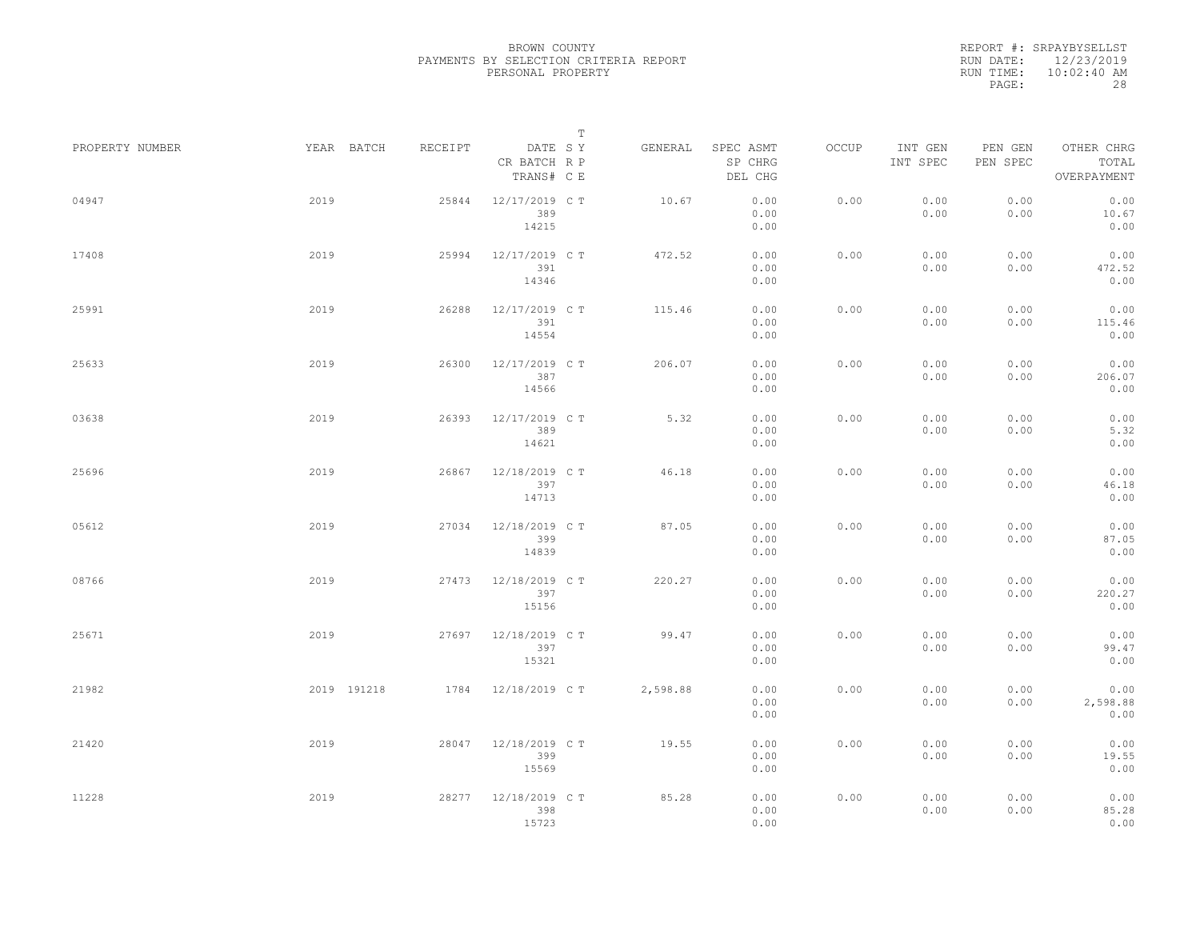BROWN COUNTY
PAYMENTS BY SELECTION CRITERIA REPORT
PERSONAL PROPERTY

REPORT #: SRPAYBYSELLST
RUN DATE: 12/23/2019
RUN TIME: 10:02:40 AM

| PROPERTY NUMBER | YEAR | BATCH | RECEIPT | DATE / CR BATCH / TRANS# | S R C | T Y P E | GENERAL | SPEC ASMT / SP CHRG / DEL CHG | OCCUP | INT GEN / INT SPEC | PEN GEN / PEN SPEC | OTHER CHRG / TOTAL / OVERPAYMENT |
|---|---|---|---|---|---|---|---|---|---|---|---|---|
| 04947 | 2019 | | 25844 | 12/17/2019 / 389 / 14215 | C | T | 10.67 | 0.00 / 0.00 / 0.00 | 0.00 | 0.00 / 0.00 | 0.00 / 0.00 | 0.00 / 10.67 / 0.00 |
| 17408 | 2019 | | 25994 | 12/17/2019 / 391 / 14346 | C | T | 472.52 | 0.00 / 0.00 / 0.00 | 0.00 | 0.00 / 0.00 | 0.00 / 0.00 | 0.00 / 472.52 / 0.00 |
| 25991 | 2019 | | 26288 | 12/17/2019 / 391 / 14554 | C | T | 115.46 | 0.00 / 0.00 / 0.00 | 0.00 | 0.00 / 0.00 | 0.00 / 0.00 | 0.00 / 115.46 / 0.00 |
| 25633 | 2019 | | 26300 | 12/17/2019 / 387 / 14566 | C | T | 206.07 | 0.00 / 0.00 / 0.00 | 0.00 | 0.00 / 0.00 | 0.00 / 0.00 | 0.00 / 206.07 / 0.00 |
| 03638 | 2019 | | 26393 | 12/17/2019 / 389 / 14621 | C | T | 5.32 | 0.00 / 0.00 / 0.00 | 0.00 | 0.00 / 0.00 | 0.00 / 0.00 | 0.00 / 5.32 / 0.00 |
| 25696 | 2019 | | 26867 | 12/18/2019 / 397 / 14713 | C | T | 46.18 | 0.00 / 0.00 / 0.00 | 0.00 | 0.00 / 0.00 | 0.00 / 0.00 | 0.00 / 46.18 / 0.00 |
| 05612 | 2019 | | 27034 | 12/18/2019 / 399 / 14839 | C | T | 87.05 | 0.00 / 0.00 / 0.00 | 0.00 | 0.00 / 0.00 | 0.00 / 0.00 | 0.00 / 87.05 / 0.00 |
| 08766 | 2019 | | 27473 | 12/18/2019 / 397 / 15156 | C | T | 220.27 | 0.00 / 0.00 / 0.00 | 0.00 | 0.00 / 0.00 | 0.00 / 0.00 | 0.00 / 220.27 / 0.00 |
| 25671 | 2019 | | 27697 | 12/18/2019 / 397 / 15321 | C | T | 99.47 | 0.00 / 0.00 / 0.00 | 0.00 | 0.00 / 0.00 | 0.00 / 0.00 | 0.00 / 99.47 / 0.00 |
| 21982 | 2019 | 191218 | 1784 | 12/18/2019 | C | T | 2,598.88 | 0.00 / 0.00 / 0.00 | 0.00 | 0.00 / 0.00 | 0.00 / 0.00 | 0.00 / 2,598.88 / 0.00 |
| 21420 | 2019 | | 28047 | 12/18/2019 / 399 / 15569 | C | T | 19.55 | 0.00 / 0.00 / 0.00 | 0.00 | 0.00 / 0.00 | 0.00 / 0.00 | 0.00 / 19.55 / 0.00 |
| 11228 | 2019 | | 28277 | 12/18/2019 / 398 / 15723 | C | T | 85.28 | 0.00 / 0.00 / 0.00 | 0.00 | 0.00 / 0.00 | 0.00 / 0.00 | 0.00 / 85.28 / 0.00 |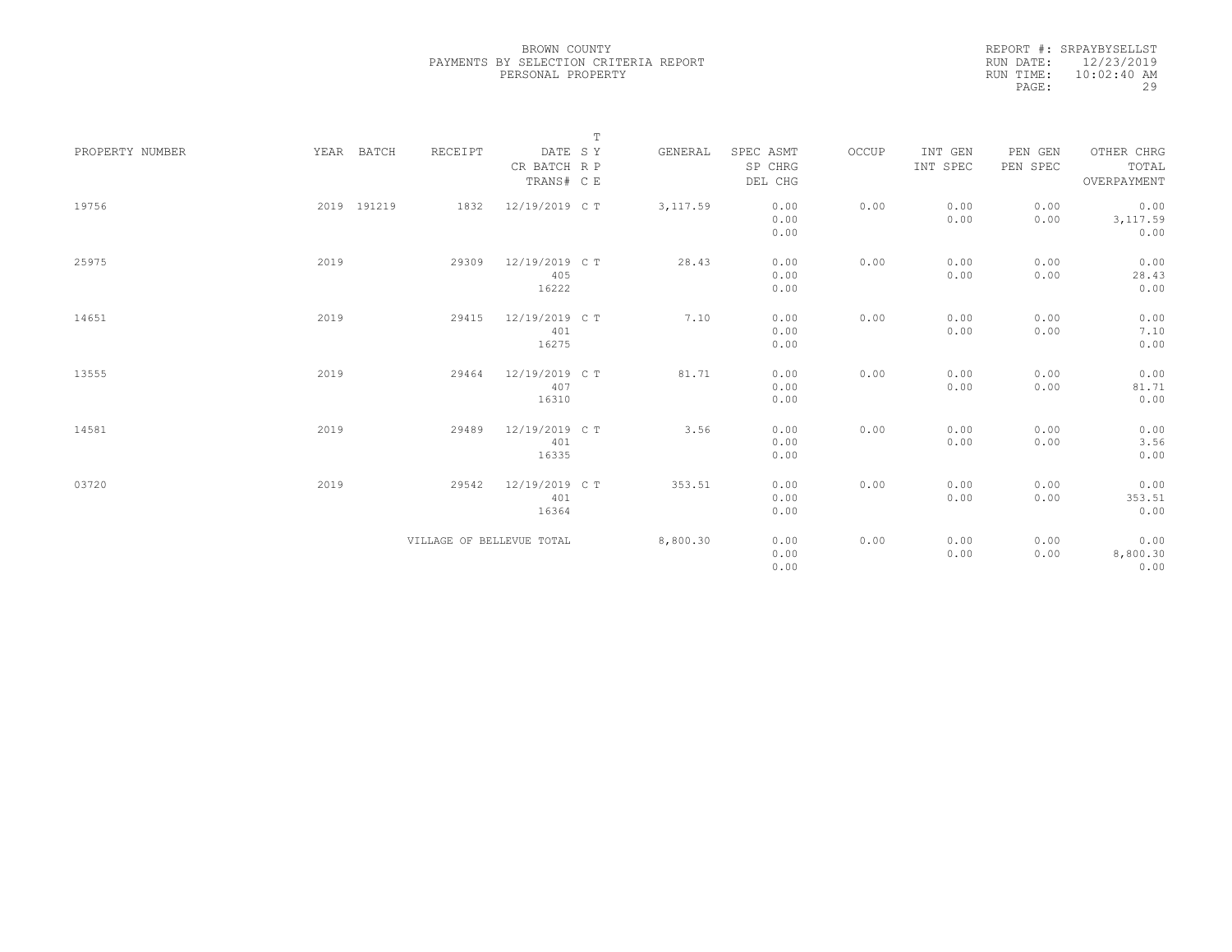BROWN COUNTY
PAYMENTS BY SELECTION CRITERIA REPORT
PERSONAL PROPERTY

REPORT #: SRPAYBYSELLST
RUN DATE: 12/23/2019
RUN TIME: 10:02:40 AM

| PROPERTY NUMBER | YEAR | BATCH | RECEIPT | DATE / CR BATCH / TRANS# | S R C | T Y P E | GENERAL | SPEC ASMT / SP CHRG / DEL CHG | OCCUP | INT GEN / INT SPEC | PEN GEN / PEN SPEC | OTHER CHRG / TOTAL / OVERPAYMENT |
|---|---|---|---|---|---|---|---|---|---|---|---|---|
| 19756 | 2019 | 191219 | 1832 | 12/19/2019 | C | T | 3,117.59 | 0.00 / 0.00 / 0.00 | 0.00 | 0.00 / 0.00 | 0.00 / 0.00 | 0.00 / 3,117.59 / 0.00 |
| 25975 | 2019 | | 29309 | 12/19/2019 / 405 / 16222 | C | T | 28.43 | 0.00 / 0.00 / 0.00 | 0.00 | 0.00 / 0.00 | 0.00 / 0.00 | 0.00 / 28.43 / 0.00 |
| 14651 | 2019 | | 29415 | 12/19/2019 / 401 / 16275 | C | T | 7.10 | 0.00 / 0.00 / 0.00 | 0.00 | 0.00 / 0.00 | 0.00 / 0.00 | 0.00 / 7.10 / 0.00 |
| 13555 | 2019 | | 29464 | 12/19/2019 / 407 / 16310 | C | T | 81.71 | 0.00 / 0.00 / 0.00 | 0.00 | 0.00 / 0.00 | 0.00 / 0.00 | 0.00 / 81.71 / 0.00 |
| 14581 | 2019 | | 29489 | 12/19/2019 / 401 / 16335 | C | T | 3.56 | 0.00 / 0.00 / 0.00 | 0.00 | 0.00 / 0.00 | 0.00 / 0.00 | 0.00 / 3.56 / 0.00 |
| 03720 | 2019 | | 29542 | 12/19/2019 / 401 / 16364 | C | T | 353.51 | 0.00 / 0.00 / 0.00 | 0.00 | 0.00 / 0.00 | 0.00 / 0.00 | 0.00 / 353.51 / 0.00 |
| | | | VILLAGE OF BELLEVUE TOTAL | | | | 8,800.30 | 0.00 / 0.00 / 0.00 | 0.00 | 0.00 / 0.00 | 0.00 / 0.00 | 0.00 / 8,800.30 / 0.00 |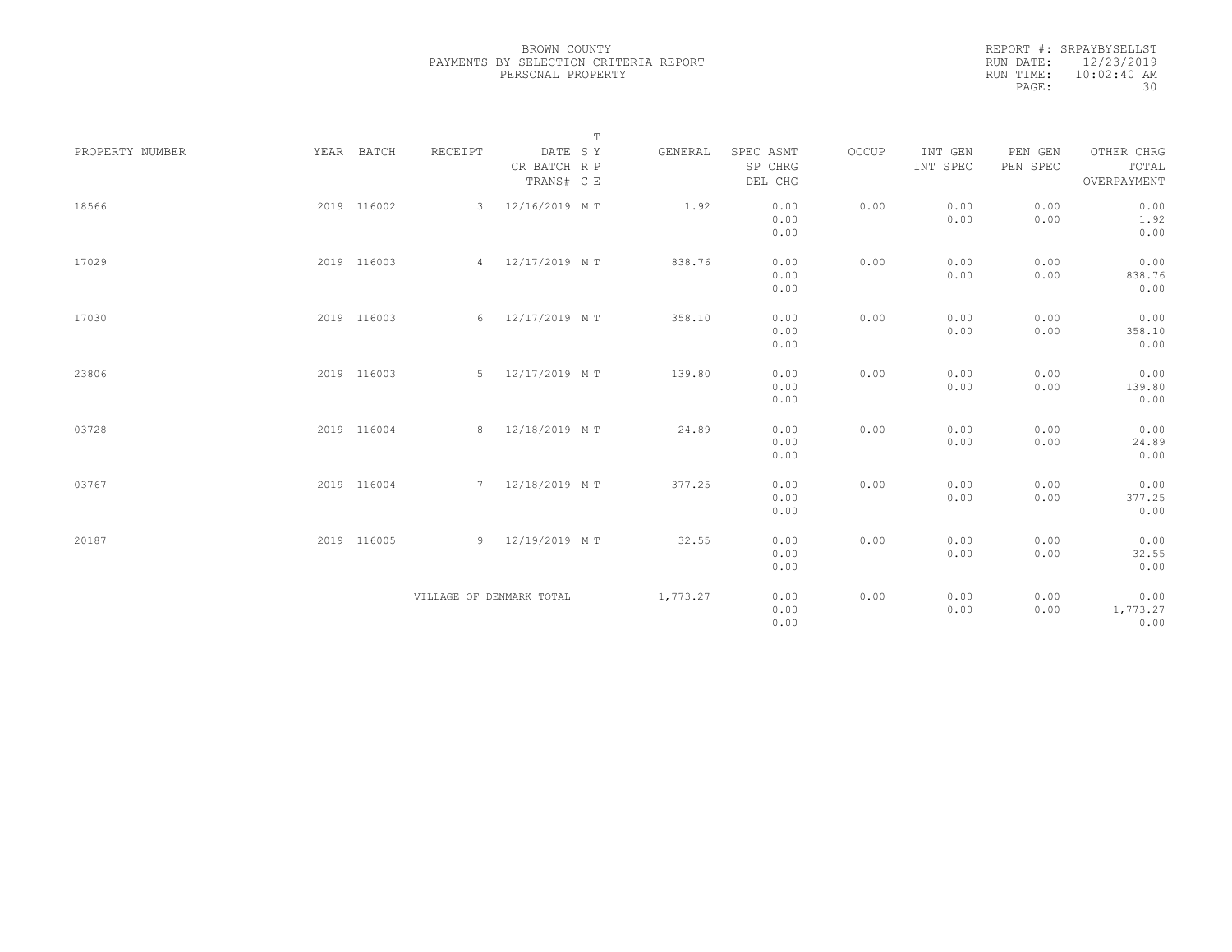BROWN COUNTY
PAYMENTS BY SELECTION CRITERIA REPORT
PERSONAL PROPERTY

REPORT #: SRPAYBYSELLST
RUN DATE: 12/23/2019
RUN TIME: 10:02:40 AM

| PROPERTY NUMBER | YEAR | BATCH | RECEIPT | DATE / CR BATCH / TRANS# | T S Y R P C E | GENERAL | SPEC ASMT / SP CHRG / DEL CHG | OCCUP | INT GEN / INT SPEC | PEN GEN / PEN SPEC | OTHER CHRG / TOTAL / OVERPAYMENT |
|---|---|---|---|---|---|---|---|---|---|---|---|
| 18566 | 2019 | 116002 | 3 | 12/16/2019 | M T | 1.92 | 0.00 / 0.00 / 0.00 | 0.00 | 0.00 / 0.00 | 0.00 / 0.00 | 0.00 / 1.92 / 0.00 |
| 17029 | 2019 | 116003 | 4 | 12/17/2019 | M T | 838.76 | 0.00 / 0.00 / 0.00 | 0.00 | 0.00 / 0.00 | 0.00 / 0.00 | 0.00 / 838.76 / 0.00 |
| 17030 | 2019 | 116003 | 6 | 12/17/2019 | M T | 358.10 | 0.00 / 0.00 / 0.00 | 0.00 | 0.00 / 0.00 | 0.00 / 0.00 | 0.00 / 358.10 / 0.00 |
| 23806 | 2019 | 116003 | 5 | 12/17/2019 | M T | 139.80 | 0.00 / 0.00 / 0.00 | 0.00 | 0.00 / 0.00 | 0.00 / 0.00 | 0.00 / 139.80 / 0.00 |
| 03728 | 2019 | 116004 | 8 | 12/18/2019 | M T | 24.89 | 0.00 / 0.00 / 0.00 | 0.00 | 0.00 / 0.00 | 0.00 / 0.00 | 0.00 / 24.89 / 0.00 |
| 03767 | 2019 | 116004 | 7 | 12/18/2019 | M T | 377.25 | 0.00 / 0.00 / 0.00 | 0.00 | 0.00 / 0.00 | 0.00 / 0.00 | 0.00 / 377.25 / 0.00 |
| 20187 | 2019 | 116005 | 9 | 12/19/2019 | M T | 32.55 | 0.00 / 0.00 / 0.00 | 0.00 | 0.00 / 0.00 | 0.00 / 0.00 | 0.00 / 32.55 / 0.00 |
| | | | VILLAGE OF DENMARK TOTAL | | | 1,773.27 | 0.00 / 0.00 / 0.00 | 0.00 | 0.00 / 0.00 | 0.00 / 0.00 | 0.00 / 1,773.27 / 0.00 |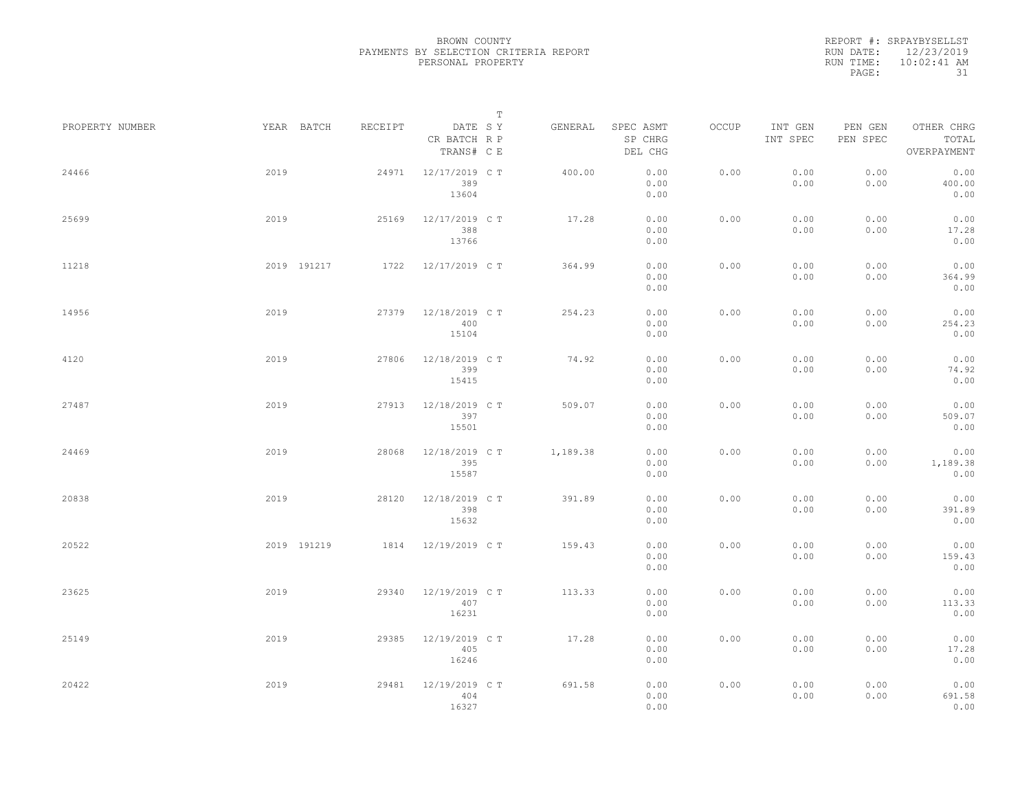BROWN COUNTY
PAYMENTS BY SELECTION CRITERIA REPORT
PERSONAL PROPERTY

REPORT #: SRPAYBYSELLST
RUN DATE: 12/23/2019
RUN TIME: 10:02:41 AM

| PROPERTY NUMBER | YEAR | BATCH | RECEIPT | DATE / CR BATCH / TRANS# | S R C | T Y P E | GENERAL | SPEC ASMT / SP CHRG / DEL CHG | OCCUP | INT GEN / INT SPEC | PEN GEN / PEN SPEC | OTHER CHRG / TOTAL / OVERPAYMENT |
|---|---|---|---|---|---|---|---|---|---|---|---|---|
| 24466 | 2019 | | 24971 | 12/17/2019 / 389 / 13604 | C | T | 400.00 | 0.00 / 0.00 / 0.00 | 0.00 | 0.00 / 0.00 | 0.00 / 0.00 | 0.00 / 400.00 / 0.00 |
| 25699 | 2019 | | 25169 | 12/17/2019 / 388 / 13766 | C | T | 17.28 | 0.00 / 0.00 / 0.00 | 0.00 | 0.00 / 0.00 | 0.00 / 0.00 | 0.00 / 17.28 / 0.00 |
| 11218 | 2019 | 191217 | 1722 | 12/17/2019 | C | T | 364.99 | 0.00 / 0.00 / 0.00 | 0.00 | 0.00 / 0.00 | 0.00 / 0.00 | 0.00 / 364.99 / 0.00 |
| 14956 | 2019 | | 27379 | 12/18/2019 / 400 / 15104 | C | T | 254.23 | 0.00 / 0.00 / 0.00 | 0.00 | 0.00 / 0.00 | 0.00 / 0.00 | 0.00 / 254.23 / 0.00 |
| 4120 | 2019 | | 27806 | 12/18/2019 / 399 / 15415 | C | T | 74.92 | 0.00 / 0.00 / 0.00 | 0.00 | 0.00 / 0.00 | 0.00 / 0.00 | 0.00 / 74.92 / 0.00 |
| 27487 | 2019 | | 27913 | 12/18/2019 / 397 / 15501 | C | T | 509.07 | 0.00 / 0.00 / 0.00 | 0.00 | 0.00 / 0.00 | 0.00 / 0.00 | 0.00 / 509.07 / 0.00 |
| 24469 | 2019 | | 28068 | 12/18/2019 / 395 / 15587 | C | T | 1,189.38 | 0.00 / 0.00 / 0.00 | 0.00 | 0.00 / 0.00 | 0.00 / 0.00 | 0.00 / 1,189.38 / 0.00 |
| 20838 | 2019 | | 28120 | 12/18/2019 / 398 / 15632 | C | T | 391.89 | 0.00 / 0.00 / 0.00 | 0.00 | 0.00 / 0.00 | 0.00 / 0.00 | 0.00 / 391.89 / 0.00 |
| 20522 | 2019 | 191219 | 1814 | 12/19/2019 | C | T | 159.43 | 0.00 / 0.00 / 0.00 | 0.00 | 0.00 / 0.00 | 0.00 / 0.00 | 0.00 / 159.43 / 0.00 |
| 23625 | 2019 | | 29340 | 12/19/2019 / 407 / 16231 | C | T | 113.33 | 0.00 / 0.00 / 0.00 | 0.00 | 0.00 / 0.00 | 0.00 / 0.00 | 0.00 / 113.33 / 0.00 |
| 25149 | 2019 | | 29385 | 12/19/2019 / 405 / 16246 | C | T | 17.28 | 0.00 / 0.00 / 0.00 | 0.00 | 0.00 / 0.00 | 0.00 / 0.00 | 0.00 / 17.28 / 0.00 |
| 20422 | 2019 | | 29481 | 12/19/2019 / 404 / 16327 | C | T | 691.58 | 0.00 / 0.00 / 0.00 | 0.00 | 0.00 / 0.00 | 0.00 / 0.00 | 0.00 / 691.58 / 0.00 |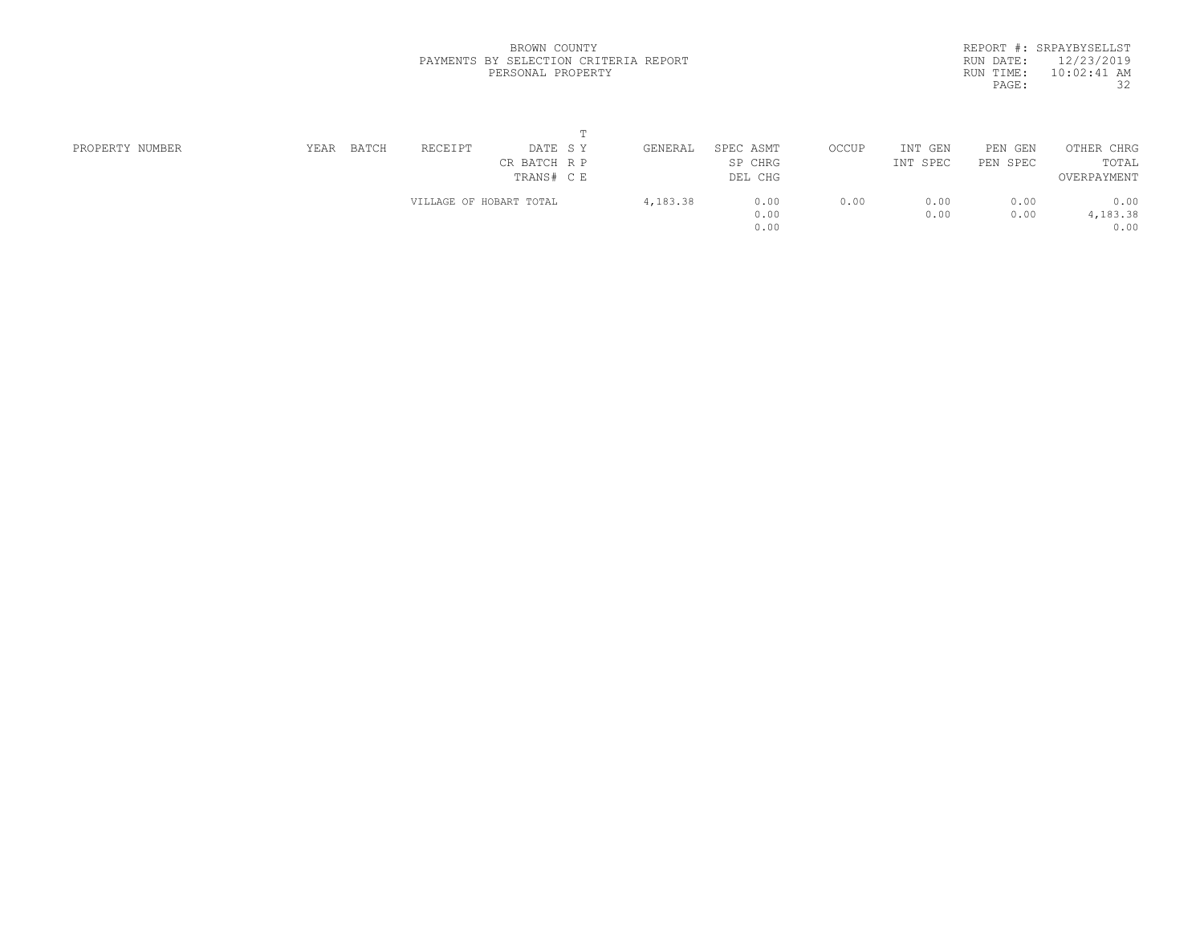BROWN COUNTY
PAYMENTS BY SELECTION CRITERIA REPORT
PERSONAL PROPERTY

REPORT #: SRPAYBYSELLST
RUN DATE: 12/23/2019
RUN TIME: 10:02:41 AM

| PROPERTY NUMBER | YEAR | BATCH | RECEIPT | DATE / CR BATCH / TRANS# | T Y R P C E | GENERAL | SPEC ASMT / SP CHRG / DEL CHG | OCCUP | INT GEN / INT SPEC | PEN GEN / PEN SPEC | OTHER CHRG / TOTAL / OVERPAYMENT |
|---|---|---|---|---|---|---|---|---|---|---|---|
| | | | VILLAGE OF HOBART TOTAL | | | 4,183.38 | 0.00 | 0.00 | 0.00 | 0.00 | 0.00 |
| | | | | | | | 0.00 | | 0.00 | 0.00 | 4,183.38 |
| | | | | | | | 0.00 | | | | 0.00 |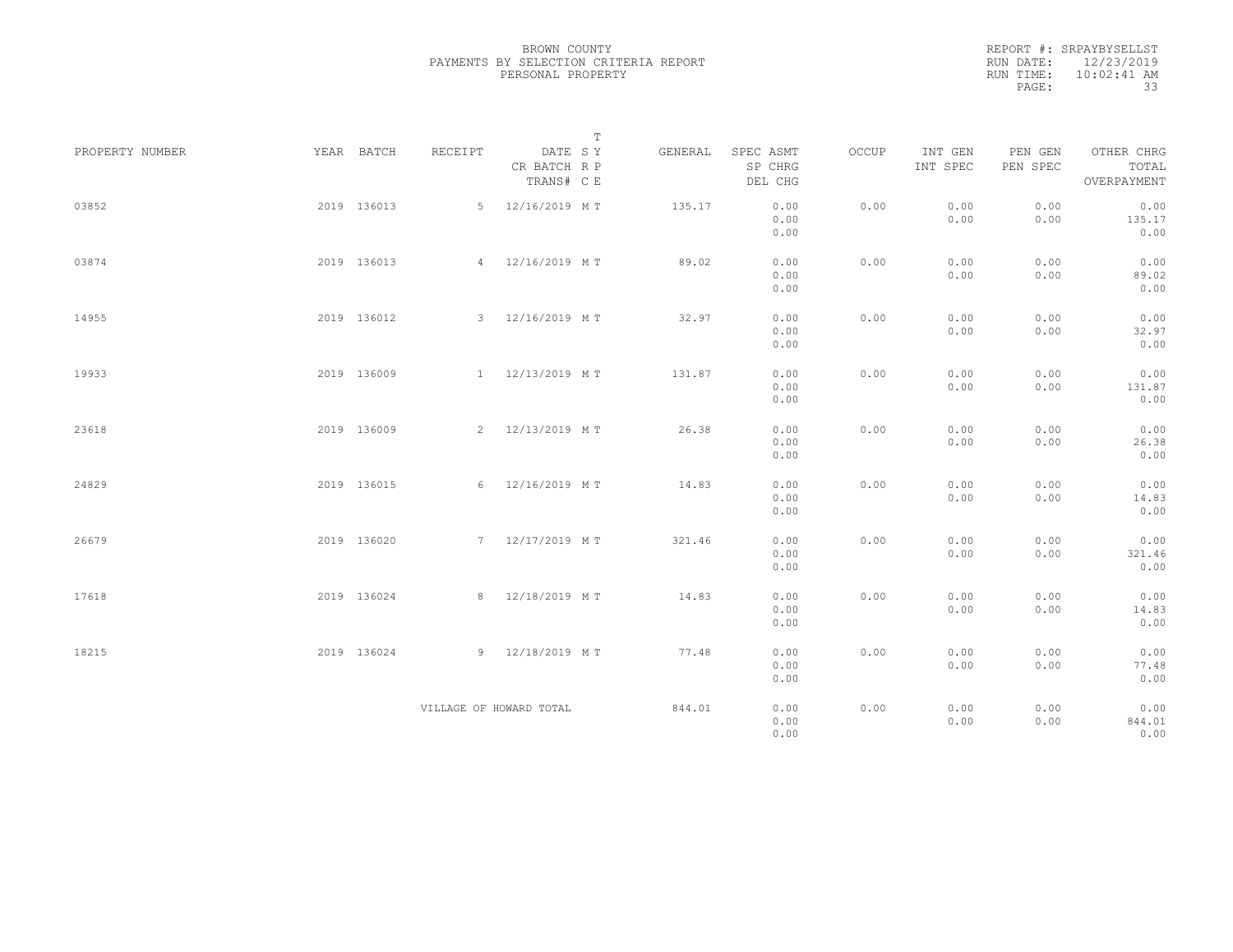BROWN COUNTY
PAYMENTS BY SELECTION CRITERIA REPORT
PERSONAL PROPERTY

REPORT #: SRPAYBYSELLST
RUN DATE: 12/23/2019
RUN TIME: 10:02:41 AM

| PROPERTY NUMBER | YEAR | BATCH | RECEIPT | DATE / CR BATCH / TRANS# | T SY RP CE | GENERAL | SPEC ASMT / SP CHRG / DEL CHG | OCCUP | INT GEN / INT SPEC | PEN GEN / PEN SPEC | OTHER CHRG / TOTAL / OVERPAYMENT |
|---|---|---|---|---|---|---|---|---|---|---|---|
| 03852 | 2019 | 136013 | 5 | 12/16/2019 | M T | 135.17 | 0.00 / 0.00 / 0.00 | 0.00 | 0.00 / 0.00 | 0.00 / 0.00 | 0.00 / 135.17 / 0.00 |
| 03874 | 2019 | 136013 | 4 | 12/16/2019 | M T | 89.02 | 0.00 / 0.00 / 0.00 | 0.00 | 0.00 / 0.00 | 0.00 / 0.00 | 0.00 / 89.02 / 0.00 |
| 14955 | 2019 | 136012 | 3 | 12/16/2019 | M T | 32.97 | 0.00 / 0.00 / 0.00 | 0.00 | 0.00 / 0.00 | 0.00 / 0.00 | 0.00 / 32.97 / 0.00 |
| 19933 | 2019 | 136009 | 1 | 12/13/2019 | M T | 131.87 | 0.00 / 0.00 / 0.00 | 0.00 | 0.00 / 0.00 | 0.00 / 0.00 | 0.00 / 131.87 / 0.00 |
| 23618 | 2019 | 136009 | 2 | 12/13/2019 | M T | 26.38 | 0.00 / 0.00 / 0.00 | 0.00 | 0.00 / 0.00 | 0.00 / 0.00 | 0.00 / 26.38 / 0.00 |
| 24829 | 2019 | 136015 | 6 | 12/16/2019 | M T | 14.83 | 0.00 / 0.00 / 0.00 | 0.00 | 0.00 / 0.00 | 0.00 / 0.00 | 0.00 / 14.83 / 0.00 |
| 26679 | 2019 | 136020 | 7 | 12/17/2019 | M T | 321.46 | 0.00 / 0.00 / 0.00 | 0.00 | 0.00 / 0.00 | 0.00 / 0.00 | 0.00 / 321.46 / 0.00 |
| 17618 | 2019 | 136024 | 8 | 12/18/2019 | M T | 14.83 | 0.00 / 0.00 / 0.00 | 0.00 | 0.00 / 0.00 | 0.00 / 0.00 | 0.00 / 14.83 / 0.00 |
| 18215 | 2019 | 136024 | 9 | 12/18/2019 | M T | 77.48 | 0.00 / 0.00 / 0.00 | 0.00 | 0.00 / 0.00 | 0.00 / 0.00 | 0.00 / 77.48 / 0.00 |
| | | | VILLAGE OF HOWARD TOTAL | | | 844.01 | 0.00 / 0.00 / 0.00 | 0.00 | 0.00 / 0.00 | 0.00 / 0.00 | 0.00 / 844.01 / 0.00 |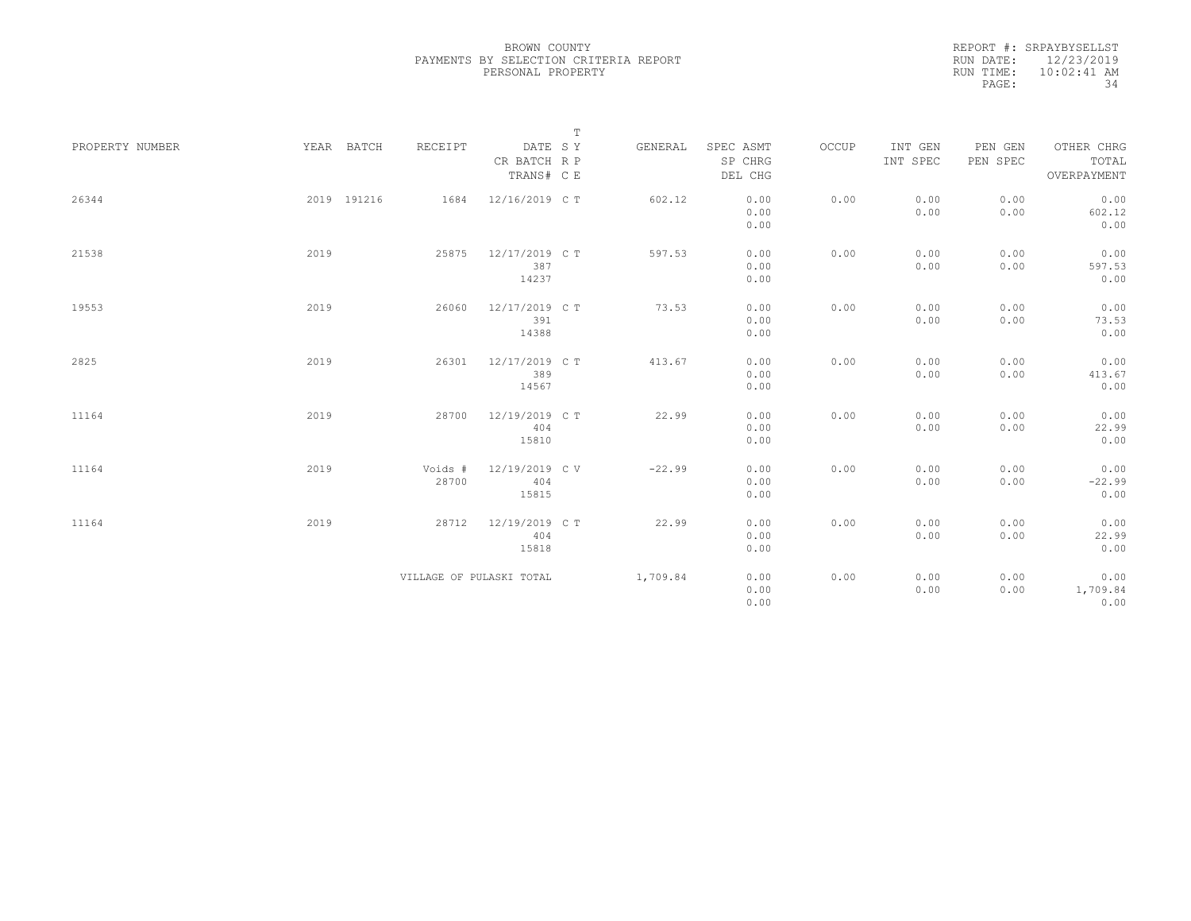BROWN COUNTY
PAYMENTS BY SELECTION CRITERIA REPORT
PERSONAL PROPERTY

REPORT #: SRPAYBYSELLST
RUN DATE: 12/23/2019
RUN TIME: 10:02:41 AM

| PROPERTY NUMBER | YEAR | BATCH | RECEIPT | DATE / CR BATCH / TRANS# | S R C | T Y P E | GENERAL | SPEC ASMT / SP CHRG / DEL CHG | OCCUP | INT GEN / INT SPEC | PEN GEN / PEN SPEC | OTHER CHRG / TOTAL / OVERPAYMENT |
|---|---|---|---|---|---|---|---|---|---|---|---|---|
| 26344 | 2019 | 191216 | 1684 | 12/16/2019 | C | T | 602.12 | 0.00 / 0.00 / 0.00 | 0.00 | 0.00 / 0.00 | 0.00 / 0.00 | 0.00 / 602.12 / 0.00 |
| 21538 | 2019 | | 25875 | 12/17/2019 / 387 / 14237 | C | T | 597.53 | 0.00 / 0.00 / 0.00 | 0.00 | 0.00 / 0.00 | 0.00 / 0.00 | 0.00 / 597.53 / 0.00 |
| 19553 | 2019 | | 26060 | 12/17/2019 / 391 / 14388 | C | T | 73.53 | 0.00 / 0.00 / 0.00 | 0.00 | 0.00 / 0.00 | 0.00 / 0.00 | 0.00 / 73.53 / 0.00 |
| 2825 | 2019 | | 26301 | 12/17/2019 / 389 / 14567 | C | T | 413.67 | 0.00 / 0.00 / 0.00 | 0.00 | 0.00 / 0.00 | 0.00 / 0.00 | 0.00 / 413.67 / 0.00 |
| 11164 | 2019 | | 28700 | 12/19/2019 / 404 / 15810 | C | T | 22.99 | 0.00 / 0.00 / 0.00 | 0.00 | 0.00 / 0.00 | 0.00 / 0.00 | 0.00 / 22.99 / 0.00 |
| 11164 | 2019 | | Voids # 28700 | 12/19/2019 / 404 / 15815 | C | V | -22.99 | 0.00 / 0.00 / 0.00 | 0.00 | 0.00 / 0.00 | 0.00 / 0.00 | 0.00 / -22.99 / 0.00 |
| 11164 | 2019 | | 28712 | 12/19/2019 / 404 / 15818 | C | T | 22.99 | 0.00 / 0.00 / 0.00 | 0.00 | 0.00 / 0.00 | 0.00 / 0.00 | 0.00 / 22.99 / 0.00 |
| | | | VILLAGE OF PULASKI TOTAL | | | | 1,709.84 | 0.00 / 0.00 / 0.00 | 0.00 | 0.00 / 0.00 | 0.00 / 0.00 | 0.00 / 1,709.84 / 0.00 |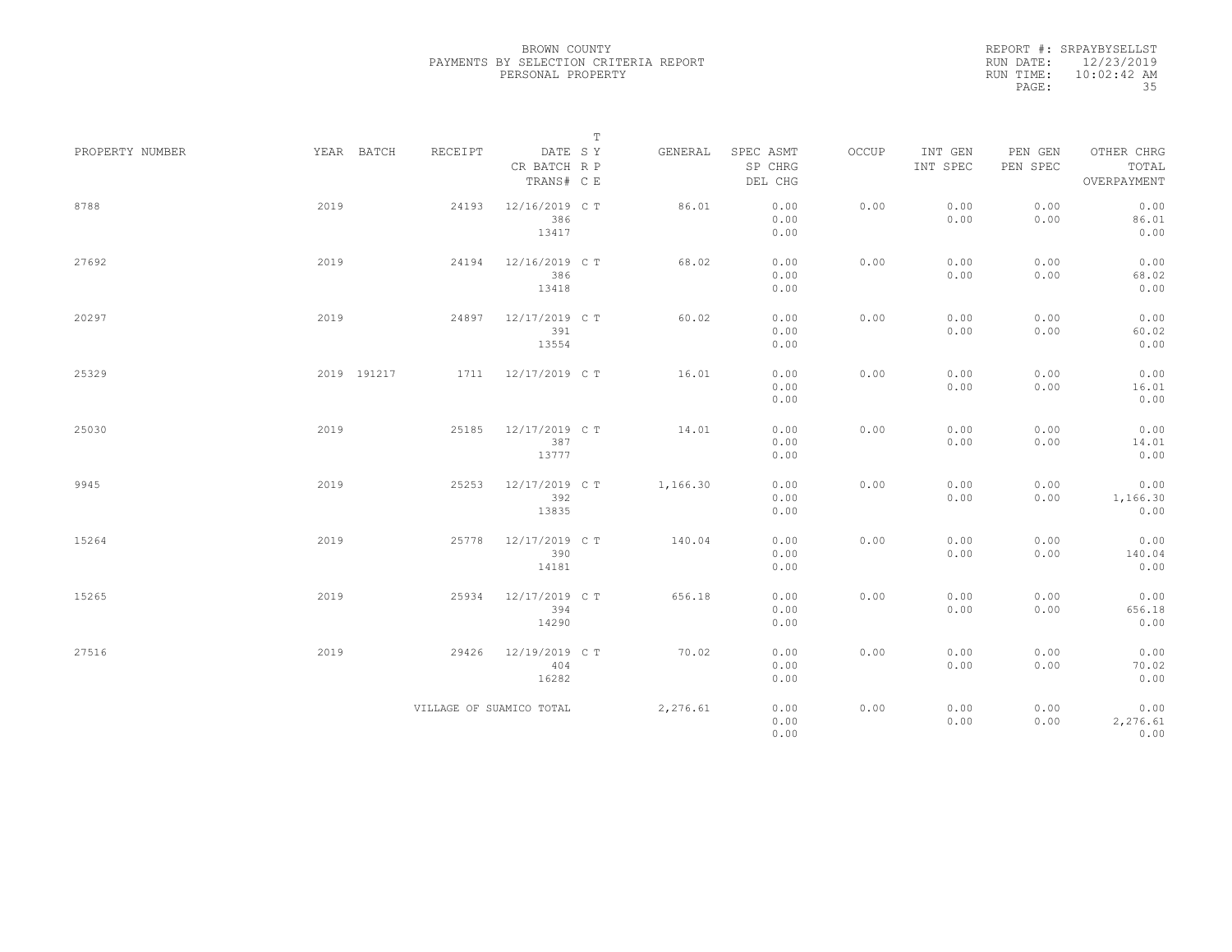BROWN COUNTY
PAYMENTS BY SELECTION CRITERIA REPORT
PERSONAL PROPERTY

REPORT #: SRPAYBYSELLST
RUN DATE: 12/23/2019
RUN TIME: 10:02:42 AM

| PROPERTY NUMBER | YEAR | BATCH | RECEIPT | DATE / CR BATCH / TRANS# | T SY RP CE | GENERAL | SPEC ASMT / SP CHRG / DEL CHG | OCCUP | INT GEN / INT SPEC | PEN GEN / PEN SPEC | OTHER CHRG / TOTAL / OVERPAYMENT |
|---|---|---|---|---|---|---|---|---|---|---|---|
| 8788 | 2019 | | 24193 | 12/16/2019 386 13417 | C T | 86.01 | 0.00 0.00 0.00 | 0.00 | 0.00 0.00 | 0.00 0.00 | 0.00 86.01 0.00 |
| 27692 | 2019 | | 24194 | 12/16/2019 386 13418 | C T | 68.02 | 0.00 0.00 0.00 | 0.00 | 0.00 0.00 | 0.00 0.00 | 0.00 68.02 0.00 |
| 20297 | 2019 | | 24897 | 12/17/2019 391 13554 | C T | 60.02 | 0.00 0.00 0.00 | 0.00 | 0.00 0.00 | 0.00 0.00 | 0.00 60.02 0.00 |
| 25329 | 2019 | 191217 | 1711 | 12/17/2019 | C T | 16.01 | 0.00 0.00 0.00 | 0.00 | 0.00 0.00 | 0.00 0.00 | 0.00 16.01 0.00 |
| 25030 | 2019 | | 25185 | 12/17/2019 387 13777 | C T | 14.01 | 0.00 0.00 0.00 | 0.00 | 0.00 0.00 | 0.00 0.00 | 0.00 14.01 0.00 |
| 9945 | 2019 | | 25253 | 12/17/2019 392 13835 | C T | 1,166.30 | 0.00 0.00 0.00 | 0.00 | 0.00 0.00 | 0.00 0.00 | 0.00 1,166.30 0.00 |
| 15264 | 2019 | | 25778 | 12/17/2019 390 14181 | C T | 140.04 | 0.00 0.00 0.00 | 0.00 | 0.00 0.00 | 0.00 0.00 | 0.00 140.04 0.00 |
| 15265 | 2019 | | 25934 | 12/17/2019 394 14290 | C T | 656.18 | 0.00 0.00 0.00 | 0.00 | 0.00 0.00 | 0.00 0.00 | 0.00 656.18 0.00 |
| 27516 | 2019 | | 29426 | 12/19/2019 404 16282 | C T | 70.02 | 0.00 0.00 0.00 | 0.00 | 0.00 0.00 | 0.00 0.00 | 0.00 70.02 0.00 |
| | | | VILLAGE OF SUAMICO TOTAL | | | 2,276.61 | 0.00 0.00 0.00 | 0.00 | 0.00 0.00 | 0.00 0.00 | 0.00 2,276.61 0.00 |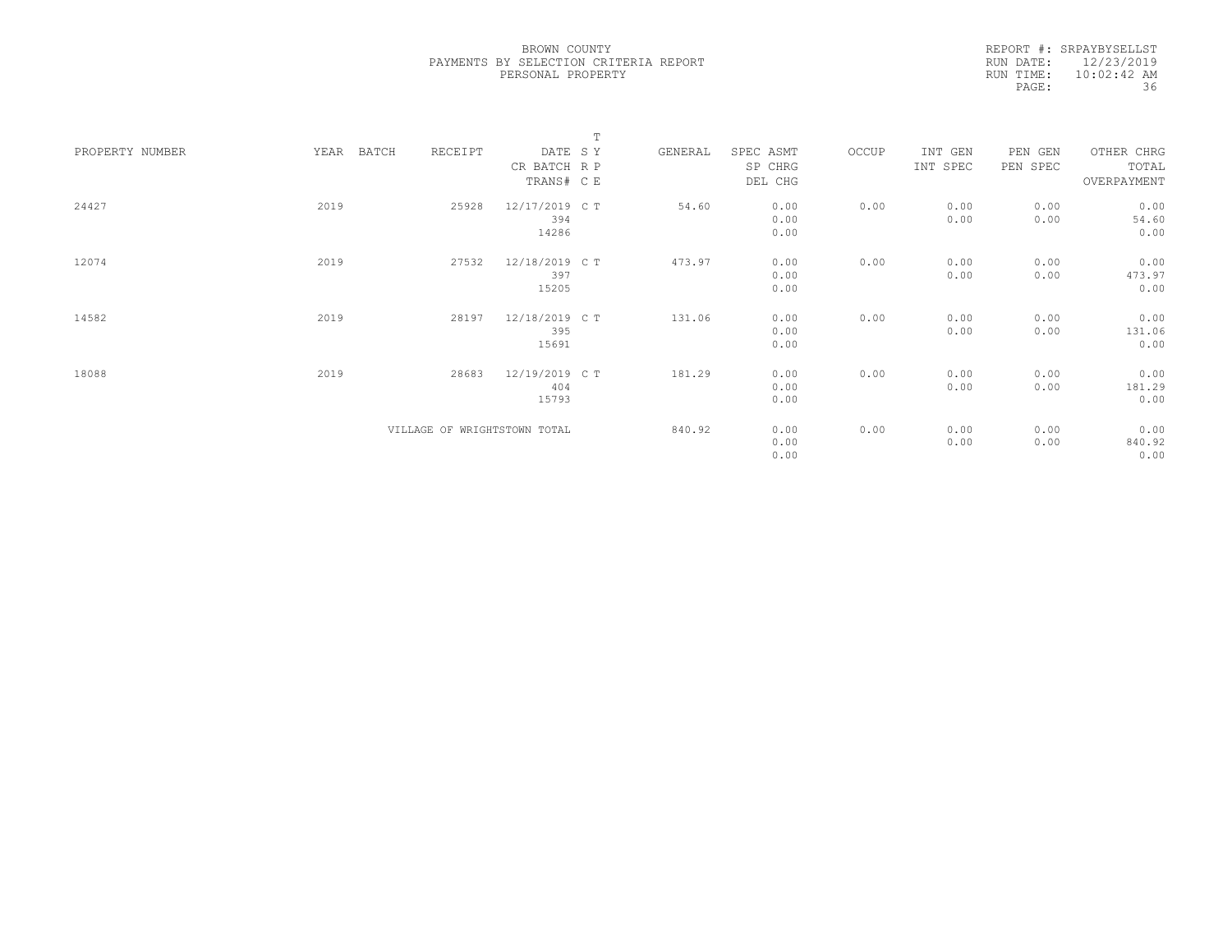BROWN COUNTY
PAYMENTS BY SELECTION CRITERIA REPORT
PERSONAL PROPERTY

REPORT #: SRPAYBYSELLST
RUN DATE: 12/23/2019
RUN TIME: 10:02:42 AM

| PROPERTY NUMBER | YEAR | BATCH | RECEIPT | DATE / CR BATCH / TRANS# | T SY / RP / CE | GENERAL | SPEC ASMT / SP CHRG / DEL CHG | OCCUP | INT GEN / INT SPEC | PEN GEN / PEN SPEC | OTHER CHRG / TOTAL / OVERPAYMENT |
|---|---|---|---|---|---|---|---|---|---|---|---|
| 24427 | 2019 | | 25928 | 12/17/2019 / 394 / 14286 | C T | 54.60 | 0.00 / 0.00 / 0.00 | 0.00 | 0.00 / 0.00 | 0.00 / 0.00 | 0.00 / 54.60 / 0.00 |
| 12074 | 2019 | | 27532 | 12/18/2019 / 397 / 15205 | C T | 473.97 | 0.00 / 0.00 / 0.00 | 0.00 | 0.00 / 0.00 | 0.00 / 0.00 | 0.00 / 473.97 / 0.00 |
| 14582 | 2019 | | 28197 | 12/18/2019 / 395 / 15691 | C T | 131.06 | 0.00 / 0.00 / 0.00 | 0.00 | 0.00 / 0.00 | 0.00 / 0.00 | 0.00 / 131.06 / 0.00 |
| 18088 | 2019 | | 28683 | 12/19/2019 / 404 / 15793 | C T | 181.29 | 0.00 / 0.00 / 0.00 | 0.00 | 0.00 / 0.00 | 0.00 / 0.00 | 0.00 / 181.29 / 0.00 |
| VILLAGE OF WRIGHTSTOWN TOTAL | | | | | | 840.92 | 0.00 / 0.00 / 0.00 | 0.00 | 0.00 / 0.00 | 0.00 / 0.00 | 0.00 / 840.92 / 0.00 |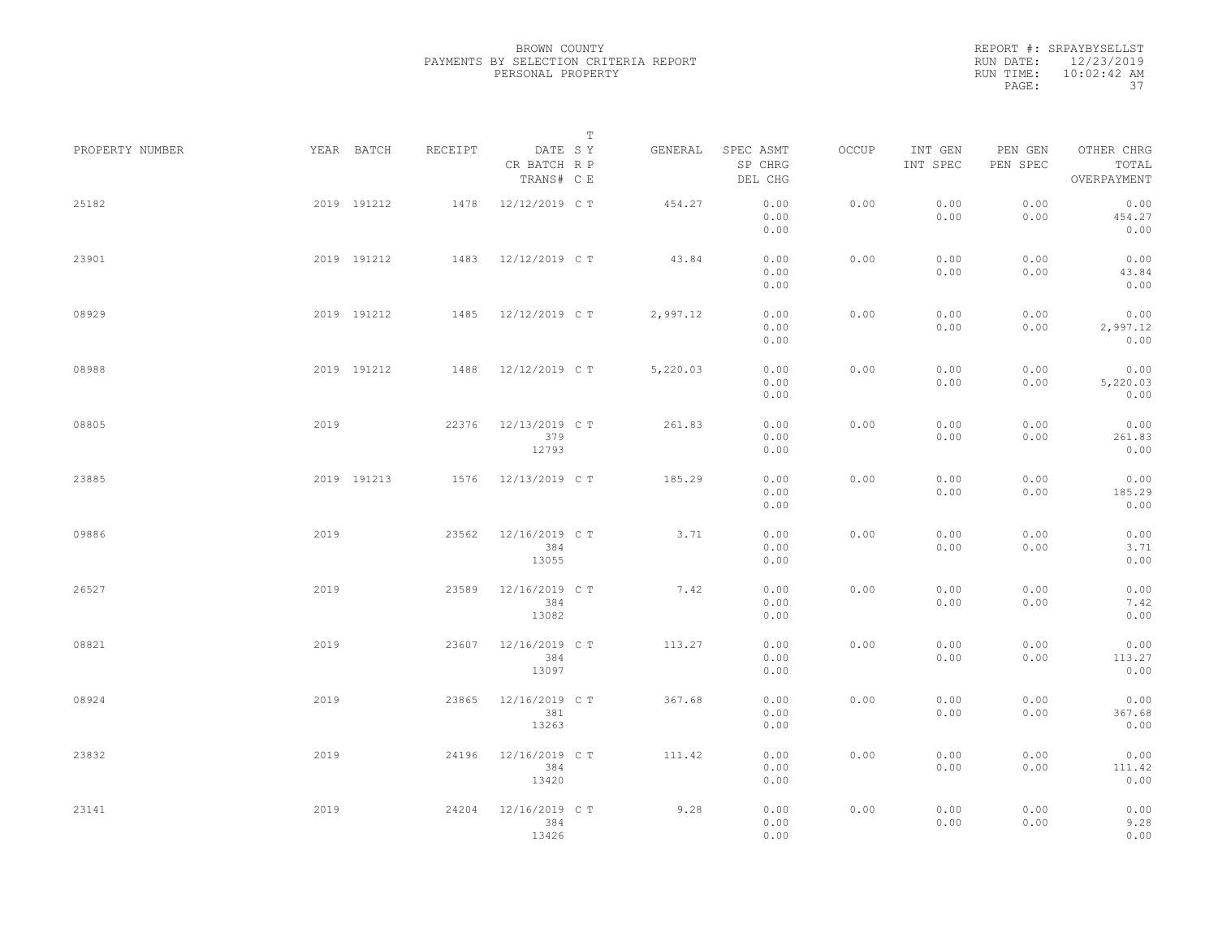BROWN COUNTY
PAYMENTS BY SELECTION CRITERIA REPORT
PERSONAL PROPERTY

REPORT #: SRPAYBYSELLST
RUN DATE: 12/23/2019
RUN TIME: 10:02:42 AM

| PROPERTY NUMBER | YEAR | BATCH | RECEIPT | DATE / CR BATCH / TRANS# | T SY RP CE | GENERAL | SPEC ASMT / SP CHRG / DEL CHG | OCCUP | INT GEN / INT SPEC | PEN GEN / PEN SPEC | OTHER CHRG / TOTAL / OVERPAYMENT |
|---|---|---|---|---|---|---|---|---|---|---|---|
| 25182 | 2019 | 191212 | 1478 | 12/12/2019 | C T | 454.27 | 0.00 / 0.00 / 0.00 | 0.00 | 0.00 / 0.00 | 0.00 / 0.00 | 0.00 / 454.27 / 0.00 |
| 23901 | 2019 | 191212 | 1483 | 12/12/2019 | C T | 43.84 | 0.00 / 0.00 / 0.00 | 0.00 | 0.00 / 0.00 | 0.00 / 0.00 | 0.00 / 43.84 / 0.00 |
| 08929 | 2019 | 191212 | 1485 | 12/12/2019 | C T | 2,997.12 | 0.00 / 0.00 / 0.00 | 0.00 | 0.00 / 0.00 | 0.00 / 0.00 | 0.00 / 2,997.12 / 0.00 |
| 08988 | 2019 | 191212 | 1488 | 12/12/2019 | C T | 5,220.03 | 0.00 / 0.00 / 0.00 | 0.00 | 0.00 / 0.00 | 0.00 / 0.00 | 0.00 / 5,220.03 / 0.00 |
| 08805 | 2019 | | 22376 | 12/13/2019 / 379 / 12793 | C T | 261.83 | 0.00 / 0.00 / 0.00 | 0.00 | 0.00 / 0.00 | 0.00 / 0.00 | 0.00 / 261.83 / 0.00 |
| 23885 | 2019 | 191213 | 1576 | 12/13/2019 | C T | 185.29 | 0.00 / 0.00 / 0.00 | 0.00 | 0.00 / 0.00 | 0.00 / 0.00 | 0.00 / 185.29 / 0.00 |
| 09886 | 2019 | | 23562 | 12/16/2019 / 384 / 13055 | C T | 3.71 | 0.00 / 0.00 / 0.00 | 0.00 | 0.00 / 0.00 | 0.00 / 0.00 | 0.00 / 3.71 / 0.00 |
| 26527 | 2019 | | 23589 | 12/16/2019 / 384 / 13082 | C T | 7.42 | 0.00 / 0.00 / 0.00 | 0.00 | 0.00 / 0.00 | 0.00 / 0.00 | 0.00 / 7.42 / 0.00 |
| 08821 | 2019 | | 23607 | 12/16/2019 / 384 / 13097 | C T | 113.27 | 0.00 / 0.00 / 0.00 | 0.00 | 0.00 / 0.00 | 0.00 / 0.00 | 0.00 / 113.27 / 0.00 |
| 08924 | 2019 | | 23865 | 12/16/2019 / 381 / 13263 | C T | 367.68 | 0.00 / 0.00 / 0.00 | 0.00 | 0.00 / 0.00 | 0.00 / 0.00 | 0.00 / 367.68 / 0.00 |
| 23832 | 2019 | | 24196 | 12/16/2019 / 384 / 13420 | C T | 111.42 | 0.00 / 0.00 / 0.00 | 0.00 | 0.00 / 0.00 | 0.00 / 0.00 | 0.00 / 111.42 / 0.00 |
| 23141 | 2019 | | 24204 | 12/16/2019 / 384 / 13426 | C T | 9.28 | 0.00 / 0.00 / 0.00 | 0.00 | 0.00 / 0.00 | 0.00 / 0.00 | 0.00 / 9.28 / 0.00 |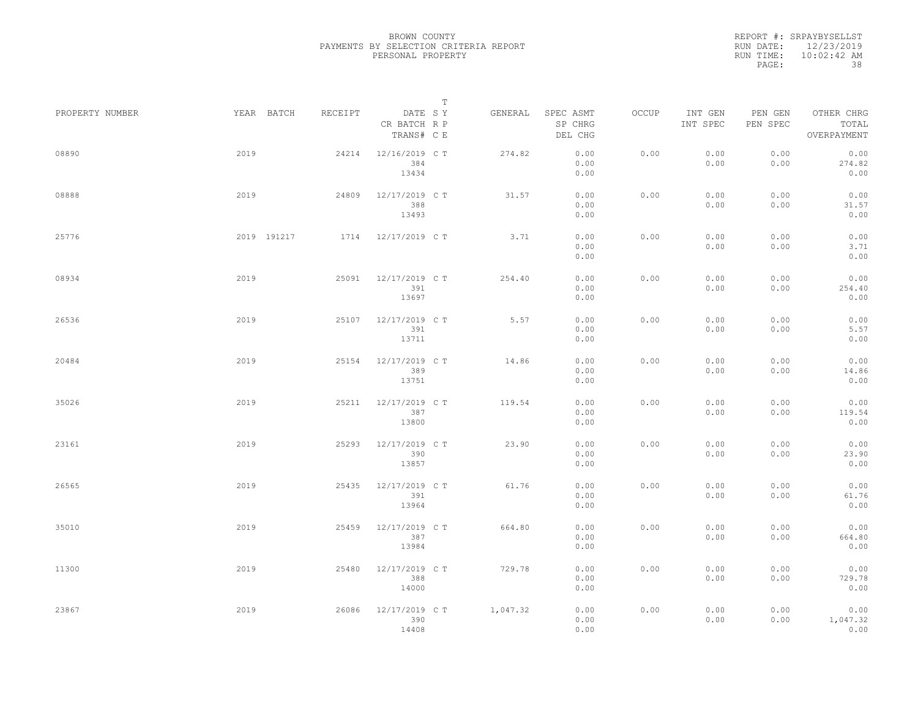BROWN COUNTY
PAYMENTS BY SELECTION CRITERIA REPORT
PERSONAL PROPERTY

REPORT #: SRPAYBYSELLST
RUN DATE: 12/23/2019
RUN TIME: 10:02:42 AM

| PROPERTY NUMBER | YEAR | BATCH | RECEIPT | DATE / CR BATCH / TRANS# | SY | T RP | GENERAL | SPEC ASMT / SP CHRG / DEL CHG | OCCUP | INT GEN / INT SPEC | PEN GEN / PEN SPEC | OTHER CHRG / TOTAL / OVERPAYMENT |
|---|---|---|---|---|---|---|---|---|---|---|---|---|
| 08890 | 2019 | | 24214 | 12/16/2019 / 384 / 13434 | C | T | 274.82 | 0.00 / 0.00 / 0.00 | 0.00 | 0.00 / 0.00 | 0.00 / 0.00 | 0.00 / 274.82 / 0.00 |
| 08888 | 2019 | | 24809 | 12/17/2019 / 388 / 13493 | C | T | 31.57 | 0.00 / 0.00 / 0.00 | 0.00 | 0.00 / 0.00 | 0.00 / 0.00 | 0.00 / 31.57 / 0.00 |
| 25776 | 2019 | 191217 | 1714 | 12/17/2019 | C | T | 3.71 | 0.00 / 0.00 / 0.00 | 0.00 | 0.00 / 0.00 | 0.00 / 0.00 | 0.00 / 3.71 / 0.00 |
| 08934 | 2019 | | 25091 | 12/17/2019 / 391 / 13697 | C | T | 254.40 | 0.00 / 0.00 / 0.00 | 0.00 | 0.00 / 0.00 | 0.00 / 0.00 | 0.00 / 254.40 / 0.00 |
| 26536 | 2019 | | 25107 | 12/17/2019 / 391 / 13711 | C | T | 5.57 | 0.00 / 0.00 / 0.00 | 0.00 | 0.00 / 0.00 | 0.00 / 0.00 | 0.00 / 5.57 / 0.00 |
| 20484 | 2019 | | 25154 | 12/17/2019 / 389 / 13751 | C | T | 14.86 | 0.00 / 0.00 / 0.00 | 0.00 | 0.00 / 0.00 | 0.00 / 0.00 | 0.00 / 14.86 / 0.00 |
| 35026 | 2019 | | 25211 | 12/17/2019 / 387 / 13800 | C | T | 119.54 | 0.00 / 0.00 / 0.00 | 0.00 | 0.00 / 0.00 | 0.00 / 0.00 | 0.00 / 119.54 / 0.00 |
| 23161 | 2019 | | 25293 | 12/17/2019 / 390 / 13857 | C | T | 23.90 | 0.00 / 0.00 / 0.00 | 0.00 | 0.00 / 0.00 | 0.00 / 0.00 | 0.00 / 23.90 / 0.00 |
| 26565 | 2019 | | 25435 | 12/17/2019 / 391 / 13964 | C | T | 61.76 | 0.00 / 0.00 / 0.00 | 0.00 | 0.00 / 0.00 | 0.00 / 0.00 | 0.00 / 61.76 / 0.00 |
| 35010 | 2019 | | 25459 | 12/17/2019 / 387 / 13984 | C | T | 664.80 | 0.00 / 0.00 / 0.00 | 0.00 | 0.00 / 0.00 | 0.00 / 0.00 | 0.00 / 664.80 / 0.00 |
| 11300 | 2019 | | 25480 | 12/17/2019 / 388 / 14000 | C | T | 729.78 | 0.00 / 0.00 / 0.00 | 0.00 | 0.00 / 0.00 | 0.00 / 0.00 | 0.00 / 729.78 / 0.00 |
| 23867 | 2019 | | 26086 | 12/17/2019 / 390 / 14408 | C | T | 1,047.32 | 0.00 / 0.00 / 0.00 | 0.00 | 0.00 / 0.00 | 0.00 / 0.00 | 0.00 / 1,047.32 / 0.00 |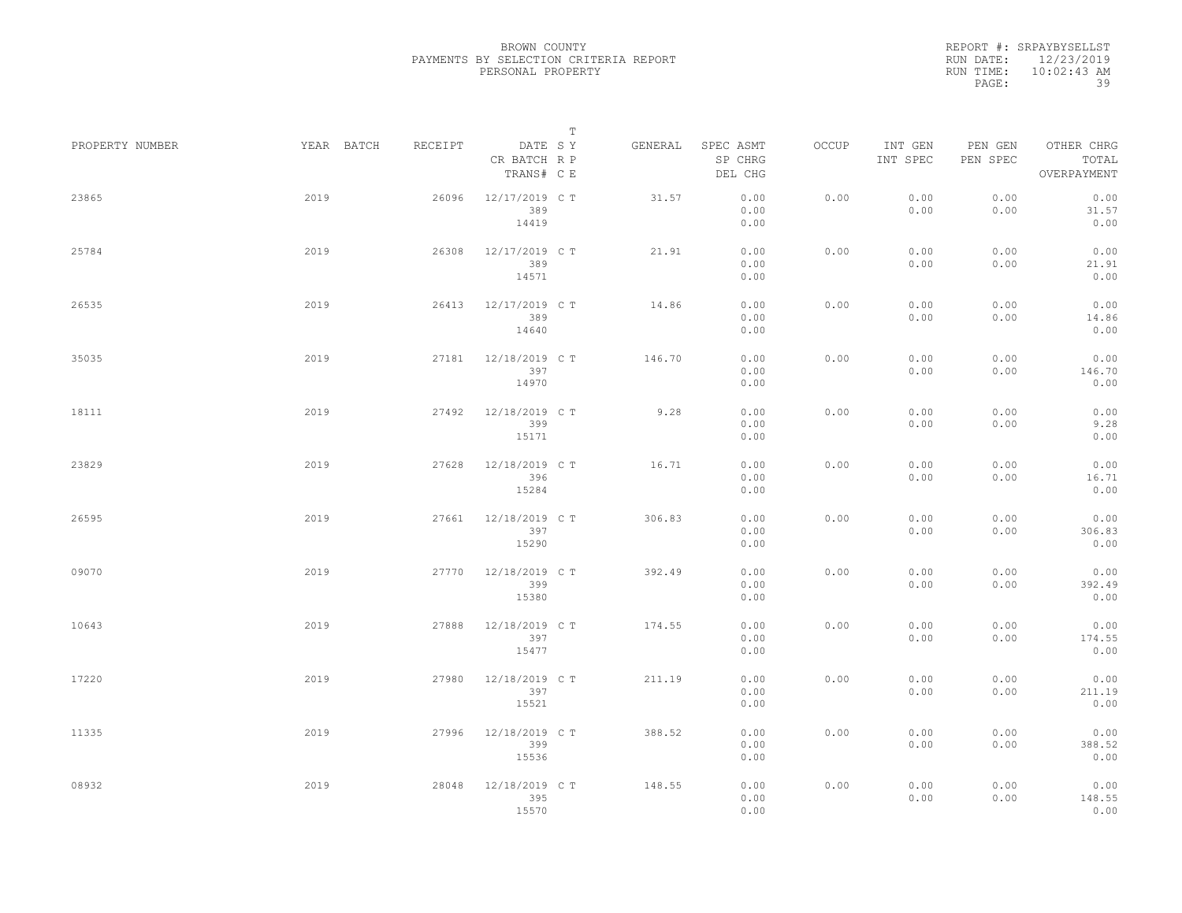BROWN COUNTY
PAYMENTS BY SELECTION CRITERIA REPORT
PERSONAL PROPERTY

REPORT #: SRPAYBYSELLST
RUN DATE: 12/23/2019
RUN TIME: 10:02:43 AM

| PROPERTY NUMBER | YEAR | BATCH | RECEIPT | DATE / CR BATCH / TRANS# | SRC | TYPE | GENERAL | SPEC ASMT / SP CHRG / DEL CHG | OCCUP | INT GEN / INT SPEC | PEN GEN / PEN SPEC | OTHER CHRG / TOTAL / OVERPAYMENT |
|---|---|---|---|---|---|---|---|---|---|---|---|---|
| 23865 | 2019 | | 26096 | 12/17/2019 / 389 / 14419 | C | T | 31.57 | 0.00 / 0.00 / 0.00 | 0.00 | 0.00 / 0.00 | 0.00 / 0.00 | 0.00 / 31.57 / 0.00 |
| 25784 | 2019 | | 26308 | 12/17/2019 / 389 / 14571 | C | T | 21.91 | 0.00 / 0.00 / 0.00 | 0.00 | 0.00 / 0.00 | 0.00 / 0.00 | 0.00 / 21.91 / 0.00 |
| 26535 | 2019 | | 26413 | 12/17/2019 / 389 / 14640 | C | T | 14.86 | 0.00 / 0.00 / 0.00 | 0.00 | 0.00 / 0.00 | 0.00 / 0.00 | 0.00 / 14.86 / 0.00 |
| 35035 | 2019 | | 27181 | 12/18/2019 / 397 / 14970 | C | T | 146.70 | 0.00 / 0.00 / 0.00 | 0.00 | 0.00 / 0.00 | 0.00 / 0.00 | 0.00 / 146.70 / 0.00 |
| 18111 | 2019 | | 27492 | 12/18/2019 / 399 / 15171 | C | T | 9.28 | 0.00 / 0.00 / 0.00 | 0.00 | 0.00 / 0.00 | 0.00 / 0.00 | 0.00 / 9.28 / 0.00 |
| 23829 | 2019 | | 27628 | 12/18/2019 / 396 / 15284 | C | T | 16.71 | 0.00 / 0.00 / 0.00 | 0.00 | 0.00 / 0.00 | 0.00 / 0.00 | 0.00 / 16.71 / 0.00 |
| 26595 | 2019 | | 27661 | 12/18/2019 / 397 / 15290 | C | T | 306.83 | 0.00 / 0.00 / 0.00 | 0.00 | 0.00 / 0.00 | 0.00 / 0.00 | 0.00 / 306.83 / 0.00 |
| 09070 | 2019 | | 27770 | 12/18/2019 / 399 / 15380 | C | T | 392.49 | 0.00 / 0.00 / 0.00 | 0.00 | 0.00 / 0.00 | 0.00 / 0.00 | 0.00 / 392.49 / 0.00 |
| 10643 | 2019 | | 27888 | 12/18/2019 / 397 / 15477 | C | T | 174.55 | 0.00 / 0.00 / 0.00 | 0.00 | 0.00 / 0.00 | 0.00 / 0.00 | 0.00 / 174.55 / 0.00 |
| 17220 | 2019 | | 27980 | 12/18/2019 / 397 / 15521 | C | T | 211.19 | 0.00 / 0.00 / 0.00 | 0.00 | 0.00 / 0.00 | 0.00 / 0.00 | 0.00 / 211.19 / 0.00 |
| 11335 | 2019 | | 27996 | 12/18/2019 / 399 / 15536 | C | T | 388.52 | 0.00 / 0.00 / 0.00 | 0.00 | 0.00 / 0.00 | 0.00 / 0.00 | 0.00 / 388.52 / 0.00 |
| 08932 | 2019 | | 28048 | 12/18/2019 / 395 / 15570 | C | T | 148.55 | 0.00 / 0.00 / 0.00 | 0.00 | 0.00 / 0.00 | 0.00 / 0.00 | 0.00 / 148.55 / 0.00 |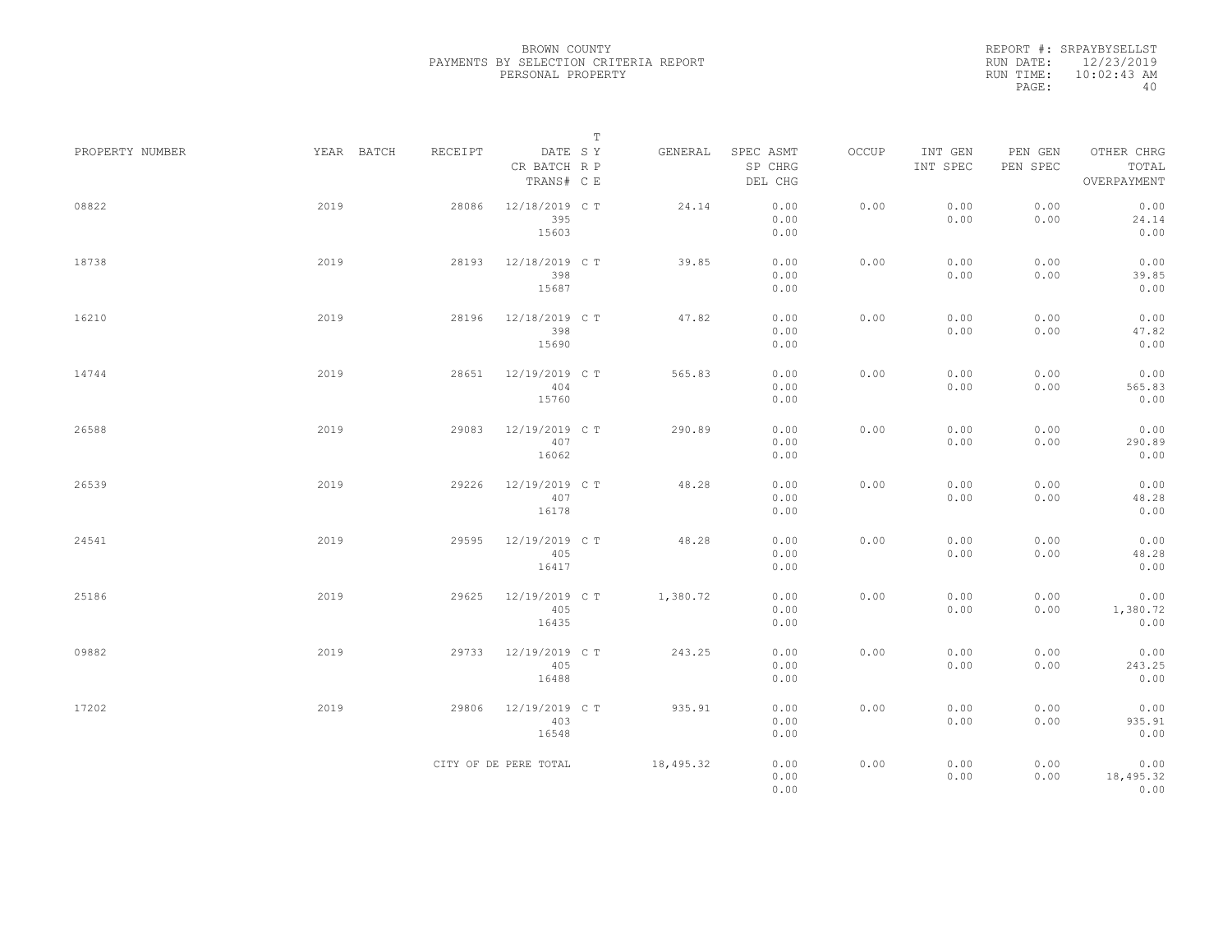BROWN COUNTY
PAYMENTS BY SELECTION CRITERIA REPORT
PERSONAL PROPERTY

REPORT #: SRPAYBYSELLST
RUN DATE: 12/23/2019
RUN TIME: 10:02:43 AM
PAGE: 40

| PROPERTY NUMBER | YEAR | BATCH | RECEIPT | DATE / CR BATCH / TRANS# | T SY RP CE | GENERAL | SPEC ASMT / SP CHRG / DEL CHG | OCCUP | INT GEN / INT SPEC | PEN GEN / PEN SPEC | OTHER CHRG / TOTAL / OVERPAYMENT |
|---|---|---|---|---|---|---|---|---|---|---|---|
| 08822 | 2019 | | 28086 | 12/18/2019 / 395 / 15603 | C T | 24.14 | 0.00 / 0.00 / 0.00 | 0.00 | 0.00 / 0.00 | 0.00 / 0.00 | 0.00 / 24.14 / 0.00 |
| 18738 | 2019 | | 28193 | 12/18/2019 / 398 / 15687 | C T | 39.85 | 0.00 / 0.00 / 0.00 | 0.00 | 0.00 / 0.00 | 0.00 / 0.00 | 0.00 / 39.85 / 0.00 |
| 16210 | 2019 | | 28196 | 12/18/2019 / 398 / 15690 | C T | 47.82 | 0.00 / 0.00 / 0.00 | 0.00 | 0.00 / 0.00 | 0.00 / 0.00 | 0.00 / 47.82 / 0.00 |
| 14744 | 2019 | | 28651 | 12/19/2019 / 404 / 15760 | C T | 565.83 | 0.00 / 0.00 / 0.00 | 0.00 | 0.00 / 0.00 | 0.00 / 0.00 | 0.00 / 565.83 / 0.00 |
| 26588 | 2019 | | 29083 | 12/19/2019 / 407 / 16062 | C T | 290.89 | 0.00 / 0.00 / 0.00 | 0.00 | 0.00 / 0.00 | 0.00 / 0.00 | 0.00 / 290.89 / 0.00 |
| 26539 | 2019 | | 29226 | 12/19/2019 / 407 / 16178 | C T | 48.28 | 0.00 / 0.00 / 0.00 | 0.00 | 0.00 / 0.00 | 0.00 / 0.00 | 0.00 / 48.28 / 0.00 |
| 24541 | 2019 | | 29595 | 12/19/2019 / 405 / 16417 | C T | 48.28 | 0.00 / 0.00 / 0.00 | 0.00 | 0.00 / 0.00 | 0.00 / 0.00 | 0.00 / 48.28 / 0.00 |
| 25186 | 2019 | | 29625 | 12/19/2019 / 405 / 16435 | C T | 1,380.72 | 0.00 / 0.00 / 0.00 | 0.00 | 0.00 / 0.00 | 0.00 / 0.00 | 0.00 / 1,380.72 / 0.00 |
| 09882 | 2019 | | 29733 | 12/19/2019 / 405 / 16488 | C T | 243.25 | 0.00 / 0.00 / 0.00 | 0.00 | 0.00 / 0.00 | 0.00 / 0.00 | 0.00 / 243.25 / 0.00 |
| 17202 | 2019 | | 29806 | 12/19/2019 / 403 / 16548 | C T | 935.91 | 0.00 / 0.00 / 0.00 | 0.00 | 0.00 / 0.00 | 0.00 / 0.00 | 0.00 / 935.91 / 0.00 |
| | | | CITY OF DE PERE TOTAL | | | 18,495.32 | 0.00 / 0.00 / 0.00 | 0.00 | 0.00 / 0.00 | 0.00 / 0.00 | 0.00 / 18,495.32 / 0.00 |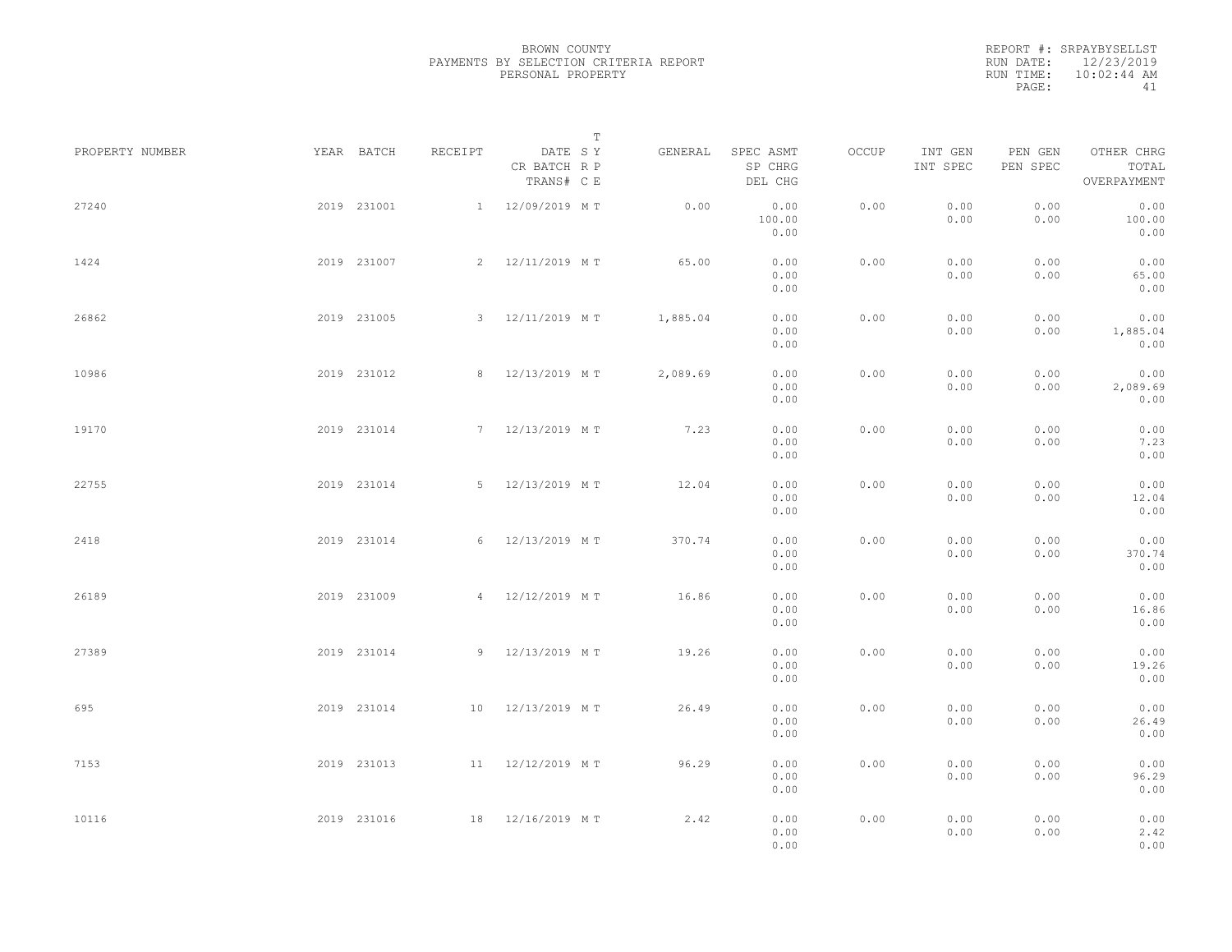BROWN COUNTY
PAYMENTS BY SELECTION CRITERIA REPORT
PERSONAL PROPERTY

REPORT #: SRPAYBYSELLST
RUN DATE: 12/23/2019
RUN TIME: 10:02:44 AM

| PROPERTY NUMBER | YEAR | BATCH | RECEIPT | DATE / CR BATCH / TRANS# | T SYP / RCE | GENERAL | SPEC ASMT / SP CHRG / DEL CHG | OCCUP | INT GEN / INT SPEC | PEN GEN / PEN SPEC | OTHER CHRG / TOTAL / OVERPAYMENT |
|---|---|---|---|---|---|---|---|---|---|---|---|
| 27240 | 2019 | 231001 | 1 | 12/09/2019 | M T | 0.00 | 0.00 / 100.00 / 0.00 | 0.00 | 0.00 / 0.00 | 0.00 / 0.00 | 0.00 / 100.00 / 0.00 |
| 1424 | 2019 | 231007 | 2 | 12/11/2019 | M T | 65.00 | 0.00 / 0.00 / 0.00 | 0.00 | 0.00 / 0.00 | 0.00 / 0.00 | 0.00 / 65.00 / 0.00 |
| 26862 | 2019 | 231005 | 3 | 12/11/2019 | M T | 1,885.04 | 0.00 / 0.00 / 0.00 | 0.00 | 0.00 / 0.00 | 0.00 / 0.00 | 0.00 / 1,885.04 / 0.00 |
| 10986 | 2019 | 231012 | 8 | 12/13/2019 | M T | 2,089.69 | 0.00 / 0.00 / 0.00 | 0.00 | 0.00 / 0.00 | 0.00 / 0.00 | 0.00 / 2,089.69 / 0.00 |
| 19170 | 2019 | 231014 | 7 | 12/13/2019 | M T | 7.23 | 0.00 / 0.00 / 0.00 | 0.00 | 0.00 / 0.00 | 0.00 / 0.00 | 0.00 / 7.23 / 0.00 |
| 22755 | 2019 | 231014 | 5 | 12/13/2019 | M T | 12.04 | 0.00 / 0.00 / 0.00 | 0.00 | 0.00 / 0.00 | 0.00 / 0.00 | 0.00 / 12.04 / 0.00 |
| 2418 | 2019 | 231014 | 6 | 12/13/2019 | M T | 370.74 | 0.00 / 0.00 / 0.00 | 0.00 | 0.00 / 0.00 | 0.00 / 0.00 | 0.00 / 370.74 / 0.00 |
| 26189 | 2019 | 231009 | 4 | 12/12/2019 | M T | 16.86 | 0.00 / 0.00 / 0.00 | 0.00 | 0.00 / 0.00 | 0.00 / 0.00 | 0.00 / 16.86 / 0.00 |
| 27389 | 2019 | 231014 | 9 | 12/13/2019 | M T | 19.26 | 0.00 / 0.00 / 0.00 | 0.00 | 0.00 / 0.00 | 0.00 / 0.00 | 0.00 / 19.26 / 0.00 |
| 695 | 2019 | 231014 | 10 | 12/13/2019 | M T | 26.49 | 0.00 / 0.00 / 0.00 | 0.00 | 0.00 / 0.00 | 0.00 / 0.00 | 0.00 / 26.49 / 0.00 |
| 7153 | 2019 | 231013 | 11 | 12/12/2019 | M T | 96.29 | 0.00 / 0.00 / 0.00 | 0.00 | 0.00 / 0.00 | 0.00 / 0.00 | 0.00 / 96.29 / 0.00 |
| 10116 | 2019 | 231016 | 18 | 12/16/2019 | M T | 2.42 | 0.00 / 0.00 / 0.00 | 0.00 | 0.00 / 0.00 | 0.00 / 0.00 | 0.00 / 2.42 / 0.00 |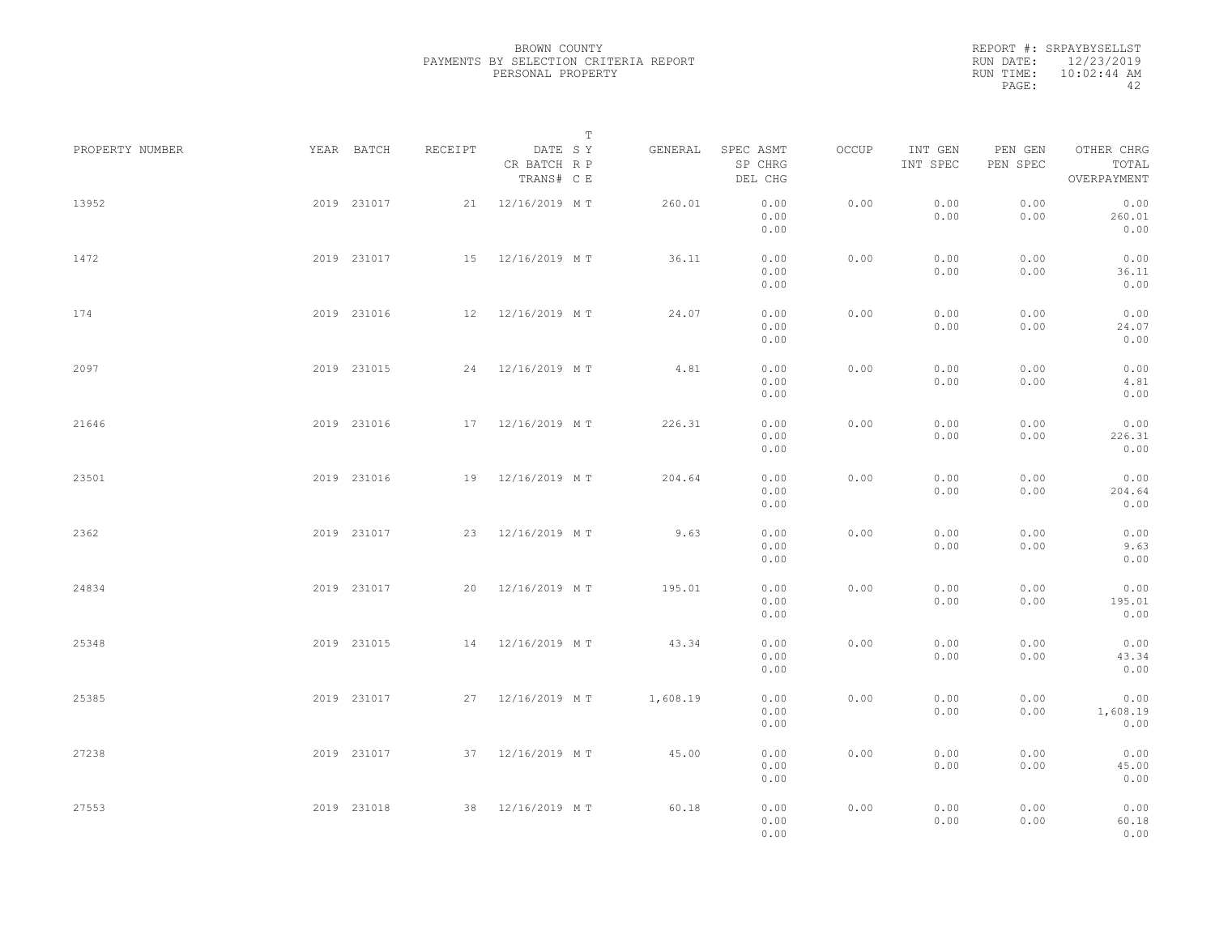BROWN COUNTY
PAYMENTS BY SELECTION CRITERIA REPORT
PERSONAL PROPERTY

REPORT #: SRPAYBYSELLST
RUN DATE: 12/23/2019
RUN TIME: 10:02:44 AM

| PROPERTY NUMBER | YEAR | BATCH | RECEIPT | DATE / CR BATCH / TRANS# | T SY RP CE | GENERAL | SPEC ASMT / SP CHRG / DEL CHG | OCCUP | INT GEN / INT SPEC | PEN GEN / PEN SPEC | OTHER CHRG / TOTAL / OVERPAYMENT |
|---|---|---|---|---|---|---|---|---|---|---|---|
| 13952 | 2019 | 231017 | 21 | 12/16/2019 | M T | 260.01 | 0.00 / 0.00 / 0.00 | 0.00 | 0.00 / 0.00 | 0.00 / 0.00 | 0.00 / 260.01 / 0.00 |
| 1472 | 2019 | 231017 | 15 | 12/16/2019 | M T | 36.11 | 0.00 / 0.00 / 0.00 | 0.00 | 0.00 / 0.00 | 0.00 / 0.00 | 0.00 / 36.11 / 0.00 |
| 174 | 2019 | 231016 | 12 | 12/16/2019 | M T | 24.07 | 0.00 / 0.00 / 0.00 | 0.00 | 0.00 / 0.00 | 0.00 / 0.00 | 0.00 / 24.07 / 0.00 |
| 2097 | 2019 | 231015 | 24 | 12/16/2019 | M T | 4.81 | 0.00 / 0.00 / 0.00 | 0.00 | 0.00 / 0.00 | 0.00 / 0.00 | 0.00 / 4.81 / 0.00 |
| 21646 | 2019 | 231016 | 17 | 12/16/2019 | M T | 226.31 | 0.00 / 0.00 / 0.00 | 0.00 | 0.00 / 0.00 | 0.00 / 0.00 | 0.00 / 226.31 / 0.00 |
| 23501 | 2019 | 231016 | 19 | 12/16/2019 | M T | 204.64 | 0.00 / 0.00 / 0.00 | 0.00 | 0.00 / 0.00 | 0.00 / 0.00 | 0.00 / 204.64 / 0.00 |
| 2362 | 2019 | 231017 | 23 | 12/16/2019 | M T | 9.63 | 0.00 / 0.00 / 0.00 | 0.00 | 0.00 / 0.00 | 0.00 / 0.00 | 0.00 / 9.63 / 0.00 |
| 24834 | 2019 | 231017 | 20 | 12/16/2019 | M T | 195.01 | 0.00 / 0.00 / 0.00 | 0.00 | 0.00 / 0.00 | 0.00 / 0.00 | 0.00 / 195.01 / 0.00 |
| 25348 | 2019 | 231015 | 14 | 12/16/2019 | M T | 43.34 | 0.00 / 0.00 / 0.00 | 0.00 | 0.00 / 0.00 | 0.00 / 0.00 | 0.00 / 43.34 / 0.00 |
| 25385 | 2019 | 231017 | 27 | 12/16/2019 | M T | 1,608.19 | 0.00 / 0.00 / 0.00 | 0.00 | 0.00 / 0.00 | 0.00 / 0.00 | 0.00 / 1,608.19 / 0.00 |
| 27238 | 2019 | 231017 | 37 | 12/16/2019 | M T | 45.00 | 0.00 / 0.00 / 0.00 | 0.00 | 0.00 / 0.00 | 0.00 / 0.00 | 0.00 / 45.00 / 0.00 |
| 27553 | 2019 | 231018 | 38 | 12/16/2019 | M T | 60.18 | 0.00 / 0.00 / 0.00 | 0.00 | 0.00 / 0.00 | 0.00 / 0.00 | 0.00 / 60.18 / 0.00 |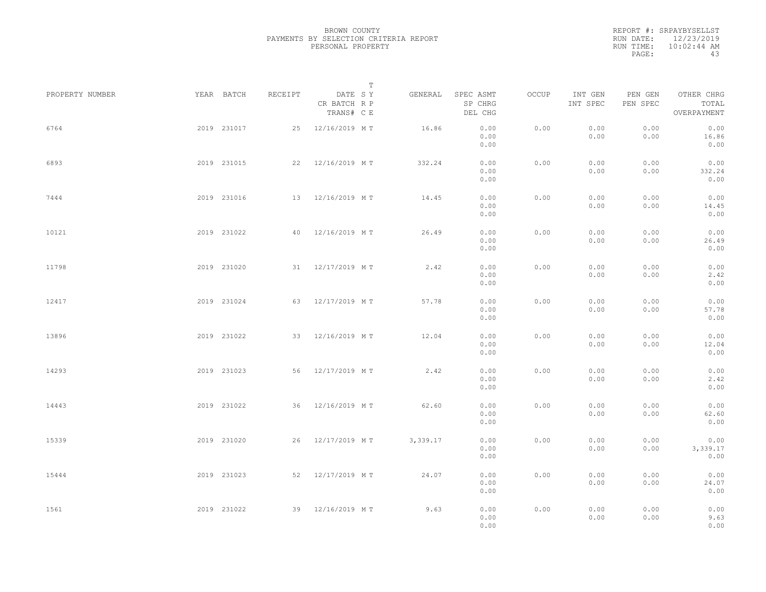BROWN COUNTY
PAYMENTS BY SELECTION CRITERIA REPORT
PERSONAL PROPERTY

REPORT #: SRPAYBYSELLST
RUN DATE: 12/23/2019
RUN TIME: 10:02:44 AM

| PROPERTY NUMBER | YEAR | BATCH | RECEIPT | DATE / CR BATCH / TRANS# | T SY RP CE | GENERAL | SPEC ASMT / SP CHRG / DEL CHG | OCCUP | INT GEN / INT SPEC | PEN GEN / PEN SPEC | OTHER CHRG / TOTAL / OVERPAYMENT |
|---|---|---|---|---|---|---|---|---|---|---|---|
| 6764 | 2019 | 231017 | 25 | 12/16/2019 | M T | 16.86 | 0.00 / 0.00 / 0.00 | 0.00 | 0.00 / 0.00 | 0.00 / 0.00 | 0.00 / 16.86 / 0.00 |
| 6893 | 2019 | 231015 | 22 | 12/16/2019 | M T | 332.24 | 0.00 / 0.00 / 0.00 | 0.00 | 0.00 / 0.00 | 0.00 / 0.00 | 0.00 / 332.24 / 0.00 |
| 7444 | 2019 | 231016 | 13 | 12/16/2019 | M T | 14.45 | 0.00 / 0.00 / 0.00 | 0.00 | 0.00 / 0.00 | 0.00 / 0.00 | 0.00 / 14.45 / 0.00 |
| 10121 | 2019 | 231022 | 40 | 12/16/2019 | M T | 26.49 | 0.00 / 0.00 / 0.00 | 0.00 | 0.00 / 0.00 | 0.00 / 0.00 | 0.00 / 26.49 / 0.00 |
| 11798 | 2019 | 231020 | 31 | 12/17/2019 | M T | 2.42 | 0.00 / 0.00 / 0.00 | 0.00 | 0.00 / 0.00 | 0.00 / 0.00 | 0.00 / 2.42 / 0.00 |
| 12417 | 2019 | 231024 | 63 | 12/17/2019 | M T | 57.78 | 0.00 / 0.00 / 0.00 | 0.00 | 0.00 / 0.00 | 0.00 / 0.00 | 0.00 / 57.78 / 0.00 |
| 13896 | 2019 | 231022 | 33 | 12/16/2019 | M T | 12.04 | 0.00 / 0.00 / 0.00 | 0.00 | 0.00 / 0.00 | 0.00 / 0.00 | 0.00 / 12.04 / 0.00 |
| 14293 | 2019 | 231023 | 56 | 12/17/2019 | M T | 2.42 | 0.00 / 0.00 / 0.00 | 0.00 | 0.00 / 0.00 | 0.00 / 0.00 | 0.00 / 2.42 / 0.00 |
| 14443 | 2019 | 231022 | 36 | 12/16/2019 | M T | 62.60 | 0.00 / 0.00 / 0.00 | 0.00 | 0.00 / 0.00 | 0.00 / 0.00 | 0.00 / 62.60 / 0.00 |
| 15339 | 2019 | 231020 | 26 | 12/17/2019 | M T | 3,339.17 | 0.00 / 0.00 / 0.00 | 0.00 | 0.00 / 0.00 | 0.00 / 0.00 | 0.00 / 3,339.17 / 0.00 |
| 15444 | 2019 | 231023 | 52 | 12/17/2019 | M T | 24.07 | 0.00 / 0.00 / 0.00 | 0.00 | 0.00 / 0.00 | 0.00 / 0.00 | 0.00 / 24.07 / 0.00 |
| 1561 | 2019 | 231022 | 39 | 12/16/2019 | M T | 9.63 | 0.00 / 0.00 / 0.00 | 0.00 | 0.00 / 0.00 | 0.00 / 0.00 | 0.00 / 9.63 / 0.00 |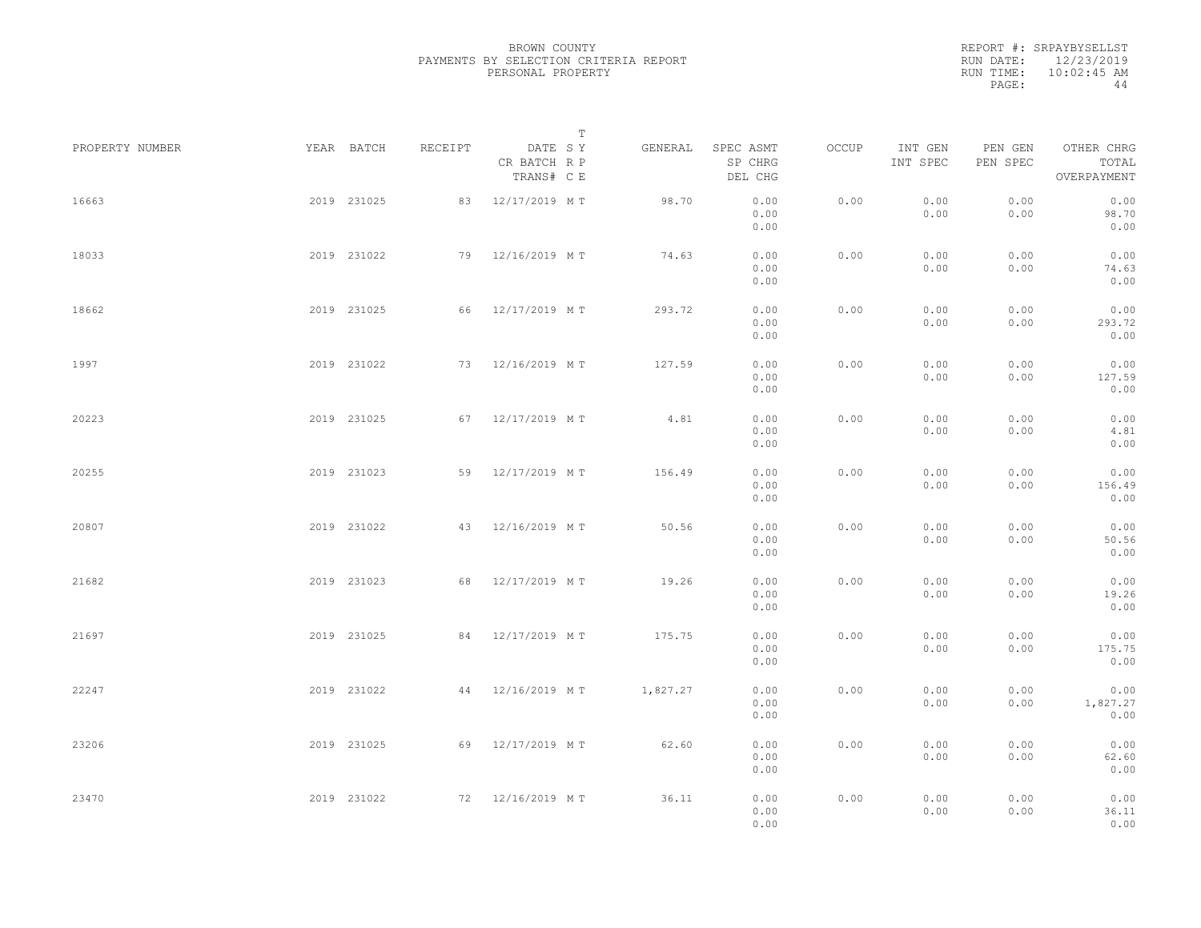BROWN COUNTY
PAYMENTS BY SELECTION CRITERIA REPORT
PERSONAL PROPERTY

REPORT #: SRPAYBYSELLST
RUN DATE: 12/23/2019
RUN TIME: 10:02:45 AM

| PROPERTY NUMBER | YEAR | BATCH | RECEIPT | DATE / CR BATCH / TRANS# | T SY RP CE | GENERAL | SPEC ASMT / SP CHRG / DEL CHG | OCCUP | INT GEN / INT SPEC | PEN GEN / PEN SPEC | OTHER CHRG / TOTAL / OVERPAYMENT |
|---|---|---|---|---|---|---|---|---|---|---|---|
| 16663 | 2019 | 231025 | 83 | 12/17/2019 | M T | 98.70 | 0.00 / 0.00 / 0.00 | 0.00 | 0.00 / 0.00 | 0.00 / 0.00 | 0.00 / 98.70 / 0.00 |
| 18033 | 2019 | 231022 | 79 | 12/16/2019 | M T | 74.63 | 0.00 / 0.00 / 0.00 | 0.00 | 0.00 / 0.00 | 0.00 / 0.00 | 0.00 / 74.63 / 0.00 |
| 18662 | 2019 | 231025 | 66 | 12/17/2019 | M T | 293.72 | 0.00 / 0.00 / 0.00 | 0.00 | 0.00 / 0.00 | 0.00 / 0.00 | 0.00 / 293.72 / 0.00 |
| 1997 | 2019 | 231022 | 73 | 12/16/2019 | M T | 127.59 | 0.00 / 0.00 / 0.00 | 0.00 | 0.00 / 0.00 | 0.00 / 0.00 | 0.00 / 127.59 / 0.00 |
| 20223 | 2019 | 231025 | 67 | 12/17/2019 | M T | 4.81 | 0.00 / 0.00 / 0.00 | 0.00 | 0.00 / 0.00 | 0.00 / 0.00 | 0.00 / 4.81 / 0.00 |
| 20255 | 2019 | 231023 | 59 | 12/17/2019 | M T | 156.49 | 0.00 / 0.00 / 0.00 | 0.00 | 0.00 / 0.00 | 0.00 / 0.00 | 0.00 / 156.49 / 0.00 |
| 20807 | 2019 | 231022 | 43 | 12/16/2019 | M T | 50.56 | 0.00 / 0.00 / 0.00 | 0.00 | 0.00 / 0.00 | 0.00 / 0.00 | 0.00 / 50.56 / 0.00 |
| 21682 | 2019 | 231023 | 68 | 12/17/2019 | M T | 19.26 | 0.00 / 0.00 / 0.00 | 0.00 | 0.00 / 0.00 | 0.00 / 0.00 | 0.00 / 19.26 / 0.00 |
| 21697 | 2019 | 231025 | 84 | 12/17/2019 | M T | 175.75 | 0.00 / 0.00 / 0.00 | 0.00 | 0.00 / 0.00 | 0.00 / 0.00 | 0.00 / 175.75 / 0.00 |
| 22247 | 2019 | 231022 | 44 | 12/16/2019 | M T | 1,827.27 | 0.00 / 0.00 / 0.00 | 0.00 | 0.00 / 0.00 | 0.00 / 0.00 | 0.00 / 1,827.27 / 0.00 |
| 23206 | 2019 | 231025 | 69 | 12/17/2019 | M T | 62.60 | 0.00 / 0.00 / 0.00 | 0.00 | 0.00 / 0.00 | 0.00 / 0.00 | 0.00 / 62.60 / 0.00 |
| 23470 | 2019 | 231022 | 72 | 12/16/2019 | M T | 36.11 | 0.00 / 0.00 / 0.00 | 0.00 | 0.00 / 0.00 | 0.00 / 0.00 | 0.00 / 36.11 / 0.00 |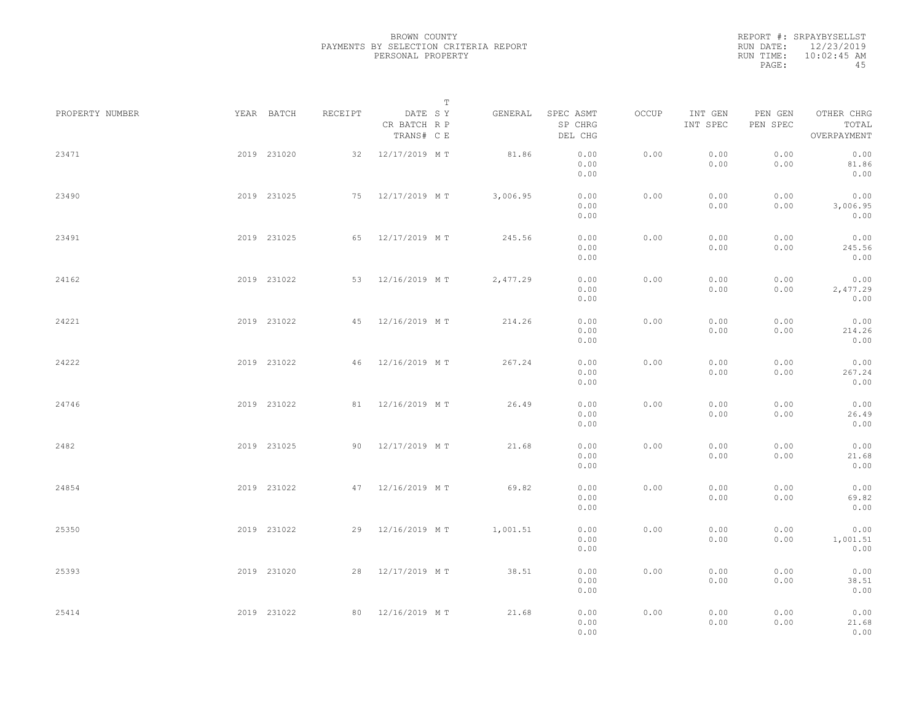BROWN COUNTY
PAYMENTS BY SELECTION CRITERIA REPORT
PERSONAL PROPERTY

REPORT #: SRPAYBYSELLST
RUN DATE: 12/23/2019
RUN TIME: 10:02:45 AM

| PROPERTY NUMBER | YEAR | BATCH | RECEIPT | DATE / CR BATCH / TRANS# | T SY RP CE | GENERAL | SPEC ASMT / SP CHRG / DEL CHG | OCCUP | INT GEN / INT SPEC | PEN GEN / PEN SPEC | OTHER CHRG / TOTAL / OVERPAYMENT |
|---|---|---|---|---|---|---|---|---|---|---|---|
| 23471 | 2019 | 231020 | 32 | 12/17/2019 | M T | 81.86 | 0.00 / 0.00 / 0.00 | 0.00 | 0.00 / 0.00 | 0.00 / 0.00 | 0.00 / 81.86 / 0.00 |
| 23490 | 2019 | 231025 | 75 | 12/17/2019 | M T | 3,006.95 | 0.00 / 0.00 / 0.00 | 0.00 | 0.00 / 0.00 | 0.00 / 0.00 | 0.00 / 3,006.95 / 0.00 |
| 23491 | 2019 | 231025 | 65 | 12/17/2019 | M T | 245.56 | 0.00 / 0.00 / 0.00 | 0.00 | 0.00 / 0.00 | 0.00 / 0.00 | 0.00 / 245.56 / 0.00 |
| 24162 | 2019 | 231022 | 53 | 12/16/2019 | M T | 2,477.29 | 0.00 / 0.00 / 0.00 | 0.00 | 0.00 / 0.00 | 0.00 / 0.00 | 0.00 / 2,477.29 / 0.00 |
| 24221 | 2019 | 231022 | 45 | 12/16/2019 | M T | 214.26 | 0.00 / 0.00 / 0.00 | 0.00 | 0.00 / 0.00 | 0.00 / 0.00 | 0.00 / 214.26 / 0.00 |
| 24222 | 2019 | 231022 | 46 | 12/16/2019 | M T | 267.24 | 0.00 / 0.00 / 0.00 | 0.00 | 0.00 / 0.00 | 0.00 / 0.00 | 0.00 / 267.24 / 0.00 |
| 24746 | 2019 | 231022 | 81 | 12/16/2019 | M T | 26.49 | 0.00 / 0.00 / 0.00 | 0.00 | 0.00 / 0.00 | 0.00 / 0.00 | 0.00 / 26.49 / 0.00 |
| 2482 | 2019 | 231025 | 90 | 12/17/2019 | M T | 21.68 | 0.00 / 0.00 / 0.00 | 0.00 | 0.00 / 0.00 | 0.00 / 0.00 | 0.00 / 21.68 / 0.00 |
| 24854 | 2019 | 231022 | 47 | 12/16/2019 | M T | 69.82 | 0.00 / 0.00 / 0.00 | 0.00 | 0.00 / 0.00 | 0.00 / 0.00 | 0.00 / 69.82 / 0.00 |
| 25350 | 2019 | 231022 | 29 | 12/16/2019 | M T | 1,001.51 | 0.00 / 0.00 / 0.00 | 0.00 | 0.00 / 0.00 | 0.00 / 0.00 | 0.00 / 1,001.51 / 0.00 |
| 25393 | 2019 | 231020 | 28 | 12/17/2019 | M T | 38.51 | 0.00 / 0.00 / 0.00 | 0.00 | 0.00 / 0.00 | 0.00 / 0.00 | 0.00 / 38.51 / 0.00 |
| 25414 | 2019 | 231022 | 80 | 12/16/2019 | M T | 21.68 | 0.00 / 0.00 / 0.00 | 0.00 | 0.00 / 0.00 | 0.00 / 0.00 | 0.00 / 21.68 / 0.00 |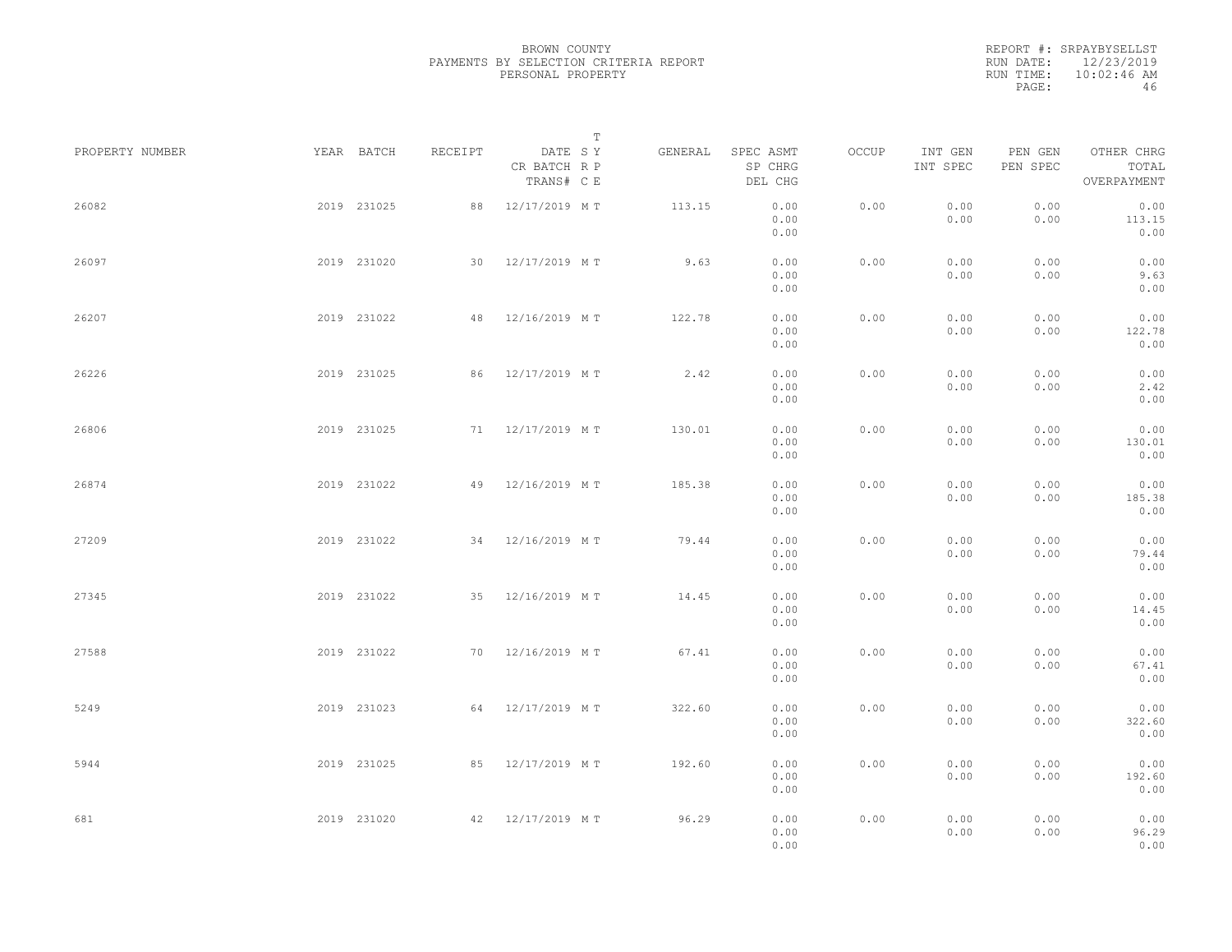BROWN COUNTY
PAYMENTS BY SELECTION CRITERIA REPORT
PERSONAL PROPERTY

REPORT #: SRPAYBYSELLST
RUN DATE: 12/23/2019
RUN TIME: 10:02:46 AM

| PROPERTY NUMBER | YEAR | BATCH | RECEIPT | DATE / CR BATCH / TRANS# | SRC | TYPE | GENERAL | SPEC ASMT / SP CHRG / DEL CHG | OCCUP | INT GEN / INT SPEC | PEN GEN / PEN SPEC | OTHER CHRG / TOTAL / OVERPAYMENT |
|---|---|---|---|---|---|---|---|---|---|---|---|---|
| 26082 | 2019 | 231025 | 88 | 12/17/2019 | M | T | 113.15 | 0.00 / 0.00 / 0.00 | 0.00 | 0.00 / 0.00 | 0.00 / 0.00 | 0.00 / 113.15 / 0.00 |
| 26097 | 2019 | 231020 | 30 | 12/17/2019 | M | T | 9.63 | 0.00 / 0.00 / 0.00 | 0.00 | 0.00 / 0.00 | 0.00 / 0.00 | 0.00 / 9.63 / 0.00 |
| 26207 | 2019 | 231022 | 48 | 12/16/2019 | M | T | 122.78 | 0.00 / 0.00 / 0.00 | 0.00 | 0.00 / 0.00 | 0.00 / 0.00 | 0.00 / 122.78 / 0.00 |
| 26226 | 2019 | 231025 | 86 | 12/17/2019 | M | T | 2.42 | 0.00 / 0.00 / 0.00 | 0.00 | 0.00 / 0.00 | 0.00 / 0.00 | 0.00 / 2.42 / 0.00 |
| 26806 | 2019 | 231025 | 71 | 12/17/2019 | M | T | 130.01 | 0.00 / 0.00 / 0.00 | 0.00 | 0.00 / 0.00 | 0.00 / 0.00 | 0.00 / 130.01 / 0.00 |
| 26874 | 2019 | 231022 | 49 | 12/16/2019 | M | T | 185.38 | 0.00 / 0.00 / 0.00 | 0.00 | 0.00 / 0.00 | 0.00 / 0.00 | 0.00 / 185.38 / 0.00 |
| 27209 | 2019 | 231022 | 34 | 12/16/2019 | M | T | 79.44 | 0.00 / 0.00 / 0.00 | 0.00 | 0.00 / 0.00 | 0.00 / 0.00 | 0.00 / 79.44 / 0.00 |
| 27345 | 2019 | 231022 | 35 | 12/16/2019 | M | T | 14.45 | 0.00 / 0.00 / 0.00 | 0.00 | 0.00 / 0.00 | 0.00 / 0.00 | 0.00 / 14.45 / 0.00 |
| 27588 | 2019 | 231022 | 70 | 12/16/2019 | M | T | 67.41 | 0.00 / 0.00 / 0.00 | 0.00 | 0.00 / 0.00 | 0.00 / 0.00 | 0.00 / 67.41 / 0.00 |
| 5249 | 2019 | 231023 | 64 | 12/17/2019 | M | T | 322.60 | 0.00 / 0.00 / 0.00 | 0.00 | 0.00 / 0.00 | 0.00 / 0.00 | 0.00 / 322.60 / 0.00 |
| 5944 | 2019 | 231025 | 85 | 12/17/2019 | M | T | 192.60 | 0.00 / 0.00 / 0.00 | 0.00 | 0.00 / 0.00 | 0.00 / 0.00 | 0.00 / 192.60 / 0.00 |
| 681 | 2019 | 231020 | 42 | 12/17/2019 | M | T | 96.29 | 0.00 / 0.00 / 0.00 | 0.00 | 0.00 / 0.00 | 0.00 / 0.00 | 0.00 / 96.29 / 0.00 |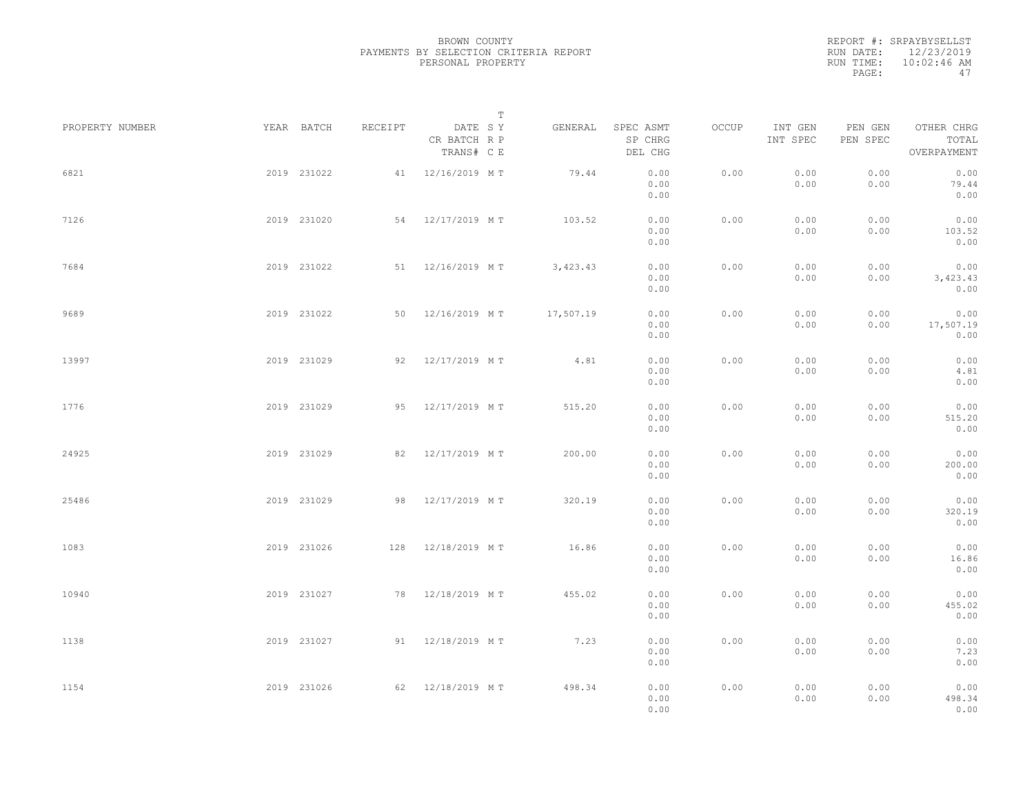BROWN COUNTY
PAYMENTS BY SELECTION CRITERIA REPORT
PERSONAL PROPERTY

REPORT #: SRPAYBYSELLST
RUN DATE: 12/23/2019
RUN TIME: 10:02:46 AM

| PROPERTY NUMBER | YEAR | BATCH | RECEIPT | DATE / CR BATCH / TRANS# | SYS / TRP / CE | GENERAL | SPEC ASMT / SP CHRG / DEL CHG | OCCUP | INT GEN / INT SPEC | PEN GEN / PEN SPEC | OTHER CHRG / TOTAL / OVERPAYMENT |
|---|---|---|---|---|---|---|---|---|---|---|---|
| 6821 | 2019 | 231022 | 41 | 12/16/2019 | M T | 79.44 | 0.00<br>0.00<br>0.00 | 0.00 | 0.00<br>0.00 | 0.00<br>0.00 | 0.00<br>79.44<br>0.00 |
| 7126 | 2019 | 231020 | 54 | 12/17/2019 | M T | 103.52 | 0.00<br>0.00<br>0.00 | 0.00 | 0.00<br>0.00 | 0.00<br>0.00 | 0.00<br>103.52<br>0.00 |
| 7684 | 2019 | 231022 | 51 | 12/16/2019 | M T | 3,423.43 | 0.00<br>0.00<br>0.00 | 0.00 | 0.00<br>0.00 | 0.00<br>0.00 | 0.00<br>3,423.43<br>0.00 |
| 9689 | 2019 | 231022 | 50 | 12/16/2019 | M T | 17,507.19 | 0.00<br>0.00<br>0.00 | 0.00 | 0.00<br>0.00 | 0.00<br>0.00 | 0.00<br>17,507.19<br>0.00 |
| 13997 | 2019 | 231029 | 92 | 12/17/2019 | M T | 4.81 | 0.00<br>0.00<br>0.00 | 0.00 | 0.00<br>0.00 | 0.00<br>0.00 | 0.00<br>4.81<br>0.00 |
| 1776 | 2019 | 231029 | 95 | 12/17/2019 | M T | 515.20 | 0.00<br>0.00<br>0.00 | 0.00 | 0.00<br>0.00 | 0.00<br>0.00 | 0.00<br>515.20<br>0.00 |
| 24925 | 2019 | 231029 | 82 | 12/17/2019 | M T | 200.00 | 0.00<br>0.00<br>0.00 | 0.00 | 0.00<br>0.00 | 0.00<br>0.00 | 0.00<br>200.00<br>0.00 |
| 25486 | 2019 | 231029 | 98 | 12/17/2019 | M T | 320.19 | 0.00<br>0.00<br>0.00 | 0.00 | 0.00<br>0.00 | 0.00<br>0.00 | 0.00<br>320.19<br>0.00 |
| 1083 | 2019 | 231026 | 128 | 12/18/2019 | M T | 16.86 | 0.00<br>0.00<br>0.00 | 0.00 | 0.00<br>0.00 | 0.00<br>0.00 | 0.00<br>16.86<br>0.00 |
| 10940 | 2019 | 231027 | 78 | 12/18/2019 | M T | 455.02 | 0.00<br>0.00<br>0.00 | 0.00 | 0.00<br>0.00 | 0.00<br>0.00 | 0.00<br>455.02<br>0.00 |
| 1138 | 2019 | 231027 | 91 | 12/18/2019 | M T | 7.23 | 0.00<br>0.00<br>0.00 | 0.00 | 0.00<br>0.00 | 0.00<br>0.00 | 0.00<br>7.23<br>0.00 |
| 1154 | 2019 | 231026 | 62 | 12/18/2019 | M T | 498.34 | 0.00<br>0.00<br>0.00 | 0.00 | 0.00<br>0.00 | 0.00<br>0.00 | 0.00<br>498.34<br>0.00 |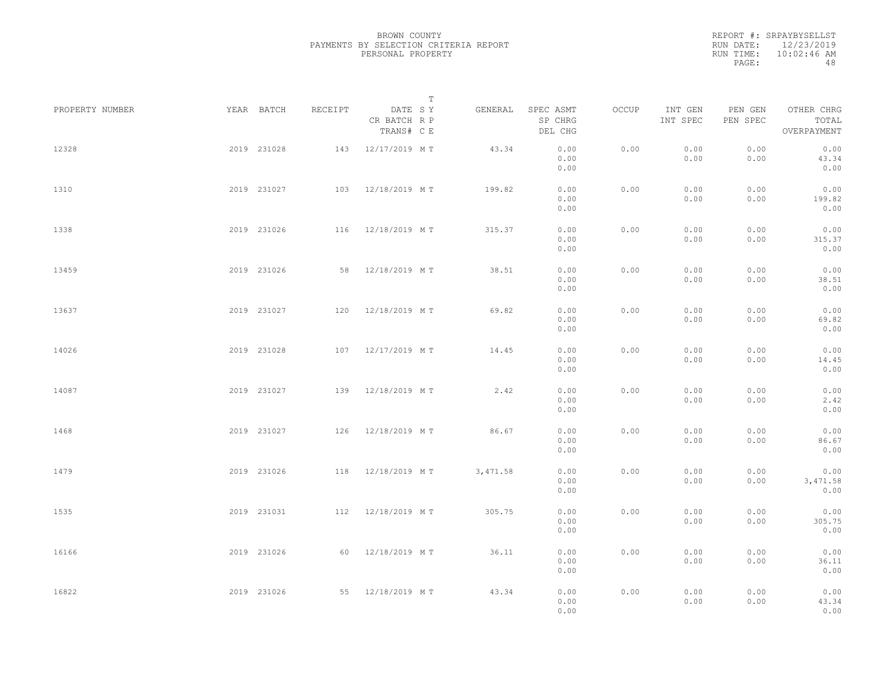BROWN COUNTY
PAYMENTS BY SELECTION CRITERIA REPORT
PERSONAL PROPERTY

REPORT #: SRPAYBYSELLST
RUN DATE: 12/23/2019
RUN TIME: 10:02:46 AM
PAGE: 48

| PROPERTY NUMBER | YEAR | BATCH | RECEIPT | DATE / CR BATCH / TRANS# | SY RP CE | T | GENERAL | SPEC ASMT / SP CHRG / DEL CHG | OCCUP | INT GEN / INT SPEC | PEN GEN / PEN SPEC | OTHER CHRG / TOTAL / OVERPAYMENT |
|---|---|---|---|---|---|---|---|---|---|---|---|---|
| 12328 | 2019 | 231028 | 143 | 12/17/2019 | M | T | 43.34 | 0.00 / 0.00 / 0.00 | 0.00 | 0.00 / 0.00 | 0.00 / 0.00 | 0.00 / 43.34 / 0.00 |
| 1310 | 2019 | 231027 | 103 | 12/18/2019 | M | T | 199.82 | 0.00 / 0.00 / 0.00 | 0.00 | 0.00 / 0.00 | 0.00 / 0.00 | 0.00 / 199.82 / 0.00 |
| 1338 | 2019 | 231026 | 116 | 12/18/2019 | M | T | 315.37 | 0.00 / 0.00 / 0.00 | 0.00 | 0.00 / 0.00 | 0.00 / 0.00 | 0.00 / 315.37 / 0.00 |
| 13459 | 2019 | 231026 | 58 | 12/18/2019 | M | T | 38.51 | 0.00 / 0.00 / 0.00 | 0.00 | 0.00 / 0.00 | 0.00 / 0.00 | 0.00 / 38.51 / 0.00 |
| 13637 | 2019 | 231027 | 120 | 12/18/2019 | M | T | 69.82 | 0.00 / 0.00 / 0.00 | 0.00 | 0.00 / 0.00 | 0.00 / 0.00 | 0.00 / 69.82 / 0.00 |
| 14026 | 2019 | 231028 | 107 | 12/17/2019 | M | T | 14.45 | 0.00 / 0.00 / 0.00 | 0.00 | 0.00 / 0.00 | 0.00 / 0.00 | 0.00 / 14.45 / 0.00 |
| 14087 | 2019 | 231027 | 139 | 12/18/2019 | M | T | 2.42 | 0.00 / 0.00 / 0.00 | 0.00 | 0.00 / 0.00 | 0.00 / 0.00 | 0.00 / 2.42 / 0.00 |
| 1468 | 2019 | 231027 | 126 | 12/18/2019 | M | T | 86.67 | 0.00 / 0.00 / 0.00 | 0.00 | 0.00 / 0.00 | 0.00 / 0.00 | 0.00 / 86.67 / 0.00 |
| 1479 | 2019 | 231026 | 118 | 12/18/2019 | M | T | 3,471.58 | 0.00 / 0.00 / 0.00 | 0.00 | 0.00 / 0.00 | 0.00 / 0.00 | 0.00 / 3,471.58 / 0.00 |
| 1535 | 2019 | 231031 | 112 | 12/18/2019 | M | T | 305.75 | 0.00 / 0.00 / 0.00 | 0.00 | 0.00 / 0.00 | 0.00 / 0.00 | 0.00 / 305.75 / 0.00 |
| 16166 | 2019 | 231026 | 60 | 12/18/2019 | M | T | 36.11 | 0.00 / 0.00 / 0.00 | 0.00 | 0.00 / 0.00 | 0.00 / 0.00 | 0.00 / 36.11 / 0.00 |
| 16822 | 2019 | 231026 | 55 | 12/18/2019 | M | T | 43.34 | 0.00 / 0.00 / 0.00 | 0.00 | 0.00 / 0.00 | 0.00 / 0.00 | 0.00 / 43.34 / 0.00 |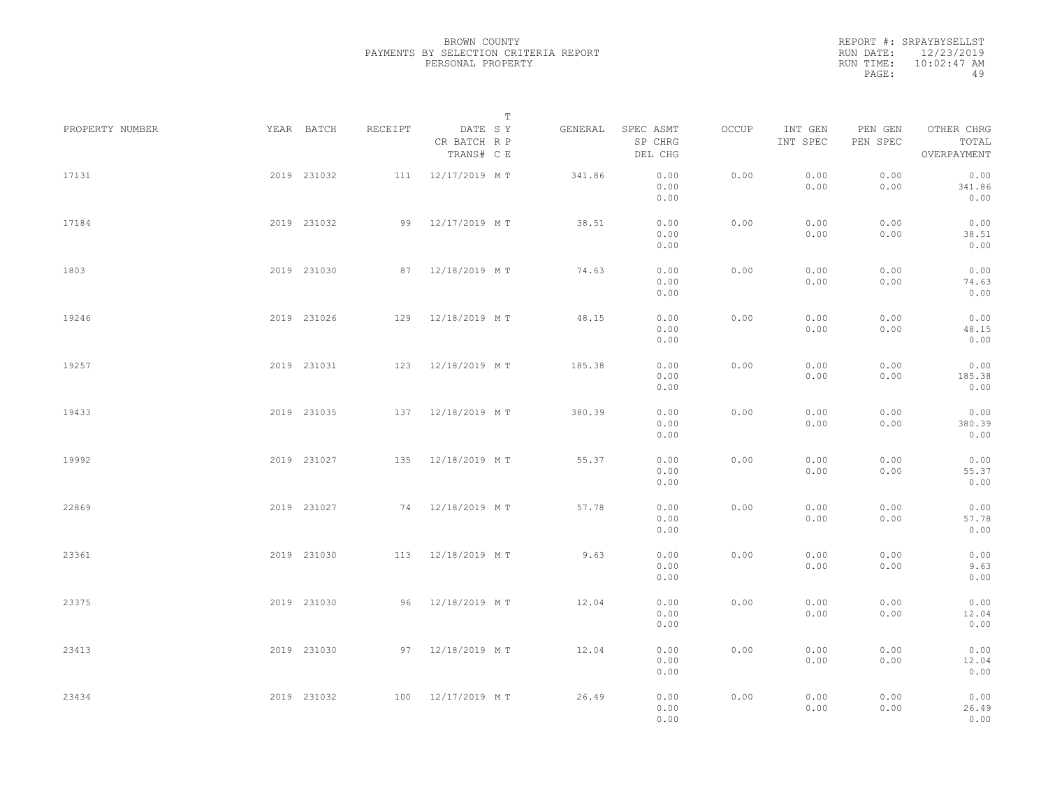BROWN COUNTY
PAYMENTS BY SELECTION CRITERIA REPORT
PERSONAL PROPERTY

REPORT #: SRPAYBYSELLST
RUN DATE: 12/23/2019
RUN TIME: 10:02:47 AM

| PROPERTY NUMBER | YEAR | BATCH | RECEIPT | DATE / CR BATCH / TRANS# | SYS | TYPE | GENERAL | SPEC ASMT / SP CHRG / DEL CHG | OCCUP | INT GEN / INT SPEC | PEN GEN / PEN SPEC | OTHER CHRG / TOTAL / OVERPAYMENT |
|---|---|---|---|---|---|---|---|---|---|---|---|---|
| 17131 | 2019 | 231032 | 111 | 12/17/2019 | M | T | 341.86 | 0.00 / 0.00 / 0.00 | 0.00 | 0.00 / 0.00 | 0.00 / 0.00 | 0.00 / 341.86 / 0.00 |
| 17184 | 2019 | 231032 | 99 | 12/17/2019 | M | T | 38.51 | 0.00 / 0.00 / 0.00 | 0.00 | 0.00 / 0.00 | 0.00 / 0.00 | 0.00 / 38.51 / 0.00 |
| 1803 | 2019 | 231030 | 87 | 12/18/2019 | M | T | 74.63 | 0.00 / 0.00 / 0.00 | 0.00 | 0.00 / 0.00 | 0.00 / 0.00 | 0.00 / 74.63 / 0.00 |
| 19246 | 2019 | 231026 | 129 | 12/18/2019 | M | T | 48.15 | 0.00 / 0.00 / 0.00 | 0.00 | 0.00 / 0.00 | 0.00 / 0.00 | 0.00 / 48.15 / 0.00 |
| 19257 | 2019 | 231031 | 123 | 12/18/2019 | M | T | 185.38 | 0.00 / 0.00 / 0.00 | 0.00 | 0.00 / 0.00 | 0.00 / 0.00 | 0.00 / 185.38 / 0.00 |
| 19433 | 2019 | 231035 | 137 | 12/18/2019 | M | T | 380.39 | 0.00 / 0.00 / 0.00 | 0.00 | 0.00 / 0.00 | 0.00 / 0.00 | 0.00 / 380.39 / 0.00 |
| 19992 | 2019 | 231027 | 135 | 12/18/2019 | M | T | 55.37 | 0.00 / 0.00 / 0.00 | 0.00 | 0.00 / 0.00 | 0.00 / 0.00 | 0.00 / 55.37 / 0.00 |
| 22869 | 2019 | 231027 | 74 | 12/18/2019 | M | T | 57.78 | 0.00 / 0.00 / 0.00 | 0.00 | 0.00 / 0.00 | 0.00 / 0.00 | 0.00 / 57.78 / 0.00 |
| 23361 | 2019 | 231030 | 113 | 12/18/2019 | M | T | 9.63 | 0.00 / 0.00 / 0.00 | 0.00 | 0.00 / 0.00 | 0.00 / 0.00 | 0.00 / 9.63 / 0.00 |
| 23375 | 2019 | 231030 | 96 | 12/18/2019 | M | T | 12.04 | 0.00 / 0.00 / 0.00 | 0.00 | 0.00 / 0.00 | 0.00 / 0.00 | 0.00 / 12.04 / 0.00 |
| 23413 | 2019 | 231030 | 97 | 12/18/2019 | M | T | 12.04 | 0.00 / 0.00 / 0.00 | 0.00 | 0.00 / 0.00 | 0.00 / 0.00 | 0.00 / 12.04 / 0.00 |
| 23434 | 2019 | 231032 | 100 | 12/17/2019 | M | T | 26.49 | 0.00 / 0.00 / 0.00 | 0.00 | 0.00 / 0.00 | 0.00 / 0.00 | 0.00 / 26.49 / 0.00 |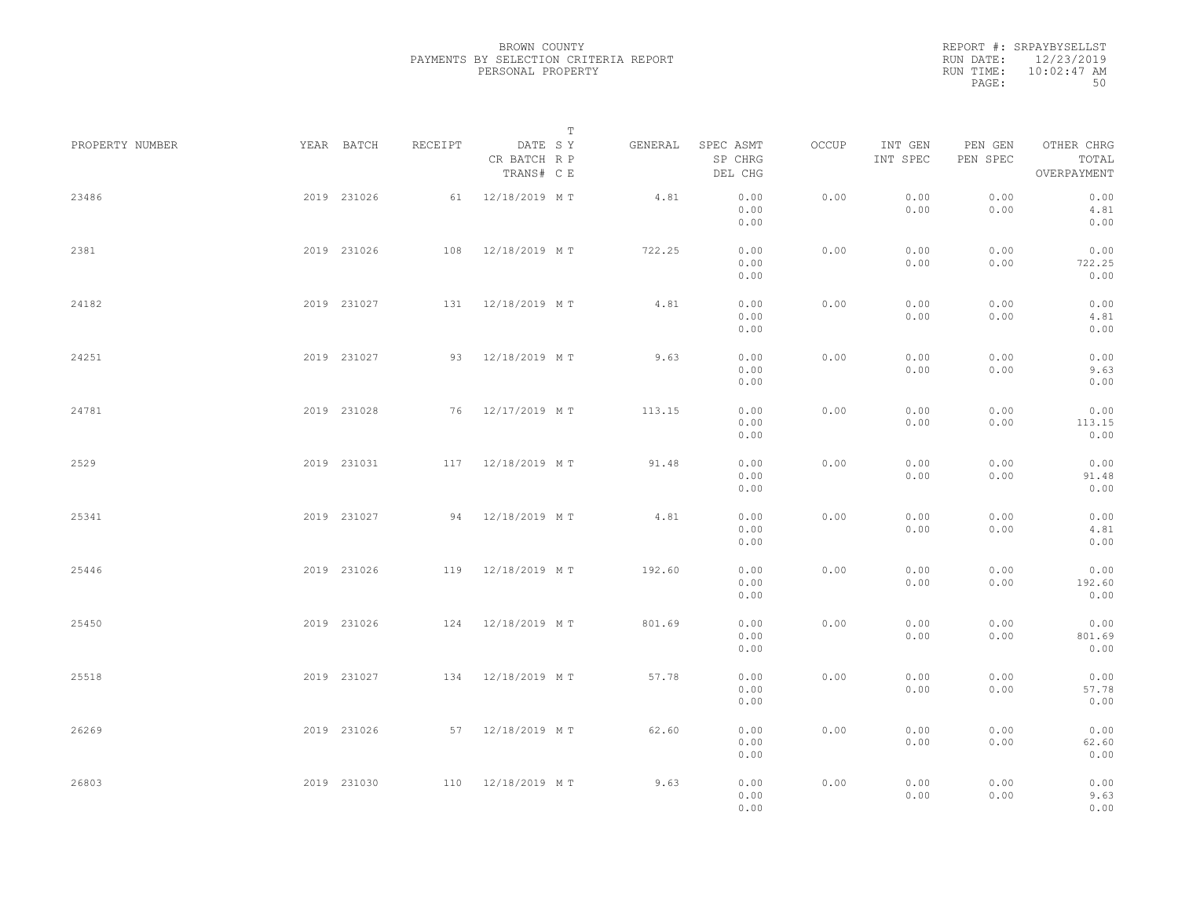BROWN COUNTY
PAYMENTS BY SELECTION CRITERIA REPORT
PERSONAL PROPERTY

REPORT #: SRPAYBYSELLST
RUN DATE: 12/23/2019
RUN TIME: 10:02:47 AM

| PROPERTY NUMBER | YEAR | BATCH | RECEIPT | DATE / CR BATCH / TRANS# | SYS / RP / CE | T / Y / E | GENERAL | SPEC ASMT / SP CHRG / DEL CHG | OCCUP | INT GEN / INT SPEC | PEN GEN / PEN SPEC | OTHER CHRG / TOTAL / OVERPAYMENT |
|---|---|---|---|---|---|---|---|---|---|---|---|---|
| 23486 | 2019 | 231026 | 61 | 12/18/2019 | M | T | 4.81 | 0.00 / 0.00 / 0.00 | 0.00 | 0.00 / 0.00 | 0.00 / 0.00 | 0.00 / 4.81 / 0.00 |
| 2381 | 2019 | 231026 | 108 | 12/18/2019 | M | T | 722.25 | 0.00 / 0.00 / 0.00 | 0.00 | 0.00 / 0.00 | 0.00 / 0.00 | 0.00 / 722.25 / 0.00 |
| 24182 | 2019 | 231027 | 131 | 12/18/2019 | M | T | 4.81 | 0.00 / 0.00 / 0.00 | 0.00 | 0.00 / 0.00 | 0.00 / 0.00 | 0.00 / 4.81 / 0.00 |
| 24251 | 2019 | 231027 | 93 | 12/18/2019 | M | T | 9.63 | 0.00 / 0.00 / 0.00 | 0.00 | 0.00 / 0.00 | 0.00 / 0.00 | 0.00 / 9.63 / 0.00 |
| 24781 | 2019 | 231028 | 76 | 12/17/2019 | M | T | 113.15 | 0.00 / 0.00 / 0.00 | 0.00 | 0.00 / 0.00 | 0.00 / 0.00 | 0.00 / 113.15 / 0.00 |
| 2529 | 2019 | 231031 | 117 | 12/18/2019 | M | T | 91.48 | 0.00 / 0.00 / 0.00 | 0.00 | 0.00 / 0.00 | 0.00 / 0.00 | 0.00 / 91.48 / 0.00 |
| 25341 | 2019 | 231027 | 94 | 12/18/2019 | M | T | 4.81 | 0.00 / 0.00 / 0.00 | 0.00 | 0.00 / 0.00 | 0.00 / 0.00 | 0.00 / 4.81 / 0.00 |
| 25446 | 2019 | 231026 | 119 | 12/18/2019 | M | T | 192.60 | 0.00 / 0.00 / 0.00 | 0.00 | 0.00 / 0.00 | 0.00 / 0.00 | 0.00 / 192.60 / 0.00 |
| 25450 | 2019 | 231026 | 124 | 12/18/2019 | M | T | 801.69 | 0.00 / 0.00 / 0.00 | 0.00 | 0.00 / 0.00 | 0.00 / 0.00 | 0.00 / 801.69 / 0.00 |
| 25518 | 2019 | 231027 | 134 | 12/18/2019 | M | T | 57.78 | 0.00 / 0.00 / 0.00 | 0.00 | 0.00 / 0.00 | 0.00 / 0.00 | 0.00 / 57.78 / 0.00 |
| 26269 | 2019 | 231026 | 57 | 12/18/2019 | M | T | 62.60 | 0.00 / 0.00 / 0.00 | 0.00 | 0.00 / 0.00 | 0.00 / 0.00 | 0.00 / 62.60 / 0.00 |
| 26803 | 2019 | 231030 | 110 | 12/18/2019 | M | T | 9.63 | 0.00 / 0.00 / 0.00 | 0.00 | 0.00 / 0.00 | 0.00 / 0.00 | 0.00 / 9.63 / 0.00 |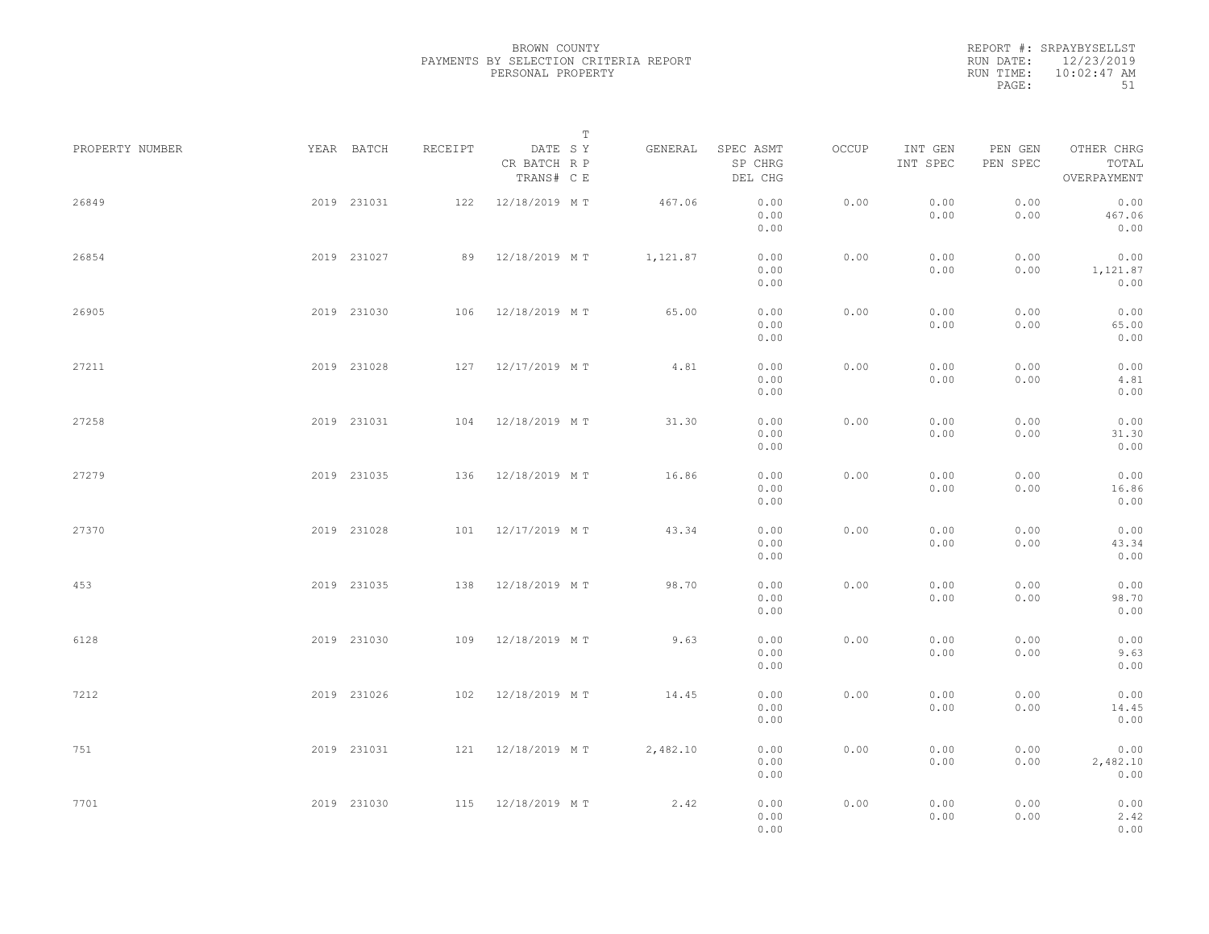BROWN COUNTY
PAYMENTS BY SELECTION CRITERIA REPORT
PERSONAL PROPERTY

REPORT #: SRPAYBYSELLST
RUN DATE: 12/23/2019
RUN TIME: 10:02:47 AM

| PROPERTY NUMBER | YEAR | BATCH | RECEIPT | DATE / CR BATCH / TRANS# | SRC | TYPE | GENERAL | SPEC ASMT / SP CHRG / DEL CHG | OCCUP | INT GEN / INT SPEC | PEN GEN / PEN SPEC | OTHER CHRG / TOTAL / OVERPAYMENT |
|---|---|---|---|---|---|---|---|---|---|---|---|---|
| 26849 | 2019 | 231031 | 122 | 12/18/2019 | M | T | 467.06 | 0.00 / 0.00 / 0.00 | 0.00 | 0.00 / 0.00 | 0.00 / 0.00 | 0.00 / 467.06 / 0.00 |
| 26854 | 2019 | 231027 | 89 | 12/18/2019 | M | T | 1,121.87 | 0.00 / 0.00 / 0.00 | 0.00 | 0.00 / 0.00 | 0.00 / 0.00 | 0.00 / 1,121.87 / 0.00 |
| 26905 | 2019 | 231030 | 106 | 12/18/2019 | M | T | 65.00 | 0.00 / 0.00 / 0.00 | 0.00 | 0.00 / 0.00 | 0.00 / 0.00 | 0.00 / 65.00 / 0.00 |
| 27211 | 2019 | 231028 | 127 | 12/17/2019 | M | T | 4.81 | 0.00 / 0.00 / 0.00 | 0.00 | 0.00 / 0.00 | 0.00 / 0.00 | 0.00 / 4.81 / 0.00 |
| 27258 | 2019 | 231031 | 104 | 12/18/2019 | M | T | 31.30 | 0.00 / 0.00 / 0.00 | 0.00 | 0.00 / 0.00 | 0.00 / 0.00 | 0.00 / 31.30 / 0.00 |
| 27279 | 2019 | 231035 | 136 | 12/18/2019 | M | T | 16.86 | 0.00 / 0.00 / 0.00 | 0.00 | 0.00 / 0.00 | 0.00 / 0.00 | 0.00 / 16.86 / 0.00 |
| 27370 | 2019 | 231028 | 101 | 12/17/2019 | M | T | 43.34 | 0.00 / 0.00 / 0.00 | 0.00 | 0.00 / 0.00 | 0.00 / 0.00 | 0.00 / 43.34 / 0.00 |
| 453 | 2019 | 231035 | 138 | 12/18/2019 | M | T | 98.70 | 0.00 / 0.00 / 0.00 | 0.00 | 0.00 / 0.00 | 0.00 / 0.00 | 0.00 / 98.70 / 0.00 |
| 6128 | 2019 | 231030 | 109 | 12/18/2019 | M | T | 9.63 | 0.00 / 0.00 / 0.00 | 0.00 | 0.00 / 0.00 | 0.00 / 0.00 | 0.00 / 9.63 / 0.00 |
| 7212 | 2019 | 231026 | 102 | 12/18/2019 | M | T | 14.45 | 0.00 / 0.00 / 0.00 | 0.00 | 0.00 / 0.00 | 0.00 / 0.00 | 0.00 / 14.45 / 0.00 |
| 751 | 2019 | 231031 | 121 | 12/18/2019 | M | T | 2,482.10 | 0.00 / 0.00 / 0.00 | 0.00 | 0.00 / 0.00 | 0.00 / 0.00 | 0.00 / 2,482.10 / 0.00 |
| 7701 | 2019 | 231030 | 115 | 12/18/2019 | M | T | 2.42 | 0.00 / 0.00 / 0.00 | 0.00 | 0.00 / 0.00 | 0.00 / 0.00 | 0.00 / 2.42 / 0.00 |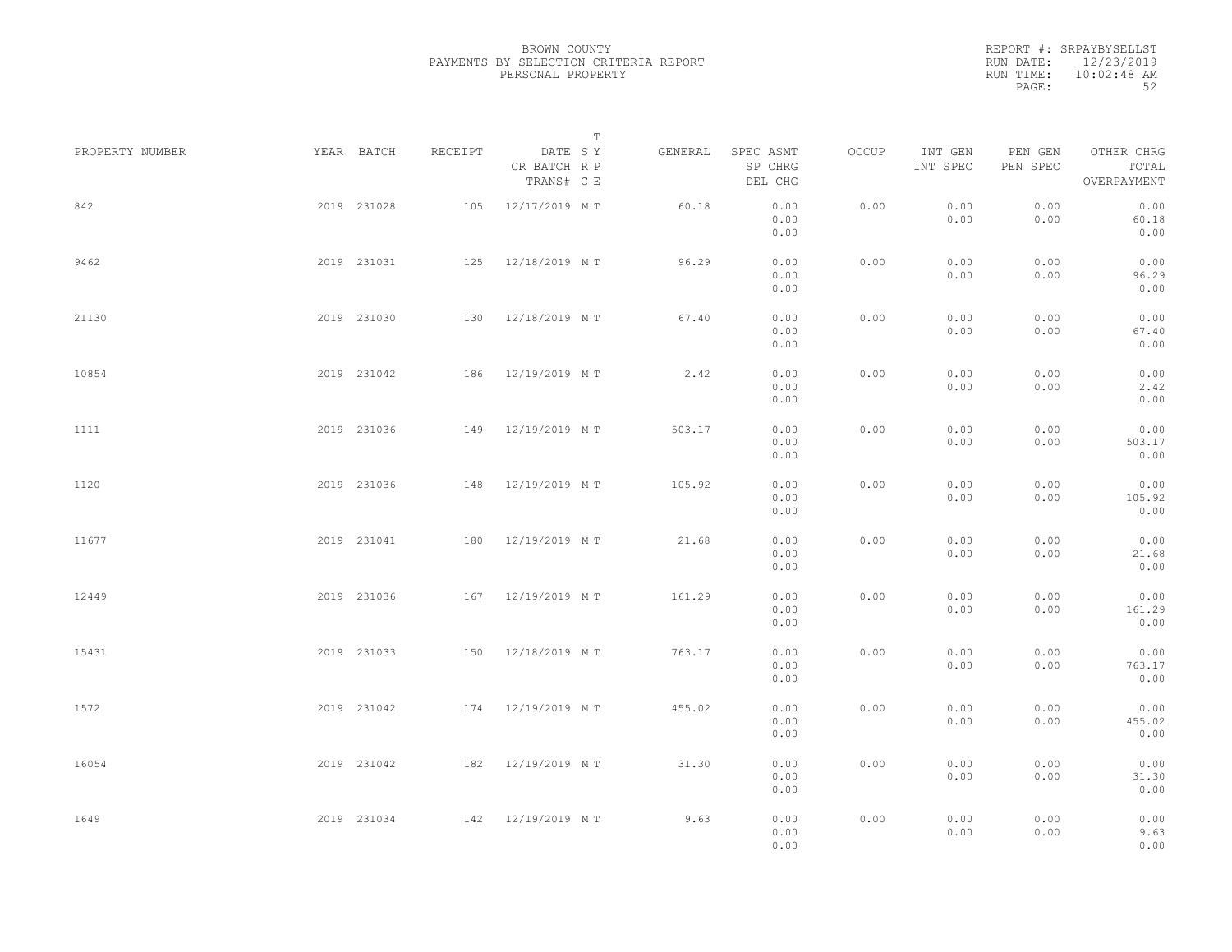BROWN COUNTY
PAYMENTS BY SELECTION CRITERIA REPORT
PERSONAL PROPERTY

REPORT #: SRPAYBYSELLST
RUN DATE: 12/23/2019
RUN TIME: 10:02:48 AM

| PROPERTY NUMBER | YEAR | BATCH | RECEIPT | DATE / CR BATCH / TRANS# | T SY RP CE | GENERAL | SPEC ASMT / SP CHRG / DEL CHG | OCCUP | INT GEN / INT SPEC | PEN GEN / PEN SPEC | OTHER CHRG / TOTAL / OVERPAYMENT |
|---|---|---|---|---|---|---|---|---|---|---|---|
| 842 | 2019 | 231028 | 105 | 12/17/2019 | M T | 60.18 | 0.00 0.00 0.00 | 0.00 | 0.00 0.00 | 0.00 0.00 | 0.00 60.18 0.00 |
| 9462 | 2019 | 231031 | 125 | 12/18/2019 | M T | 96.29 | 0.00 0.00 0.00 | 0.00 | 0.00 0.00 | 0.00 0.00 | 0.00 96.29 0.00 |
| 21130 | 2019 | 231030 | 130 | 12/18/2019 | M T | 67.40 | 0.00 0.00 0.00 | 0.00 | 0.00 0.00 | 0.00 0.00 | 0.00 67.40 0.00 |
| 10854 | 2019 | 231042 | 186 | 12/19/2019 | M T | 2.42 | 0.00 0.00 0.00 | 0.00 | 0.00 0.00 | 0.00 0.00 | 0.00 2.42 0.00 |
| 1111 | 2019 | 231036 | 149 | 12/19/2019 | M T | 503.17 | 0.00 0.00 0.00 | 0.00 | 0.00 0.00 | 0.00 0.00 | 0.00 503.17 0.00 |
| 1120 | 2019 | 231036 | 148 | 12/19/2019 | M T | 105.92 | 0.00 0.00 0.00 | 0.00 | 0.00 0.00 | 0.00 0.00 | 0.00 105.92 0.00 |
| 11677 | 2019 | 231041 | 180 | 12/19/2019 | M T | 21.68 | 0.00 0.00 0.00 | 0.00 | 0.00 0.00 | 0.00 0.00 | 0.00 21.68 0.00 |
| 12449 | 2019 | 231036 | 167 | 12/19/2019 | M T | 161.29 | 0.00 0.00 0.00 | 0.00 | 0.00 0.00 | 0.00 0.00 | 0.00 161.29 0.00 |
| 15431 | 2019 | 231033 | 150 | 12/18/2019 | M T | 763.17 | 0.00 0.00 0.00 | 0.00 | 0.00 0.00 | 0.00 0.00 | 0.00 763.17 0.00 |
| 1572 | 2019 | 231042 | 174 | 12/19/2019 | M T | 455.02 | 0.00 0.00 0.00 | 0.00 | 0.00 0.00 | 0.00 0.00 | 0.00 455.02 0.00 |
| 16054 | 2019 | 231042 | 182 | 12/19/2019 | M T | 31.30 | 0.00 0.00 0.00 | 0.00 | 0.00 0.00 | 0.00 0.00 | 0.00 31.30 0.00 |
| 1649 | 2019 | 231034 | 142 | 12/19/2019 | M T | 9.63 | 0.00 0.00 0.00 | 0.00 | 0.00 0.00 | 0.00 0.00 | 0.00 9.63 0.00 |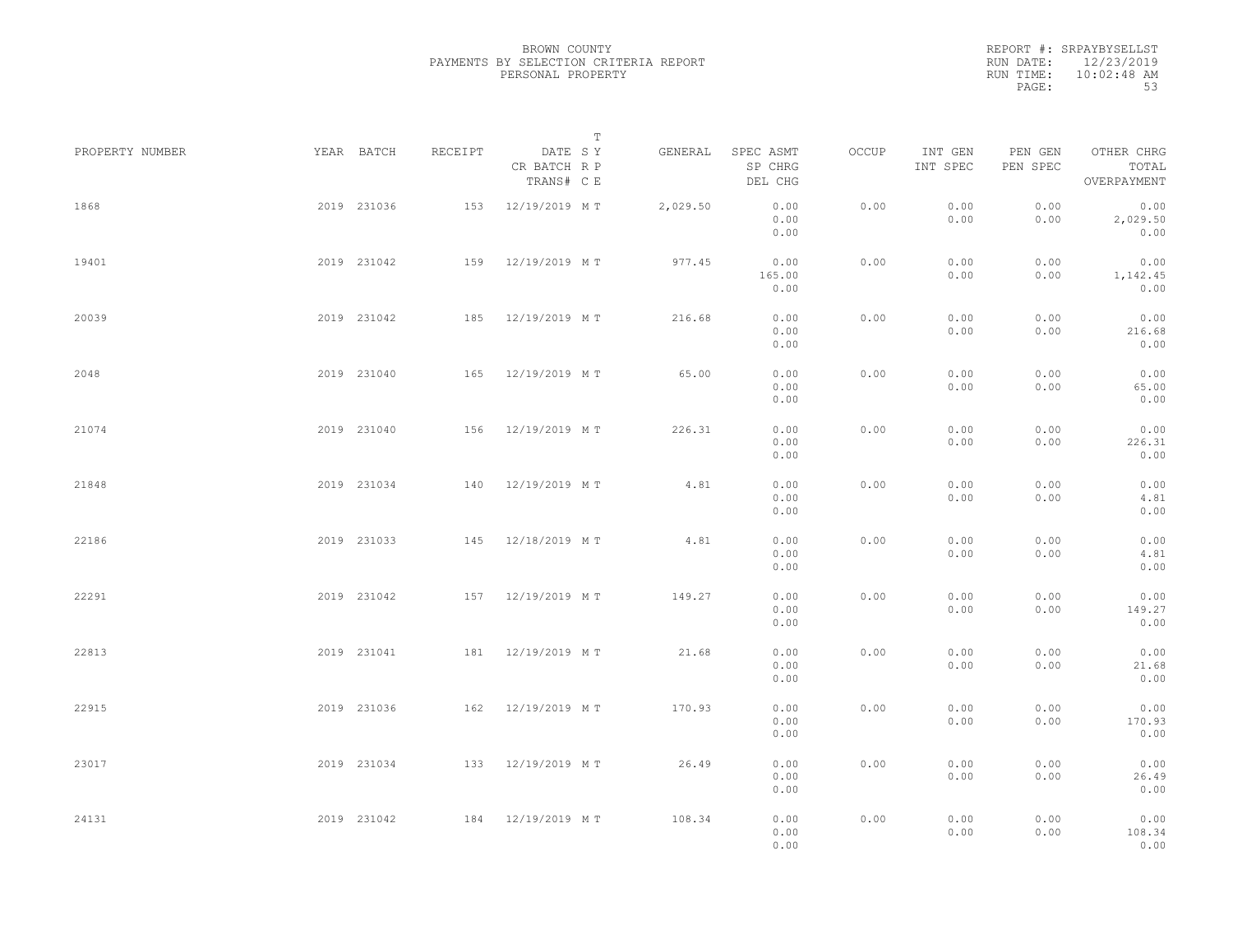BROWN COUNTY
PAYMENTS BY SELECTION CRITERIA REPORT
PERSONAL PROPERTY

REPORT #: SRPAYBYSELLST
RUN DATE: 12/23/2019
RUN TIME: 10:02:48 AM

| PROPERTY NUMBER | YEAR | BATCH | RECEIPT | DATE / CR BATCH / TRANS# | S R C | T Y P E | GENERAL | SPEC ASMT / SP CHRG / DEL CHG | OCCUP | INT GEN / INT SPEC | PEN GEN / PEN SPEC | OTHER CHRG / TOTAL / OVERPAYMENT |
|---|---|---|---|---|---|---|---|---|---|---|---|---|
| 1868 | 2019 | 231036 | 153 | 12/19/2019 | M | T | 2,029.50 | 0.00 / 0.00 / 0.00 | 0.00 | 0.00 / 0.00 | 0.00 / 0.00 | 0.00 / 2,029.50 / 0.00 |
| 19401 | 2019 | 231042 | 159 | 12/19/2019 | M | T | 977.45 | 0.00 / 165.00 / 0.00 | 0.00 | 0.00 / 0.00 | 0.00 / 0.00 | 0.00 / 1,142.45 / 0.00 |
| 20039 | 2019 | 231042 | 185 | 12/19/2019 | M | T | 216.68 | 0.00 / 0.00 / 0.00 | 0.00 | 0.00 / 0.00 | 0.00 / 0.00 | 0.00 / 216.68 / 0.00 |
| 2048 | 2019 | 231040 | 165 | 12/19/2019 | M | T | 65.00 | 0.00 / 0.00 / 0.00 | 0.00 | 0.00 / 0.00 | 0.00 / 0.00 | 0.00 / 65.00 / 0.00 |
| 21074 | 2019 | 231040 | 156 | 12/19/2019 | M | T | 226.31 | 0.00 / 0.00 / 0.00 | 0.00 | 0.00 / 0.00 | 0.00 / 0.00 | 0.00 / 226.31 / 0.00 |
| 21848 | 2019 | 231034 | 140 | 12/19/2019 | M | T | 4.81 | 0.00 / 0.00 / 0.00 | 0.00 | 0.00 / 0.00 | 0.00 / 0.00 | 0.00 / 4.81 / 0.00 |
| 22186 | 2019 | 231033 | 145 | 12/18/2019 | M | T | 4.81 | 0.00 / 0.00 / 0.00 | 0.00 | 0.00 / 0.00 | 0.00 / 0.00 | 0.00 / 4.81 / 0.00 |
| 22291 | 2019 | 231042 | 157 | 12/19/2019 | M | T | 149.27 | 0.00 / 0.00 / 0.00 | 0.00 | 0.00 / 0.00 | 0.00 / 0.00 | 0.00 / 149.27 / 0.00 |
| 22813 | 2019 | 231041 | 181 | 12/19/2019 | M | T | 21.68 | 0.00 / 0.00 / 0.00 | 0.00 | 0.00 / 0.00 | 0.00 / 0.00 | 0.00 / 21.68 / 0.00 |
| 22915 | 2019 | 231036 | 162 | 12/19/2019 | M | T | 170.93 | 0.00 / 0.00 / 0.00 | 0.00 | 0.00 / 0.00 | 0.00 / 0.00 | 0.00 / 170.93 / 0.00 |
| 23017 | 2019 | 231034 | 133 | 12/19/2019 | M | T | 26.49 | 0.00 / 0.00 / 0.00 | 0.00 | 0.00 / 0.00 | 0.00 / 0.00 | 0.00 / 26.49 / 0.00 |
| 24131 | 2019 | 231042 | 184 | 12/19/2019 | M | T | 108.34 | 0.00 / 0.00 / 0.00 | 0.00 | 0.00 / 0.00 | 0.00 / 0.00 | 0.00 / 108.34 / 0.00 |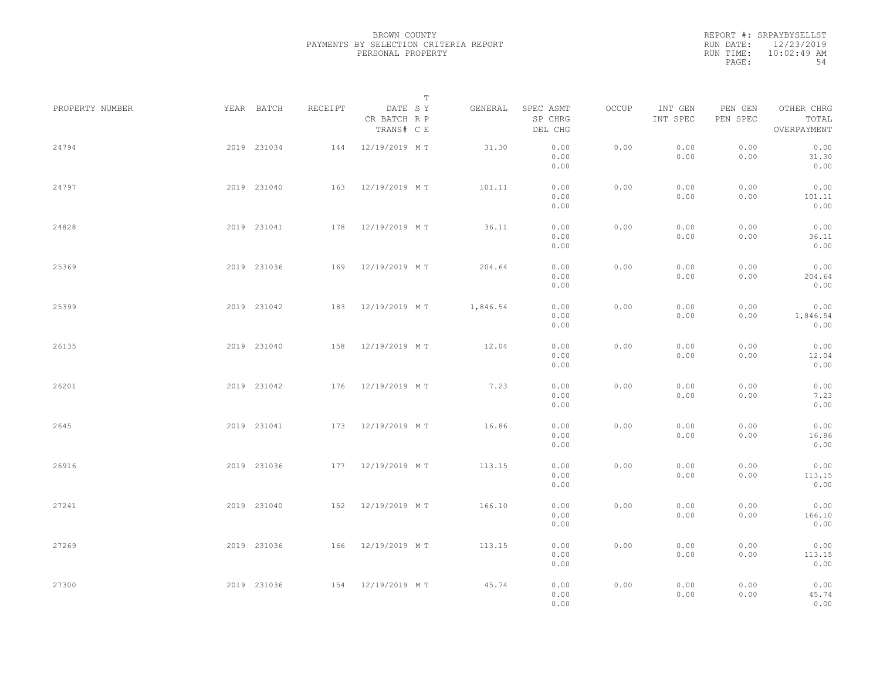BROWN COUNTY
PAYMENTS BY SELECTION CRITERIA REPORT
PERSONAL PROPERTY

REPORT #: SRPAYBYSELLST
RUN DATE: 12/23/2019
RUN TIME: 10:02:49 AM

| PROPERTY NUMBER | YEAR | BATCH | RECEIPT | DATE / CR BATCH / TRANS# | T SY RP CE | GENERAL | SPEC ASMT / SP CHRG / DEL CHG | OCCUP | INT GEN / INT SPEC | PEN GEN / PEN SPEC | OTHER CHRG / TOTAL / OVERPAYMENT |
|---|---|---|---|---|---|---|---|---|---|---|---|
| 24794 | 2019 | 231034 | 144 | 12/19/2019 | M T | 31.30 | 0.00 / 0.00 / 0.00 | 0.00 | 0.00 / 0.00 | 0.00 / 0.00 | 0.00 / 31.30 / 0.00 |
| 24797 | 2019 | 231040 | 163 | 12/19/2019 | M T | 101.11 | 0.00 / 0.00 / 0.00 | 0.00 | 0.00 / 0.00 | 0.00 / 0.00 | 0.00 / 101.11 / 0.00 |
| 24828 | 2019 | 231041 | 178 | 12/19/2019 | M T | 36.11 | 0.00 / 0.00 / 0.00 | 0.00 | 0.00 / 0.00 | 0.00 / 0.00 | 0.00 / 36.11 / 0.00 |
| 25369 | 2019 | 231036 | 169 | 12/19/2019 | M T | 204.64 | 0.00 / 0.00 / 0.00 | 0.00 | 0.00 / 0.00 | 0.00 / 0.00 | 0.00 / 204.64 / 0.00 |
| 25399 | 2019 | 231042 | 183 | 12/19/2019 | M T | 1,846.54 | 0.00 / 0.00 / 0.00 | 0.00 | 0.00 / 0.00 | 0.00 / 0.00 | 0.00 / 1,846.54 / 0.00 |
| 26135 | 2019 | 231040 | 158 | 12/19/2019 | M T | 12.04 | 0.00 / 0.00 / 0.00 | 0.00 | 0.00 / 0.00 | 0.00 / 0.00 | 0.00 / 12.04 / 0.00 |
| 26201 | 2019 | 231042 | 176 | 12/19/2019 | M T | 7.23 | 0.00 / 0.00 / 0.00 | 0.00 | 0.00 / 0.00 | 0.00 / 0.00 | 0.00 / 7.23 / 0.00 |
| 2645 | 2019 | 231041 | 173 | 12/19/2019 | M T | 16.86 | 0.00 / 0.00 / 0.00 | 0.00 | 0.00 / 0.00 | 0.00 / 0.00 | 0.00 / 16.86 / 0.00 |
| 26916 | 2019 | 231036 | 177 | 12/19/2019 | M T | 113.15 | 0.00 / 0.00 / 0.00 | 0.00 | 0.00 / 0.00 | 0.00 / 0.00 | 0.00 / 113.15 / 0.00 |
| 27241 | 2019 | 231040 | 152 | 12/19/2019 | M T | 166.10 | 0.00 / 0.00 / 0.00 | 0.00 | 0.00 / 0.00 | 0.00 / 0.00 | 0.00 / 166.10 / 0.00 |
| 27269 | 2019 | 231036 | 166 | 12/19/2019 | M T | 113.15 | 0.00 / 0.00 / 0.00 | 0.00 | 0.00 / 0.00 | 0.00 / 0.00 | 0.00 / 113.15 / 0.00 |
| 27300 | 2019 | 231036 | 154 | 12/19/2019 | M T | 45.74 | 0.00 / 0.00 / 0.00 | 0.00 | 0.00 / 0.00 | 0.00 / 0.00 | 0.00 / 45.74 / 0.00 |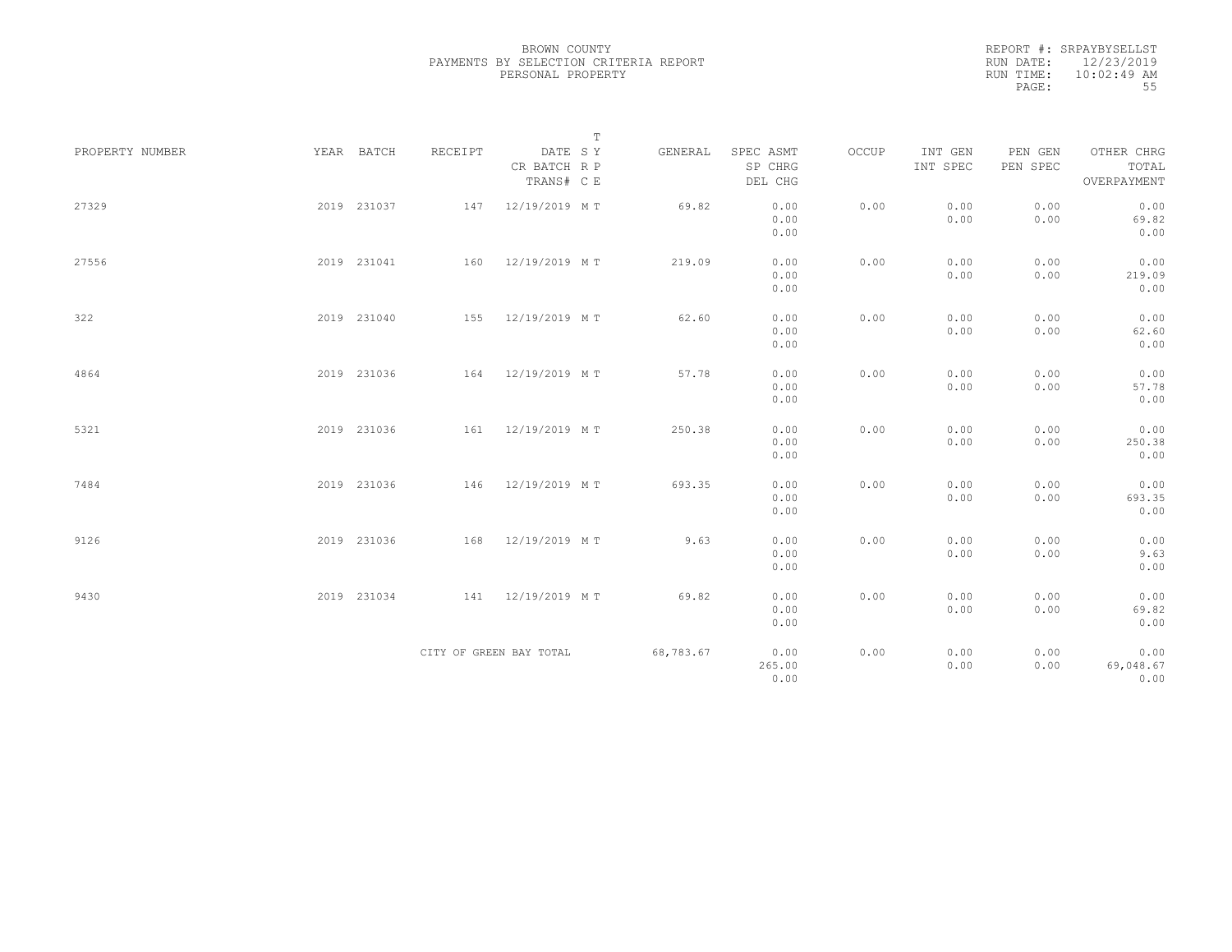BROWN COUNTY
PAYMENTS BY SELECTION CRITERIA REPORT
PERSONAL PROPERTY

REPORT #: SRPAYBYSELLST
RUN DATE: 12/23/2019
RUN TIME: 10:02:49 AM

| PROPERTY NUMBER | YEAR | BATCH | RECEIPT | DATE / CR BATCH / TRANS# | T SY RP CE | GENERAL | SPEC ASMT / SP CHRG / DEL CHG | OCCUP | INT GEN / INT SPEC | PEN GEN / PEN SPEC | OTHER CHRG / TOTAL / OVERPAYMENT |
|---|---|---|---|---|---|---|---|---|---|---|---|
| 27329 | 2019 | 231037 | 147 | 12/19/2019 | M T | 69.82 | 0.00 / 0.00 / 0.00 | 0.00 | 0.00 / 0.00 | 0.00 / 0.00 | 0.00 / 69.82 / 0.00 |
| 27556 | 2019 | 231041 | 160 | 12/19/2019 | M T | 219.09 | 0.00 / 0.00 / 0.00 | 0.00 | 0.00 / 0.00 | 0.00 / 0.00 | 0.00 / 219.09 / 0.00 |
| 322 | 2019 | 231040 | 155 | 12/19/2019 | M T | 62.60 | 0.00 / 0.00 / 0.00 | 0.00 | 0.00 / 0.00 | 0.00 / 0.00 | 0.00 / 62.60 / 0.00 |
| 4864 | 2019 | 231036 | 164 | 12/19/2019 | M T | 57.78 | 0.00 / 0.00 / 0.00 | 0.00 | 0.00 / 0.00 | 0.00 / 0.00 | 0.00 / 57.78 / 0.00 |
| 5321 | 2019 | 231036 | 161 | 12/19/2019 | M T | 250.38 | 0.00 / 0.00 / 0.00 | 0.00 | 0.00 / 0.00 | 0.00 / 0.00 | 0.00 / 250.38 / 0.00 |
| 7484 | 2019 | 231036 | 146 | 12/19/2019 | M T | 693.35 | 0.00 / 0.00 / 0.00 | 0.00 | 0.00 / 0.00 | 0.00 / 0.00 | 0.00 / 693.35 / 0.00 |
| 9126 | 2019 | 231036 | 168 | 12/19/2019 | M T | 9.63 | 0.00 / 0.00 / 0.00 | 0.00 | 0.00 / 0.00 | 0.00 / 0.00 | 0.00 / 9.63 / 0.00 |
| 9430 | 2019 | 231034 | 141 | 12/19/2019 | M T | 69.82 | 0.00 / 0.00 / 0.00 | 0.00 | 0.00 / 0.00 | 0.00 / 0.00 | 0.00 / 69.82 / 0.00 |
| | | | CITY OF GREEN BAY TOTAL | | | 68,783.67 | 0.00 / 265.00 / 0.00 | 0.00 | 0.00 / 0.00 | 0.00 / 0.00 | 0.00 / 69,048.67 / 0.00 |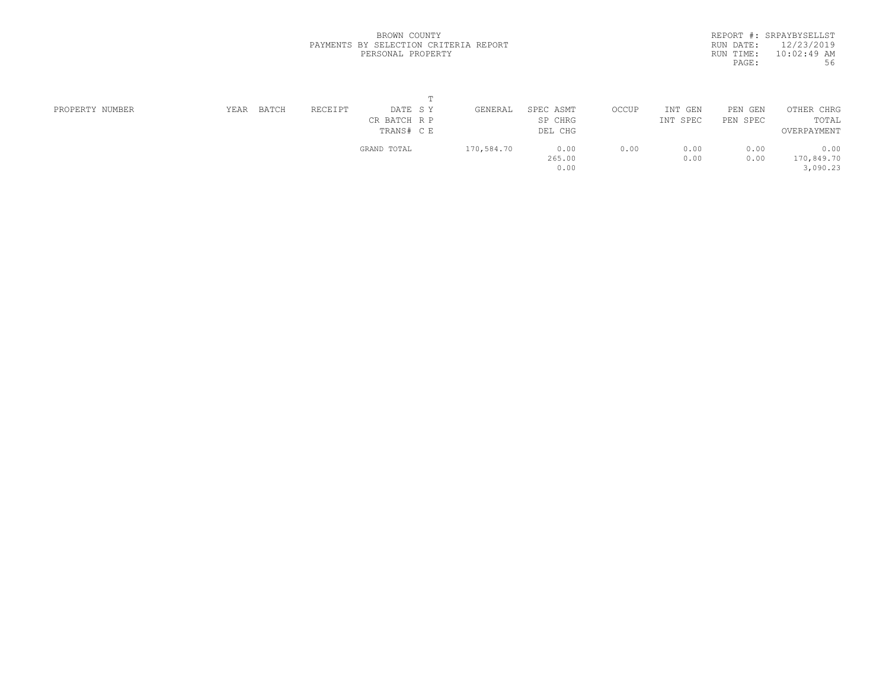BROWN COUNTY
PAYMENTS BY SELECTION CRITERIA REPORT
PERSONAL PROPERTY

REPORT #: SRPAYBYSELLST
RUN DATE: 12/23/2019
RUN TIME: 10:02:49 AM

| PROPERTY NUMBER | YEAR | BATCH | RECEIPT | DATE / CR BATCH / TRANS# | T SY / RP / CE | GENERAL | SPEC ASMT / SP CHRG / DEL CHG | OCCUP | INT GEN / INT SPEC | PEN GEN / PEN SPEC | OTHER CHRG / TOTAL / OVERPAYMENT |
|---|---|---|---|---|---|---|---|---|---|---|---|
| | | | | GRAND TOTAL | | 170,584.70 | 0.00 | 0.00 | 0.00 | 0.00 | 0.00 |
| | | | | | | | 265.00 | | 0.00 | 0.00 | 170,849.70 |
| | | | | | | | 0.00 | | | | 3,090.23 |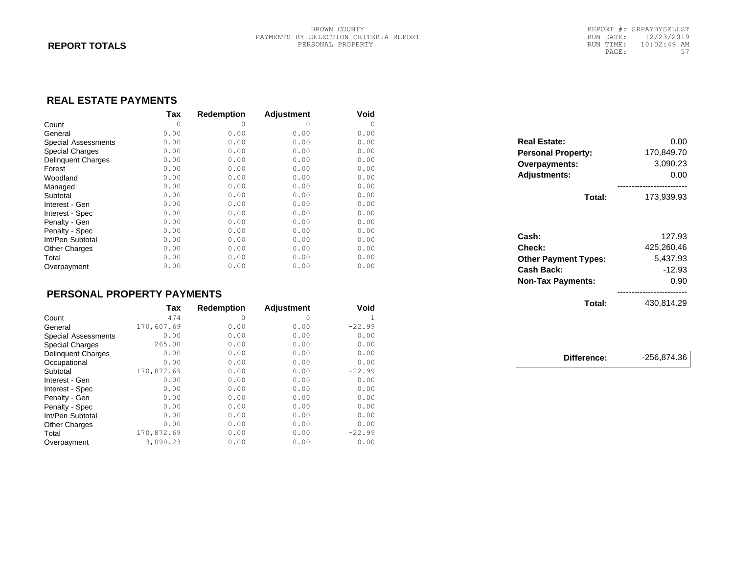BROWN COUNTY
PAYMENTS BY SELECTION CRITERIA REPORT
PERSONAL PROPERTY

REPORT #: SRPAYBYSELLST
RUN DATE: 12/23/2019
RUN TIME: 10:02:49 AM

## REPORT TOTALS

### REAL ESTATE PAYMENTS

| | Tax | Redemption | Adjustment | Void |
|---|---|---|---|---|
| Count | 0 | 0 | 0 | 0 |
| General | 0.00 | 0.00 | 0.00 | 0.00 |
| Special Assessments | 0.00 | 0.00 | 0.00 | 0.00 |
| Special Charges | 0.00 | 0.00 | 0.00 | 0.00 |
| Delinquent Charges | 0.00 | 0.00 | 0.00 | 0.00 |
| Forest | 0.00 | 0.00 | 0.00 | 0.00 |
| Woodland | 0.00 | 0.00 | 0.00 | 0.00 |
| Managed | 0.00 | 0.00 | 0.00 | 0.00 |
| Subtotal | 0.00 | 0.00 | 0.00 | 0.00 |
| Interest - Gen | 0.00 | 0.00 | 0.00 | 0.00 |
| Interest - Spec | 0.00 | 0.00 | 0.00 | 0.00 |
| Penalty - Gen | 0.00 | 0.00 | 0.00 | 0.00 |
| Penalty - Spec | 0.00 | 0.00 | 0.00 | 0.00 |
| Int/Pen Subtotal | 0.00 | 0.00 | 0.00 | 0.00 |
| Other Charges | 0.00 | 0.00 | 0.00 | 0.00 |
| Total | 0.00 | 0.00 | 0.00 | 0.00 |
| Overpayment | 0.00 | 0.00 | 0.00 | 0.00 |

### PERSONAL PROPERTY PAYMENTS

| | Tax | Redemption | Adjustment | Void |
|---|---|---|---|---|
| Count | 474 | 0 | 0 | 1 |
| General | 170,607.69 | 0.00 | 0.00 | -22.99 |
| Special Assessments | 0.00 | 0.00 | 0.00 | 0.00 |
| Special Charges | 265.00 | 0.00 | 0.00 | 0.00 |
| Delinquent Charges | 0.00 | 0.00 | 0.00 | 0.00 |
| Occupational | 0.00 | 0.00 | 0.00 | 0.00 |
| Subtotal | 170,872.69 | 0.00 | 0.00 | -22.99 |
| Interest - Gen | 0.00 | 0.00 | 0.00 | 0.00 |
| Interest - Spec | 0.00 | 0.00 | 0.00 | 0.00 |
| Penalty - Gen | 0.00 | 0.00 | 0.00 | 0.00 |
| Penalty - Spec | 0.00 | 0.00 | 0.00 | 0.00 |
| Int/Pen Subtotal | 0.00 | 0.00 | 0.00 | 0.00 |
| Other Charges | 0.00 | 0.00 | 0.00 | 0.00 |
| Total | 170,872.69 | 0.00 | 0.00 | -22.99 |
| Overpayment | 3,090.23 | 0.00 | 0.00 | 0.00 |

| | |
|---|---|
| **Real Estate:** | 0.00 |
| **Personal Property:** | 170,849.70 |
| **Overpayments:** | 3,090.23 |
| **Adjustments:** | 0.00 |
| **Total:** | 173,939.93 |

| | |
|---|---|
| **Cash:** | 127.93 |
| **Check:** | 425,260.46 |
| **Other Payment Types:** | 5,437.93 |
| **Cash Back:** | -12.93 |
| **Non-Tax Payments:** | 0.90 |
| **Total:** | 430,814.29 |

| | |
|---|---|
| **Difference:** | -256,874.36 |